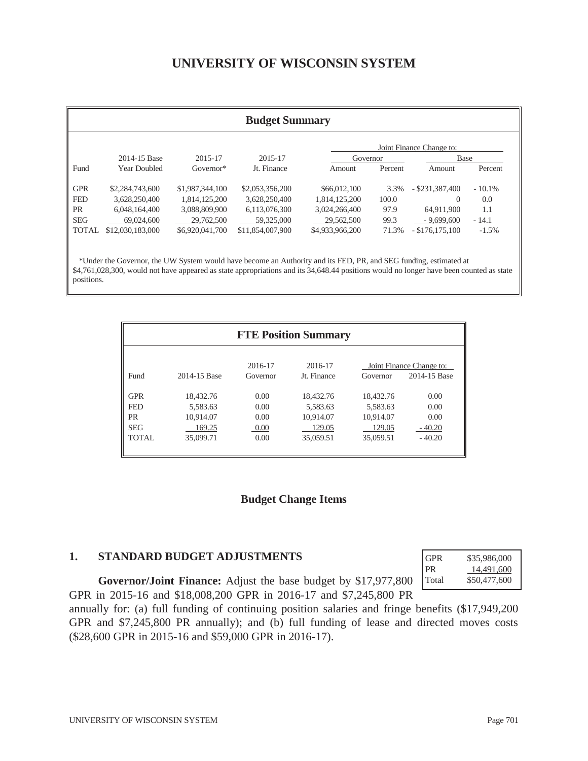# UNIVERSITY OF WISCONSIN SYSTEM

## Budget Summary

| | | | | Joint Finance Change to: | | | |
|---|---|---|---|---|---|---|---|
| | | | | Governor | | Base | |
| Fund | 2014-15 Base Year Doubled | 2015-17 Governor* | 2015-17 Jt. Finance | Amount | Percent | Amount | Percent |
| GPR | $2,284,743,600 | $1,987,344,100 | $2,053,356,200 | $66,012,100 | 3.3% | - $231,387,400 | - 10.1% |
| FED | 3,628,250,400 | 1,814,125,200 | 3,628,250,400 | 1,814,125,200 | 100.0 | 0 | 0.0 |
| PR | 6,048,164,400 | 3,088,809,900 | 6,113,076,300 | 3,024,266,400 | 97.9 | 64,911,900 | 1.1 |
| SEG | 69,024,600 | 29,762,500 | 59,325,000 | 29,562,500 | 99.3 | - 9,699,600 | - 14.1 |
| TOTAL | $12,030,183,000 | $6,920,041,700 | $11,854,007,900 | $4,933,966,200 | 71.3% | - $176,175,100 | -1.5% |

*Under the Governor, the UW System would have become an Authority and its FED, PR, and SEG funding, estimated at $4,761,028,300, would not have appeared as state appropriations and its 34,648.44 positions would no longer have been counted as state positions.

## FTE Position Summary

| | | | | Joint Finance Change to: | |
|---|---|---|---|---|---|
| Fund | 2014-15 Base | 2016-17 Governor | 2016-17 Jt. Finance | Governor | 2014-15 Base |
| GPR | 18,432.76 | 0.00 | 18,432.76 | 18,432.76 | 0.00 |
| FED | 5,583.63 | 0.00 | 5,583.63 | 5,583.63 | 0.00 |
| PR | 10,914.07 | 0.00 | 10,914.07 | 10,914.07 | 0.00 |
| SEG | 169.25 | 0.00 | 129.05 | 129.05 | - 40.20 |
| TOTAL | 35,099.71 | 0.00 | 35,059.51 | 35,059.51 | - 40.20 |

## Budget Change Items

### 1. STANDARD BUDGET ADJUSTMENTS

| | |
|---|---|
| GPR | $35,986,000 |
| PR | 14,491,600 |
| Total | $50,477,600 |

**Governor/Joint Finance:** Adjust the base budget by $17,977,800 GPR in 2015-16 and $18,008,200 GPR in 2016-17 and $7,245,800 PR annually for: (a) full funding of continuing position salaries and fringe benefits ($17,949,200 GPR and $7,245,800 PR annually); and (b) full funding of lease and directed moves costs ($28,600 GPR in 2015-16 and $59,000 GPR in 2016-17).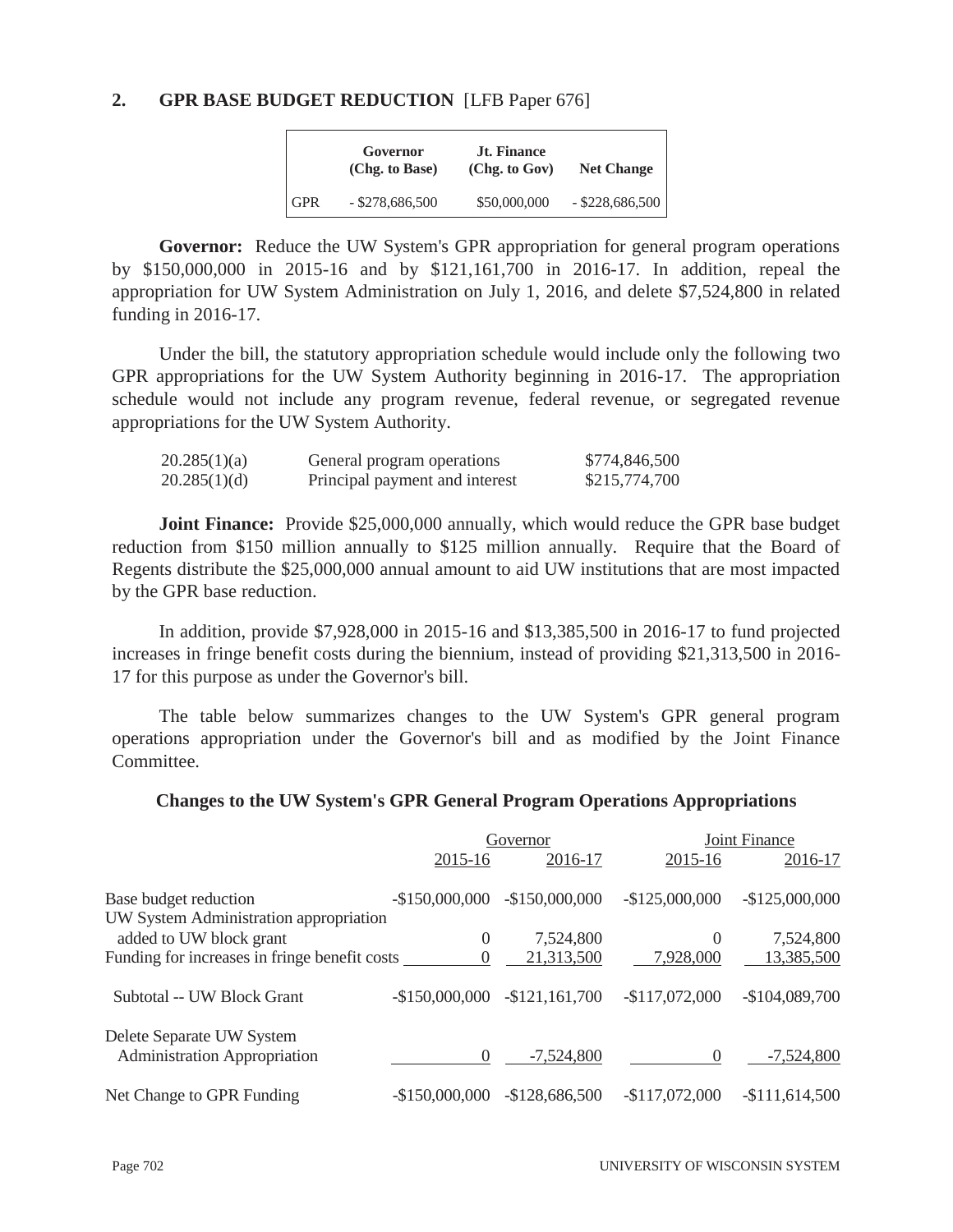## 2. GPR BASE BUDGET REDUCTION [LFB Paper 676]

| | Governor (Chg. to Base) | Jt. Finance (Chg. to Gov) | Net Change |
|---|---|---|---|
| GPR | - $278,686,500 | $50,000,000 | - $228,686,500 |

**Governor:** Reduce the UW System's GPR appropriation for general program operations by $150,000,000 in 2015-16 and by $121,161,700 in 2016-17. In addition, repeal the appropriation for UW System Administration on July 1, 2016, and delete $7,524,800 in related funding in 2016-17.

Under the bill, the statutory appropriation schedule would include only the following two GPR appropriations for the UW System Authority beginning in 2016-17. The appropriation schedule would not include any program revenue, federal revenue, or segregated revenue appropriations for the UW System Authority.

| | | |
|---|---|---|
| 20.285(1)(a) | General program operations | $774,846,500 |
| 20.285(1)(d) | Principal payment and interest | $215,774,700 |

**Joint Finance:** Provide $25,000,000 annually, which would reduce the GPR base budget reduction from $150 million annually to $125 million annually. Require that the Board of Regents distribute the $25,000,000 annual amount to aid UW institutions that are most impacted by the GPR base reduction.

In addition, provide $7,928,000 in 2015-16 and $13,385,500 in 2016-17 to fund projected increases in fringe benefit costs during the biennium, instead of providing $21,313,500 in 2016-17 for this purpose as under the Governor's bill.

The table below summarizes changes to the UW System's GPR general program operations appropriation under the Governor's bill and as modified by the Joint Finance Committee.

**Changes to the UW System's GPR General Program Operations Appropriations**

| | Governor | | Joint Finance | |
|---|---|---|---|---|
| | 2015-16 | 2016-17 | 2015-16 | 2016-17 |
| Base budget reduction | -$150,000,000 | -$150,000,000 | -$125,000,000 | -$125,000,000 |
| UW System Administration appropriation added to UW block grant | 0 | 7,524,800 | 0 | 7,524,800 |
| Funding for increases in fringe benefit costs | 0 | 21,313,500 | 7,928,000 | 13,385,500 |
| Subtotal -- UW Block Grant | -$150,000,000 | -$121,161,700 | -$117,072,000 | -$104,089,700 |
| Delete Separate UW System Administration Appropriation | 0 | -7,524,800 | 0 | -7,524,800 |
| Net Change to GPR Funding | -$150,000,000 | -$128,686,500 | -$117,072,000 | -$111,614,500 |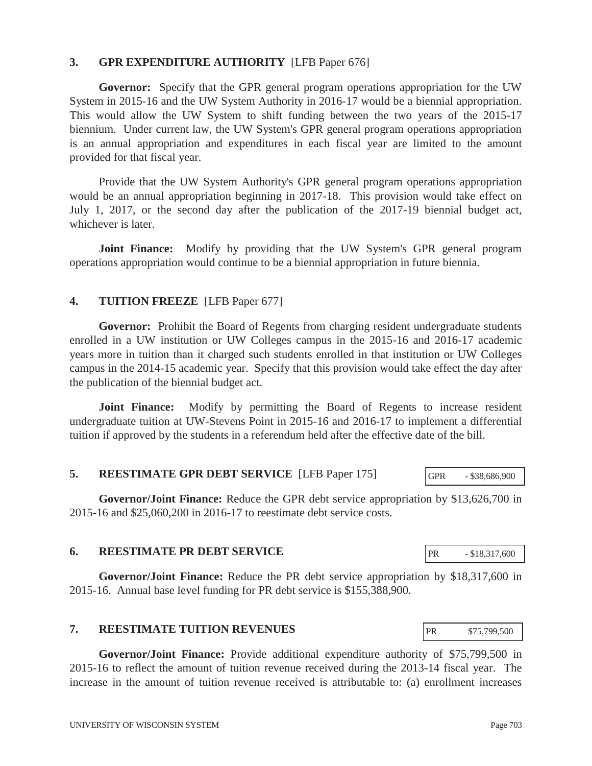### 3. GPR EXPENDITURE AUTHORITY [LFB Paper 676]

**Governor:** Specify that the GPR general program operations appropriation for the UW System in 2015-16 and the UW System Authority in 2016-17 would be a biennial appropriation. This would allow the UW System to shift funding between the two years of the 2015-17 biennium. Under current law, the UW System's GPR general program operations appropriation is an annual appropriation and expenditures in each fiscal year are limited to the amount provided for that fiscal year.

Provide that the UW System Authority's GPR general program operations appropriation would be an annual appropriation beginning in 2017-18. This provision would take effect on July 1, 2017, or the second day after the publication of the 2017-19 biennial budget act, whichever is later.

**Joint Finance:** Modify by providing that the UW System's GPR general program operations appropriation would continue to be a biennial appropriation in future biennia.

### 4. TUITION FREEZE [LFB Paper 677]

**Governor:** Prohibit the Board of Regents from charging resident undergraduate students enrolled in a UW institution or UW Colleges campus in the 2015-16 and 2016-17 academic years more in tuition than it charged such students enrolled in that institution or UW Colleges campus in the 2014-15 academic year. Specify that this provision would take effect the day after the publication of the biennial budget act.

**Joint Finance:** Modify by permitting the Board of Regents to increase resident undergraduate tuition at UW-Stevens Point in 2015-16 and 2016-17 to implement a differential tuition if approved by the students in a referendum held after the effective date of the bill.

### 5. REESTIMATE GPR DEBT SERVICE [LFB Paper 175]

| GPR | - $38,686,900 |
|---|---|

**Governor/Joint Finance:** Reduce the GPR debt service appropriation by $13,626,700 in 2015-16 and $25,060,200 in 2016-17 to reestimate debt service costs.

### 6. REESTIMATE PR DEBT SERVICE

| PR | - $18,317,600 |
|---|---|

**Governor/Joint Finance:** Reduce the PR debt service appropriation by $18,317,600 in 2015-16. Annual base level funding for PR debt service is $155,388,900.

### 7. REESTIMATE TUITION REVENUES

| PR | $75,799,500 |
|---|---|

**Governor/Joint Finance:** Provide additional expenditure authority of $75,799,500 in 2015-16 to reflect the amount of tuition revenue received during the 2013-14 fiscal year. The increase in the amount of tuition revenue received is attributable to: (a) enrollment increases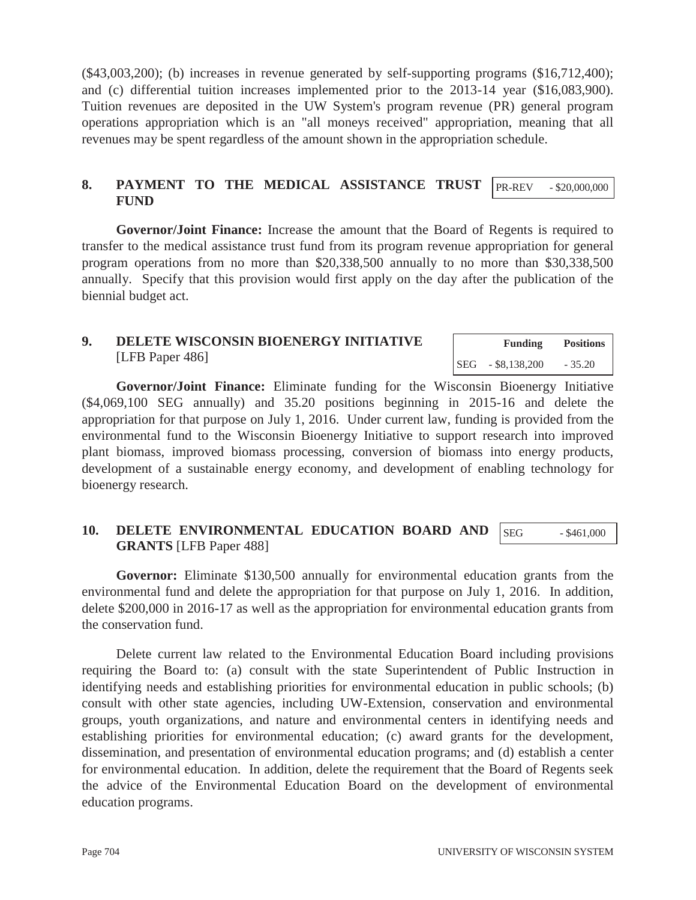($43,003,200); (b) increases in revenue generated by self-supporting programs ($16,712,400); and (c) differential tuition increases implemented prior to the 2013-14 year ($16,083,900). Tuition revenues are deposited in the UW System's program revenue (PR) general program operations appropriation which is an "all moneys received" appropriation, meaning that all revenues may be spent regardless of the amount shown in the appropriation schedule.

## 8. PAYMENT TO THE MEDICAL ASSISTANCE TRUST FUND

| PR-REV | - $20,000,000 |
|---|---|

**Governor/Joint Finance:** Increase the amount that the Board of Regents is required to transfer to the medical assistance trust fund from its program revenue appropriation for general program operations from no more than $20,338,500 annually to no more than $30,338,500 annually. Specify that this provision would first apply on the day after the publication of the biennial budget act.

## 9. DELETE WISCONSIN BIOENERGY INITIATIVE [LFB Paper 486]

| | Funding | Positions |
|---|---|---|
| SEG | - $8,138,200 | - 35.20 |

**Governor/Joint Finance:** Eliminate funding for the Wisconsin Bioenergy Initiative ($4,069,100 SEG annually) and 35.20 positions beginning in 2015-16 and delete the appropriation for that purpose on July 1, 2016. Under current law, funding is provided from the environmental fund to the Wisconsin Bioenergy Initiative to support research into improved plant biomass, improved biomass processing, conversion of biomass into energy products, development of a sustainable energy economy, and development of enabling technology for bioenergy research.

## 10. DELETE ENVIRONMENTAL EDUCATION BOARD AND GRANTS [LFB Paper 488]

| SEG | - $461,000 |
|---|---|

**Governor:** Eliminate $130,500 annually for environmental education grants from the environmental fund and delete the appropriation for that purpose on July 1, 2016. In addition, delete $200,000 in 2016-17 as well as the appropriation for environmental education grants from the conservation fund.

Delete current law related to the Environmental Education Board including provisions requiring the Board to: (a) consult with the state Superintendent of Public Instruction in identifying needs and establishing priorities for environmental education in public schools; (b) consult with other state agencies, including UW-Extension, conservation and environmental groups, youth organizations, and nature and environmental centers in identifying needs and establishing priorities for environmental education; (c) award grants for the development, dissemination, and presentation of environmental education programs; and (d) establish a center for environmental education. In addition, delete the requirement that the Board of Regents seek the advice of the Environmental Education Board on the development of environmental education programs.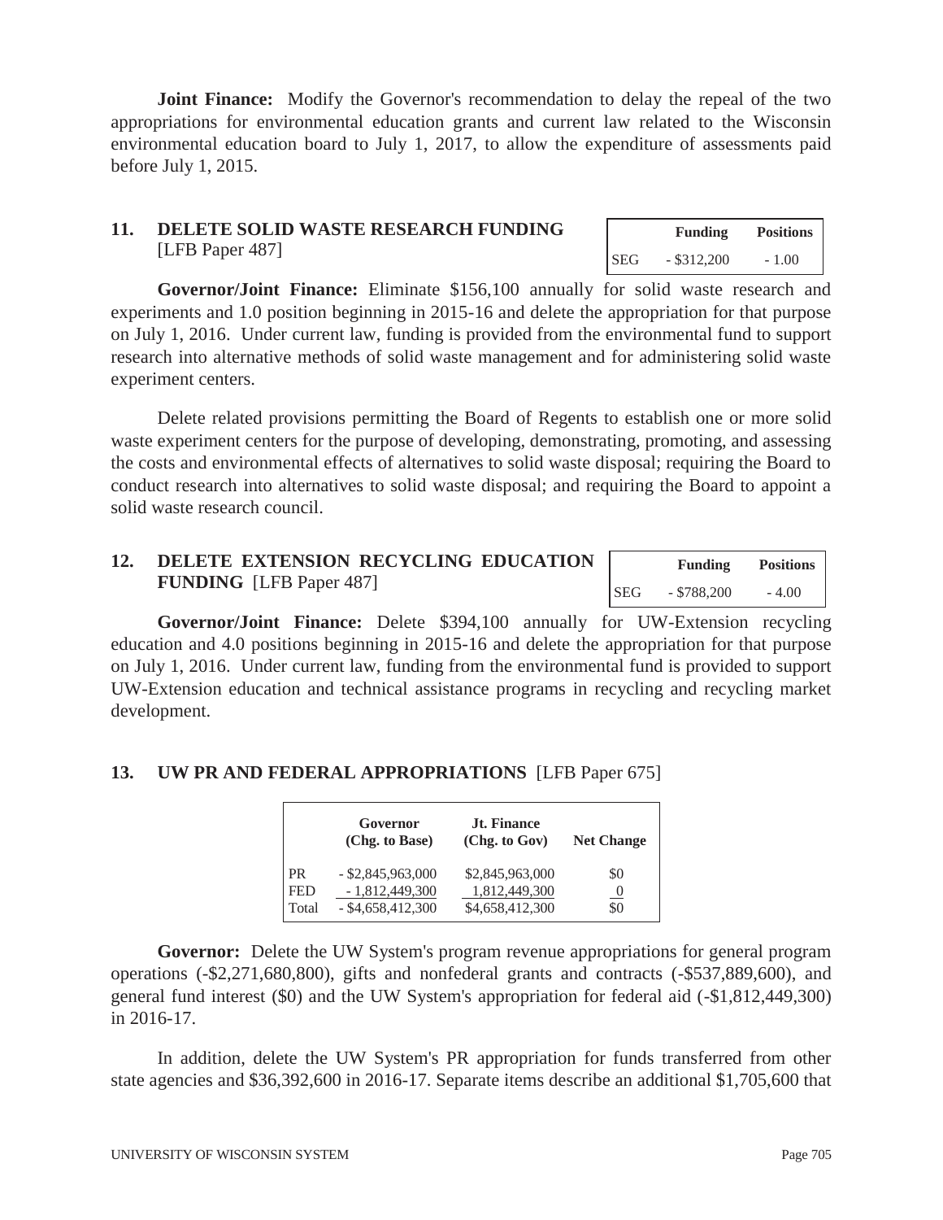**Joint Finance:** Modify the Governor's recommendation to delay the repeal of the two appropriations for environmental education grants and current law related to the Wisconsin environmental education board to July 1, 2017, to allow the expenditure of assessments paid before July 1, 2015.

## 11. DELETE SOLID WASTE RESEARCH FUNDING [LFB Paper 487]

| | Funding | Positions |
|---|---|---|
| SEG | - $312,200 | - 1.00 |

**Governor/Joint Finance:** Eliminate $156,100 annually for solid waste research and experiments and 1.0 position beginning in 2015-16 and delete the appropriation for that purpose on July 1, 2016. Under current law, funding is provided from the environmental fund to support research into alternative methods of solid waste management and for administering solid waste experiment centers.

Delete related provisions permitting the Board of Regents to establish one or more solid waste experiment centers for the purpose of developing, demonstrating, promoting, and assessing the costs and environmental effects of alternatives to solid waste disposal; requiring the Board to conduct research into alternatives to solid waste disposal; and requiring the Board to appoint a solid waste research council.

## 12. DELETE EXTENSION RECYCLING EDUCATION FUNDING [LFB Paper 487]

| | Funding | Positions |
|---|---|---|
| SEG | - $788,200 | - 4.00 |

**Governor/Joint Finance:** Delete $394,100 annually for UW-Extension recycling education and 4.0 positions beginning in 2015-16 and delete the appropriation for that purpose on July 1, 2016. Under current law, funding from the environmental fund is provided to support UW-Extension education and technical assistance programs in recycling and recycling market development.

## 13. UW PR AND FEDERAL APPROPRIATIONS [LFB Paper 675]

| | Governor (Chg. to Base) | Jt. Finance (Chg. to Gov) | Net Change |
|---|---|---|---|
| PR | - $2,845,963,000 | $2,845,963,000 | $0 |
| FED | - 1,812,449,300 | 1,812,449,300 | 0 |
| Total | - $4,658,412,300 | $4,658,412,300 | $0 |

**Governor:** Delete the UW System's program revenue appropriations for general program operations (-$2,271,680,800), gifts and nonfederal grants and contracts (-$537,889,600), and general fund interest ($0) and the UW System's appropriation for federal aid (-$1,812,449,300) in 2016-17.

In addition, delete the UW System's PR appropriation for funds transferred from other state agencies and $36,392,600 in 2016-17. Separate items describe an additional $1,705,600 that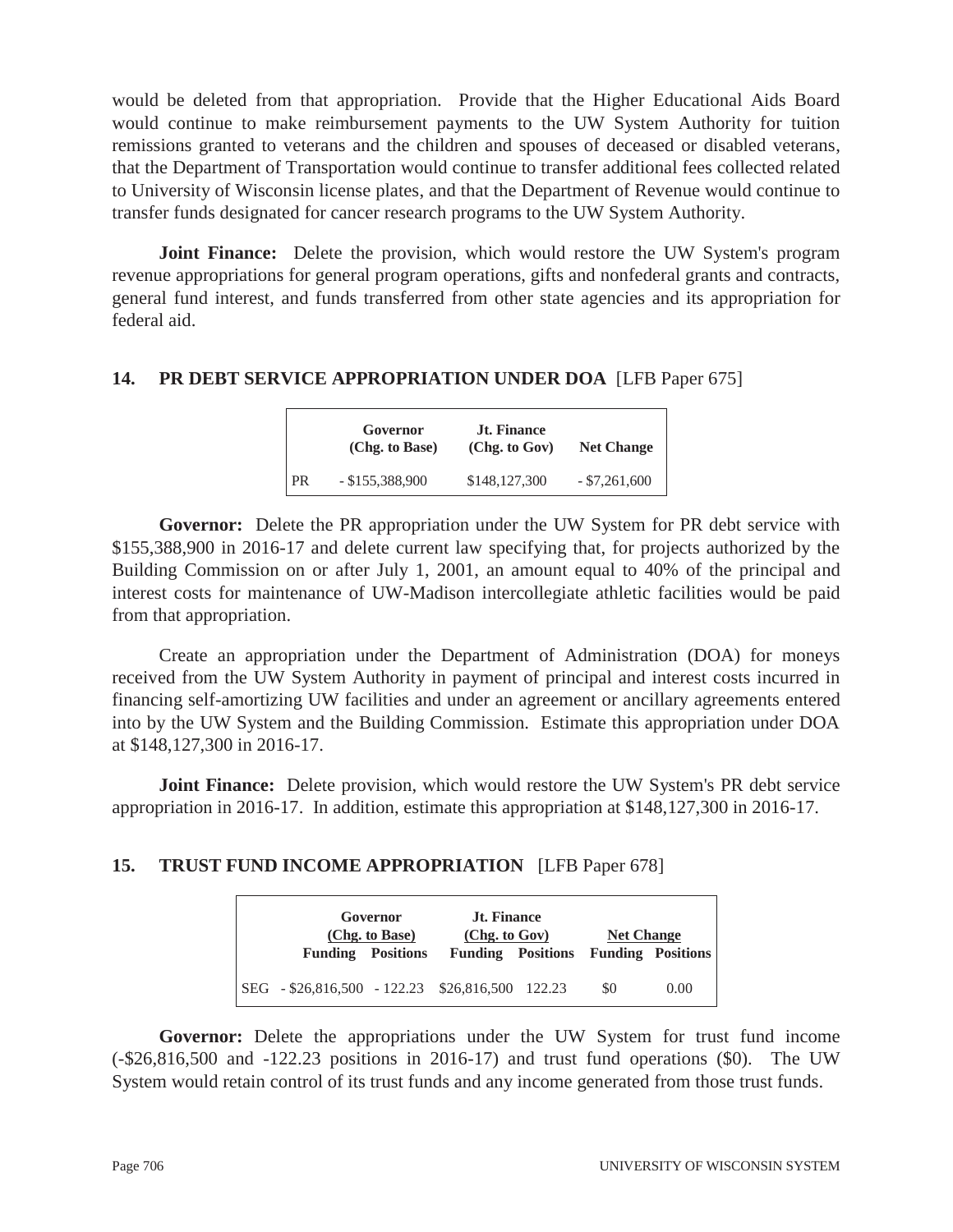would be deleted from that appropriation. Provide that the Higher Educational Aids Board would continue to make reimbursement payments to the UW System Authority for tuition remissions granted to veterans and the children and spouses of deceased or disabled veterans, that the Department of Transportation would continue to transfer additional fees collected related to University of Wisconsin license plates, and that the Department of Revenue would continue to transfer funds designated for cancer research programs to the UW System Authority.

**Joint Finance:** Delete the provision, which would restore the UW System's program revenue appropriations for general program operations, gifts and nonfederal grants and contracts, general fund interest, and funds transferred from other state agencies and its appropriation for federal aid.

## 14. PR DEBT SERVICE APPROPRIATION UNDER DOA [LFB Paper 675]

| | Governor (Chg. to Base) | Jt. Finance (Chg. to Gov) | Net Change |
|---|---|---|---|
| PR | - $155,388,900 | $148,127,300 | - $7,261,600 |

**Governor:** Delete the PR appropriation under the UW System for PR debt service with $155,388,900 in 2016-17 and delete current law specifying that, for projects authorized by the Building Commission on or after July 1, 2001, an amount equal to 40% of the principal and interest costs for maintenance of UW-Madison intercollegiate athletic facilities would be paid from that appropriation.

Create an appropriation under the Department of Administration (DOA) for moneys received from the UW System Authority in payment of principal and interest costs incurred in financing self-amortizing UW facilities and under an agreement or ancillary agreements entered into by the UW System and the Building Commission. Estimate this appropriation under DOA at $148,127,300 in 2016-17.

**Joint Finance:** Delete provision, which would restore the UW System's PR debt service appropriation in 2016-17. In addition, estimate this appropriation at $148,127,300 in 2016-17.

## 15. TRUST FUND INCOME APPROPRIATION [LFB Paper 678]

| | Governor (Chg. to Base) | | Jt. Finance (Chg. to Gov) | | Net Change | |
|---|---|---|---|---|---|---|
| | Funding | Positions | Funding | Positions | Funding | Positions |
| SEG | - $26,816,500 | - 122.23 | $26,816,500 | 122.23 | $0 | 0.00 |

**Governor:** Delete the appropriations under the UW System for trust fund income (-$26,816,500 and -122.23 positions in 2016-17) and trust fund operations ($0). The UW System would retain control of its trust funds and any income generated from those trust funds.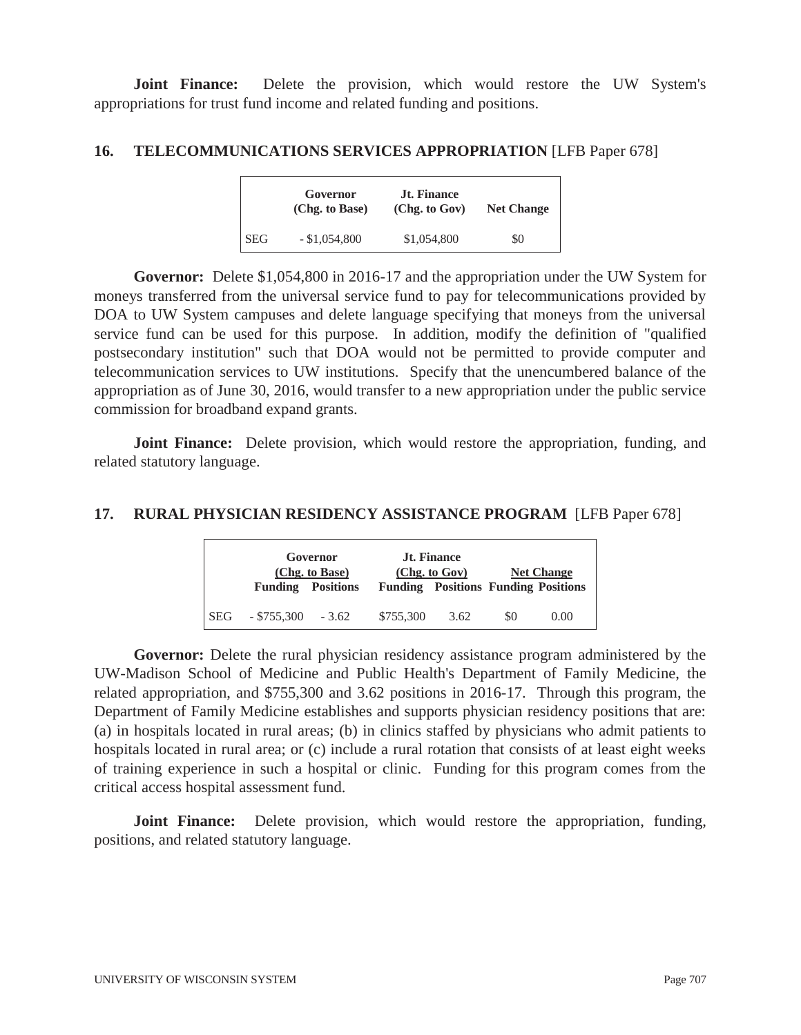**Joint Finance:** Delete the provision, which would restore the UW System's appropriations for trust fund income and related funding and positions.

## 16. TELECOMMUNICATIONS SERVICES APPROPRIATION [LFB Paper 678]

| | Governor (Chg. to Base) | Jt. Finance (Chg. to Gov) | Net Change |
|---|---|---|---|
| SEG | - $1,054,800 | $1,054,800 | $0 |

**Governor:** Delete $1,054,800 in 2016-17 and the appropriation under the UW System for moneys transferred from the universal service fund to pay for telecommunications provided by DOA to UW System campuses and delete language specifying that moneys from the universal service fund can be used for this purpose. In addition, modify the definition of "qualified postsecondary institution" such that DOA would not be permitted to provide computer and telecommunication services to UW institutions. Specify that the unencumbered balance of the appropriation as of June 30, 2016, would transfer to a new appropriation under the public service commission for broadband expand grants.

**Joint Finance:** Delete provision, which would restore the appropriation, funding, and related statutory language.

## 17. RURAL PHYSICIAN RESIDENCY ASSISTANCE PROGRAM [LFB Paper 678]

| | Governor (Chg. to Base) | | Jt. Finance (Chg. to Gov) | | Net Change | |
|---|---|---|---|---|---|---|
| | Funding | Positions | Funding | Positions | Funding | Positions |
| SEG | - $755,300 | - 3.62 | $755,300 | 3.62 | $0 | 0.00 |

**Governor:** Delete the rural physician residency assistance program administered by the UW-Madison School of Medicine and Public Health's Department of Family Medicine, the related appropriation, and $755,300 and 3.62 positions in 2016-17. Through this program, the Department of Family Medicine establishes and supports physician residency positions that are: (a) in hospitals located in rural areas; (b) in clinics staffed by physicians who admit patients to hospitals located in rural area; or (c) include a rural rotation that consists of at least eight weeks of training experience in such a hospital or clinic. Funding for this program comes from the critical access hospital assessment fund.

**Joint Finance:** Delete provision, which would restore the appropriation, funding, positions, and related statutory language.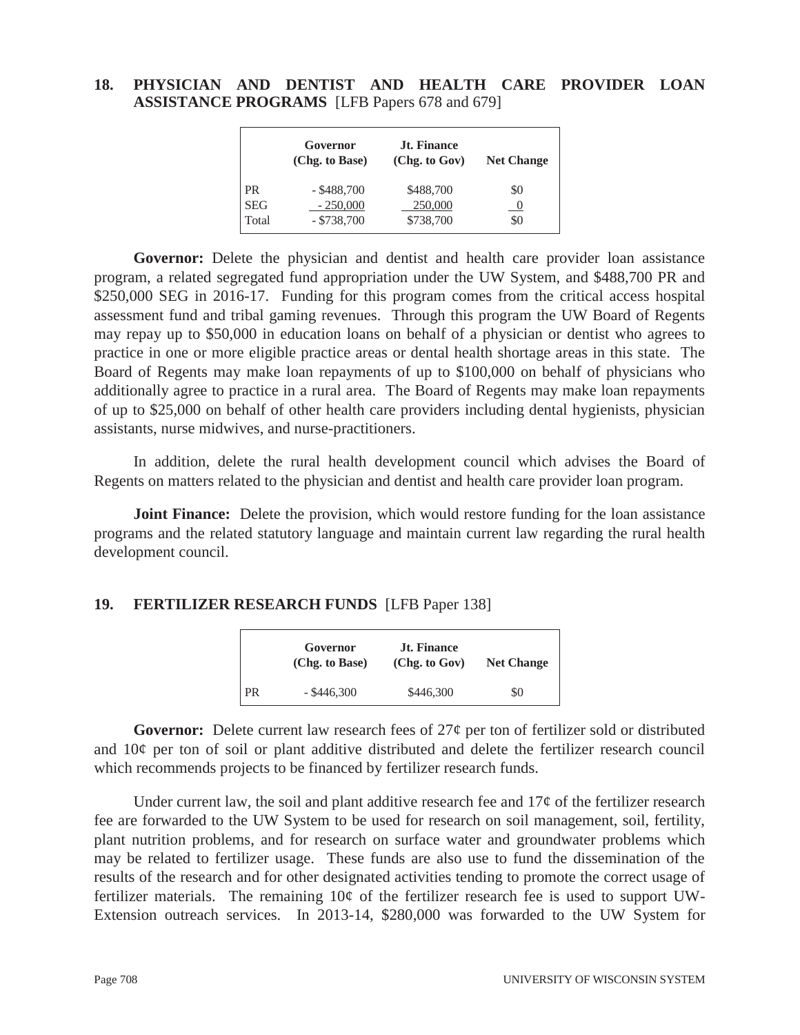## 18. PHYSICIAN AND DENTIST AND HEALTH CARE PROVIDER LOAN ASSISTANCE PROGRAMS [LFB Papers 678 and 679]

| | Governor (Chg. to Base) | Jt. Finance (Chg. to Gov) | Net Change |
|---|---|---|---|
| PR | - $488,700 | $488,700 | $0 |
| SEG | - 250,000 | 250,000 | 0 |
| Total | - $738,700 | $738,700 | $0 |

**Governor:** Delete the physician and dentist and health care provider loan assistance program, a related segregated fund appropriation under the UW System, and $488,700 PR and $250,000 SEG in 2016-17. Funding for this program comes from the critical access hospital assessment fund and tribal gaming revenues. Through this program the UW Board of Regents may repay up to $50,000 in education loans on behalf of a physician or dentist who agrees to practice in one or more eligible practice areas or dental health shortage areas in this state. The Board of Regents may make loan repayments of up to $100,000 on behalf of physicians who additionally agree to practice in a rural area. The Board of Regents may make loan repayments of up to $25,000 on behalf of other health care providers including dental hygienists, physician assistants, nurse midwives, and nurse-practitioners.

In addition, delete the rural health development council which advises the Board of Regents on matters related to the physician and dentist and health care provider loan program.

**Joint Finance:** Delete the provision, which would restore funding for the loan assistance programs and the related statutory language and maintain current law regarding the rural health development council.

## 19. FERTILIZER RESEARCH FUNDS [LFB Paper 138]

| | Governor (Chg. to Base) | Jt. Finance (Chg. to Gov) | Net Change |
|---|---|---|---|
| PR | - $446,300 | $446,300 | $0 |

**Governor:** Delete current law research fees of 27¢ per ton of fertilizer sold or distributed and 10¢ per ton of soil or plant additive distributed and delete the fertilizer research council which recommends projects to be financed by fertilizer research funds.

Under current law, the soil and plant additive research fee and 17¢ of the fertilizer research fee are forwarded to the UW System to be used for research on soil management, soil, fertility, plant nutrition problems, and for research on surface water and groundwater problems which may be related to fertilizer usage. These funds are also use to fund the dissemination of the results of the research and for other designated activities tending to promote the correct usage of fertilizer materials. The remaining 10¢ of the fertilizer research fee is used to support UW-Extension outreach services. In 2013-14, $280,000 was forwarded to the UW System for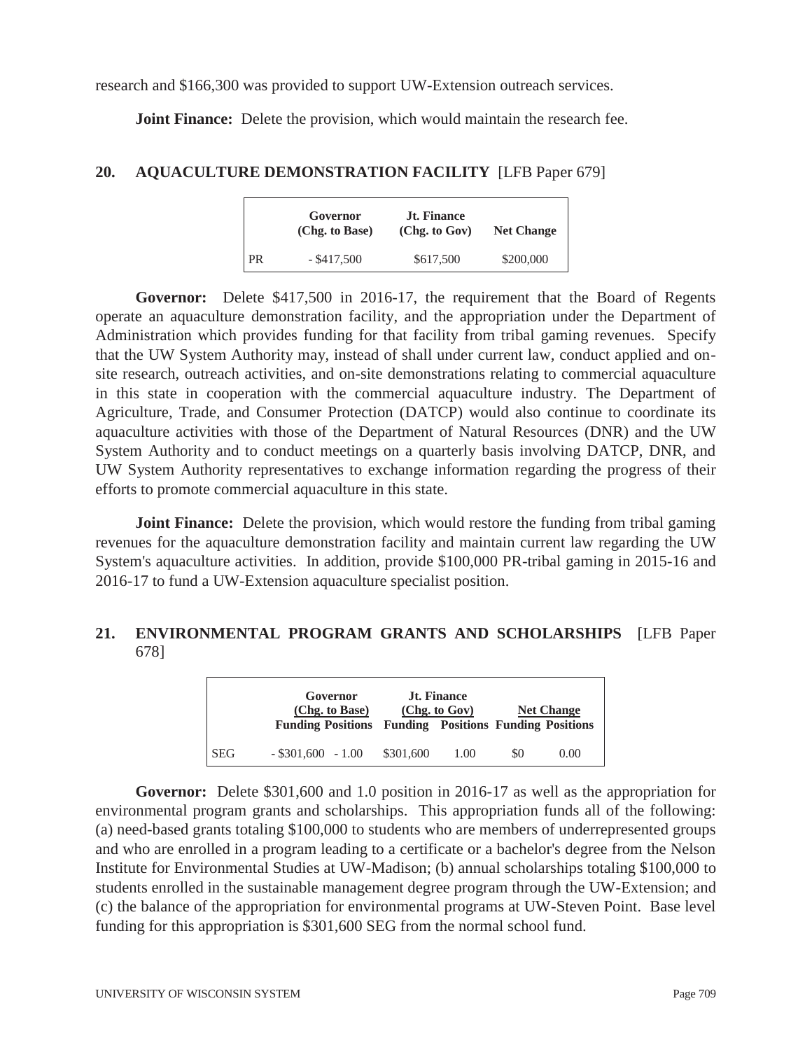research and $166,300 was provided to support UW-Extension outreach services.

**Joint Finance:** Delete the provision, which would maintain the research fee.

## 20. AQUACULTURE DEMONSTRATION FACILITY [LFB Paper 679]

| | Governor (Chg. to Base) | Jt. Finance (Chg. to Gov) | Net Change |
|---|---|---|---|
| PR | - $417,500 | $617,500 | $200,000 |

**Governor:** Delete $417,500 in 2016-17, the requirement that the Board of Regents operate an aquaculture demonstration facility, and the appropriation under the Department of Administration which provides funding for that facility from tribal gaming revenues. Specify that the UW System Authority may, instead of shall under current law, conduct applied and on-site research, outreach activities, and on-site demonstrations relating to commercial aquaculture in this state in cooperation with the commercial aquaculture industry. The Department of Agriculture, Trade, and Consumer Protection (DATCP) would also continue to coordinate its aquaculture activities with those of the Department of Natural Resources (DNR) and the UW System Authority and to conduct meetings on a quarterly basis involving DATCP, DNR, and UW System Authority representatives to exchange information regarding the progress of their efforts to promote commercial aquaculture in this state.

**Joint Finance:** Delete the provision, which would restore the funding from tribal gaming revenues for the aquaculture demonstration facility and maintain current law regarding the UW System's aquaculture activities. In addition, provide $100,000 PR-tribal gaming in 2015-16 and 2016-17 to fund a UW-Extension aquaculture specialist position.

## 21. ENVIRONMENTAL PROGRAM GRANTS AND SCHOLARSHIPS [LFB Paper 678]

| | Governor (Chg. to Base) | | Jt. Finance (Chg. to Gov) | | Net Change | |
|---|---|---|---|---|---|---|
| | Funding | Positions | Funding | Positions | Funding | Positions |
| SEG | - $301,600 | - 1.00 | $301,600 | 1.00 | $0 | 0.00 |

**Governor:** Delete $301,600 and 1.0 position in 2016-17 as well as the appropriation for environmental program grants and scholarships. This appropriation funds all of the following: (a) need-based grants totaling $100,000 to students who are members of underrepresented groups and who are enrolled in a program leading to a certificate or a bachelor's degree from the Nelson Institute for Environmental Studies at UW-Madison; (b) annual scholarships totaling $100,000 to students enrolled in the sustainable management degree program through the UW-Extension; and (c) the balance of the appropriation for environmental programs at UW-Steven Point. Base level funding for this appropriation is $301,600 SEG from the normal school fund.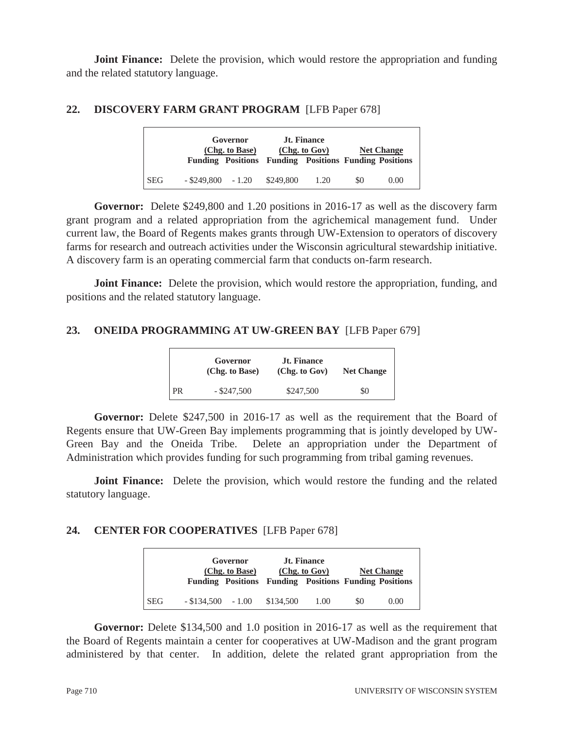**Joint Finance:** Delete the provision, which would restore the appropriation and funding and the related statutory language.

## 22. DISCOVERY FARM GRANT PROGRAM [LFB Paper 678]

| | Governor (Chg. to Base) | | Jt. Finance (Chg. to Gov) | | Net Change | |
|---|---|---|---|---|---|---|
| | Funding | Positions | Funding | Positions | Funding | Positions |
| SEG | - $249,800 | - 1.20 | $249,800 | 1.20 | $0 | 0.00 |

**Governor:** Delete $249,800 and 1.20 positions in 2016-17 as well as the discovery farm grant program and a related appropriation from the agrichemical management fund. Under current law, the Board of Regents makes grants through UW-Extension to operators of discovery farms for research and outreach activities under the Wisconsin agricultural stewardship initiative. A discovery farm is an operating commercial farm that conducts on-farm research.

**Joint Finance:** Delete the provision, which would restore the appropriation, funding, and positions and the related statutory language.

## 23. ONEIDA PROGRAMMING AT UW-GREEN BAY [LFB Paper 679]

| | Governor (Chg. to Base) | Jt. Finance (Chg. to Gov) | Net Change |
|---|---|---|---|
| PR | - $247,500 | $247,500 | $0 |

**Governor:** Delete $247,500 in 2016-17 as well as the requirement that the Board of Regents ensure that UW-Green Bay implements programming that is jointly developed by UW-Green Bay and the Oneida Tribe. Delete an appropriation under the Department of Administration which provides funding for such programming from tribal gaming revenues.

**Joint Finance:** Delete the provision, which would restore the funding and the related statutory language.

## 24. CENTER FOR COOPERATIVES [LFB Paper 678]

| | Governor (Chg. to Base) | | Jt. Finance (Chg. to Gov) | | Net Change | |
|---|---|---|---|---|---|---|
| | Funding | Positions | Funding | Positions | Funding | Positions |
| SEG | - $134,500 | - 1.00 | $134,500 | 1.00 | $0 | 0.00 |

**Governor:** Delete $134,500 and 1.0 position in 2016-17 as well as the requirement that the Board of Regents maintain a center for cooperatives at UW-Madison and the grant program administered by that center. In addition, delete the related grant appropriation from the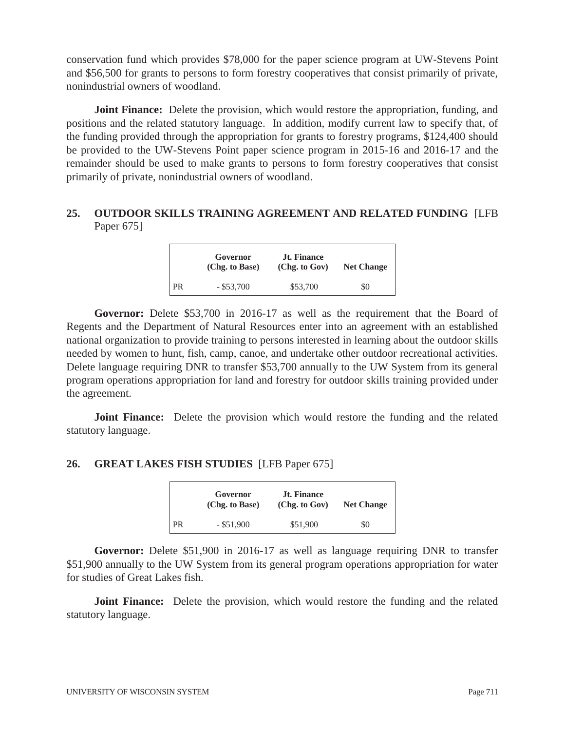conservation fund which provides $78,000 for the paper science program at UW-Stevens Point and $56,500 for grants to persons to form forestry cooperatives that consist primarily of private, nonindustrial owners of woodland.

**Joint Finance:** Delete the provision, which would restore the appropriation, funding, and positions and the related statutory language. In addition, modify current law to specify that, of the funding provided through the appropriation for grants to forestry programs, $124,400 should be provided to the UW-Stevens Point paper science program in 2015-16 and 2016-17 and the remainder should be used to make grants to persons to form forestry cooperatives that consist primarily of private, nonindustrial owners of woodland.

## 25. OUTDOOR SKILLS TRAINING AGREEMENT AND RELATED FUNDING [LFB Paper 675]

| | Governor (Chg. to Base) | Jt. Finance (Chg. to Gov) | Net Change |
|---|---|---|---|
| PR | - $53,700 | $53,700 | $0 |

**Governor:** Delete $53,700 in 2016-17 as well as the requirement that the Board of Regents and the Department of Natural Resources enter into an agreement with an established national organization to provide training to persons interested in learning about the outdoor skills needed by women to hunt, fish, camp, canoe, and undertake other outdoor recreational activities. Delete language requiring DNR to transfer $53,700 annually to the UW System from its general program operations appropriation for land and forestry for outdoor skills training provided under the agreement.

**Joint Finance:** Delete the provision which would restore the funding and the related statutory language.

## 26. GREAT LAKES FISH STUDIES [LFB Paper 675]

| | Governor (Chg. to Base) | Jt. Finance (Chg. to Gov) | Net Change |
|---|---|---|---|
| PR | - $51,900 | $51,900 | $0 |

**Governor:** Delete $51,900 in 2016-17 as well as language requiring DNR to transfer $51,900 annually to the UW System from its general program operations appropriation for water for studies of Great Lakes fish.

**Joint Finance:** Delete the provision, which would restore the funding and the related statutory language.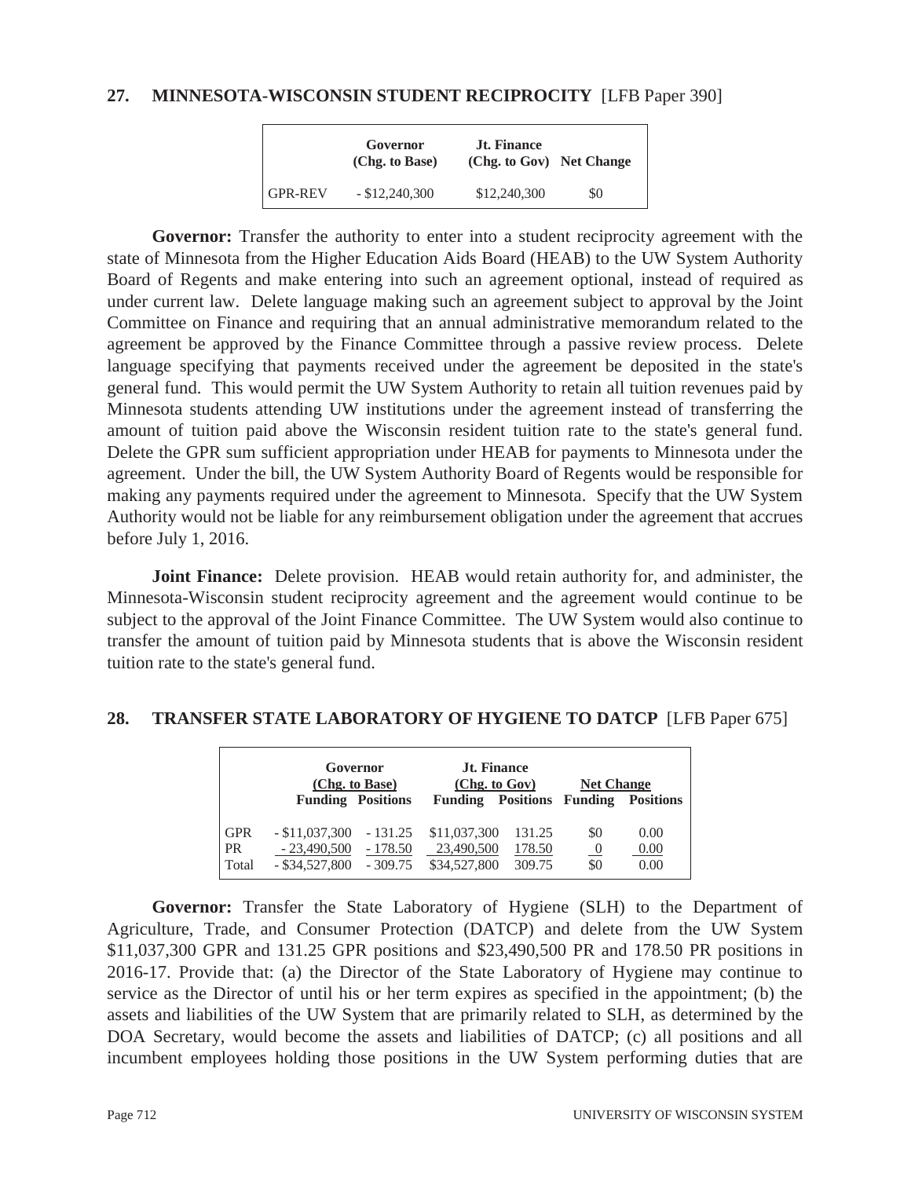## 27. MINNESOTA-WISCONSIN STUDENT RECIPROCITY [LFB Paper 390]

| | Governor (Chg. to Base) | Jt. Finance (Chg. to Gov) | Net Change |
|---|---|---|---|
| GPR-REV | - $12,240,300 | $12,240,300 | $0 |

**Governor:** Transfer the authority to enter into a student reciprocity agreement with the state of Minnesota from the Higher Education Aids Board (HEAB) to the UW System Authority Board of Regents and make entering into such an agreement optional, instead of required as under current law. Delete language making such an agreement subject to approval by the Joint Committee on Finance and requiring that an annual administrative memorandum related to the agreement be approved by the Finance Committee through a passive review process. Delete language specifying that payments received under the agreement be deposited in the state's general fund. This would permit the UW System Authority to retain all tuition revenues paid by Minnesota students attending UW institutions under the agreement instead of transferring the amount of tuition paid above the Wisconsin resident tuition rate to the state's general fund. Delete the GPR sum sufficient appropriation under HEAB for payments to Minnesota under the agreement. Under the bill, the UW System Authority Board of Regents would be responsible for making any payments required under the agreement to Minnesota. Specify that the UW System Authority would not be liable for any reimbursement obligation under the agreement that accrues before July 1, 2016.

**Joint Finance:** Delete provision. HEAB would retain authority for, and administer, the Minnesota-Wisconsin student reciprocity agreement and the agreement would continue to be subject to the approval of the Joint Finance Committee. The UW System would also continue to transfer the amount of tuition paid by Minnesota students that is above the Wisconsin resident tuition rate to the state's general fund.

## 28. TRANSFER STATE LABORATORY OF HYGIENE TO DATCP [LFB Paper 675]

| | Governor (Chg. to Base) | | Jt. Finance (Chg. to Gov) | | Net Change | |
|---|---|---|---|---|---|---|
| | Funding | Positions | Funding | Positions | Funding | Positions |
| GPR | - $11,037,300 | - 131.25 | $11,037,300 | 131.25 | $0 | 0.00 |
| PR | - 23,490,500 | - 178.50 | 23,490,500 | 178.50 | 0 | 0.00 |
| Total | - $34,527,800 | - 309.75 | $34,527,800 | 309.75 | $0 | 0.00 |

**Governor:** Transfer the State Laboratory of Hygiene (SLH) to the Department of Agriculture, Trade, and Consumer Protection (DATCP) and delete from the UW System $11,037,300 GPR and 131.25 GPR positions and $23,490,500 PR and 178.50 PR positions in 2016-17. Provide that: (a) the Director of the State Laboratory of Hygiene may continue to service as the Director of until his or her term expires as specified in the appointment; (b) the assets and liabilities of the UW System that are primarily related to SLH, as determined by the DOA Secretary, would become the assets and liabilities of DATCP; (c) all positions and all incumbent employees holding those positions in the UW System performing duties that are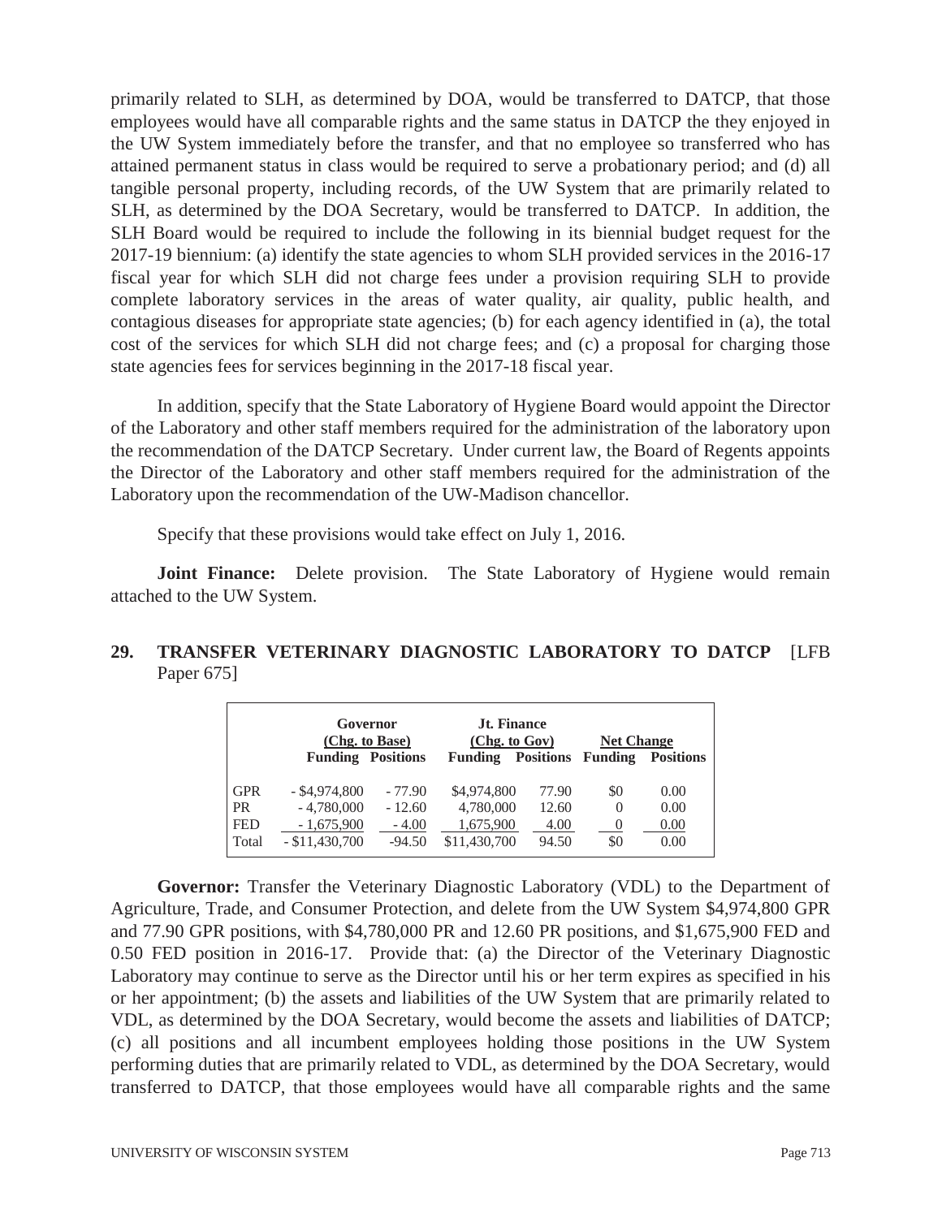primarily related to SLH, as determined by DOA, would be transferred to DATCP, that those employees would have all comparable rights and the same status in DATCP the they enjoyed in the UW System immediately before the transfer, and that no employee so transferred who has attained permanent status in class would be required to serve a probationary period; and (d) all tangible personal property, including records, of the UW System that are primarily related to SLH, as determined by the DOA Secretary, would be transferred to DATCP. In addition, the SLH Board would be required to include the following in its biennial budget request for the 2017-19 biennium: (a) identify the state agencies to whom SLH provided services in the 2016-17 fiscal year for which SLH did not charge fees under a provision requiring SLH to provide complete laboratory services in the areas of water quality, air quality, public health, and contagious diseases for appropriate state agencies; (b) for each agency identified in (a), the total cost of the services for which SLH did not charge fees; and (c) a proposal for charging those state agencies fees for services beginning in the 2017-18 fiscal year.

In addition, specify that the State Laboratory of Hygiene Board would appoint the Director of the Laboratory and other staff members required for the administration of the laboratory upon the recommendation of the DATCP Secretary. Under current law, the Board of Regents appoints the Director of the Laboratory and other staff members required for the administration of the Laboratory upon the recommendation of the UW-Madison chancellor.

Specify that these provisions would take effect on July 1, 2016.

**Joint Finance:** Delete provision. The State Laboratory of Hygiene would remain attached to the UW System.

## 29. TRANSFER VETERINARY DIAGNOSTIC LABORATORY TO DATCP [LFB Paper 675]

| | Governor (Chg. to Base) | | Jt. Finance (Chg. to Gov) | | Net Change | |
|---|---|---|---|---|---|---|
| | Funding | Positions | Funding | Positions | Funding | Positions |
| GPR | - $4,974,800 | - 77.90 | $4,974,800 | 77.90 | $0 | 0.00 |
| PR | - 4,780,000 | - 12.60 | 4,780,000 | 12.60 | 0 | 0.00 |
| FED | - 1,675,900 | - 4.00 | 1,675,900 | 4.00 | 0 | 0.00 |
| Total | - $11,430,700 | -94.50 | $11,430,700 | 94.50 | $0 | 0.00 |

**Governor:** Transfer the Veterinary Diagnostic Laboratory (VDL) to the Department of Agriculture, Trade, and Consumer Protection, and delete from the UW System $4,974,800 GPR and 77.90 GPR positions, with $4,780,000 PR and 12.60 PR positions, and $1,675,900 FED and 0.50 FED position in 2016-17. Provide that: (a) the Director of the Veterinary Diagnostic Laboratory may continue to serve as the Director until his or her term expires as specified in his or her appointment; (b) the assets and liabilities of the UW System that are primarily related to VDL, as determined by the DOA Secretary, would become the assets and liabilities of DATCP; (c) all positions and all incumbent employees holding those positions in the UW System performing duties that are primarily related to VDL, as determined by the DOA Secretary, would transferred to DATCP, that those employees would have all comparable rights and the same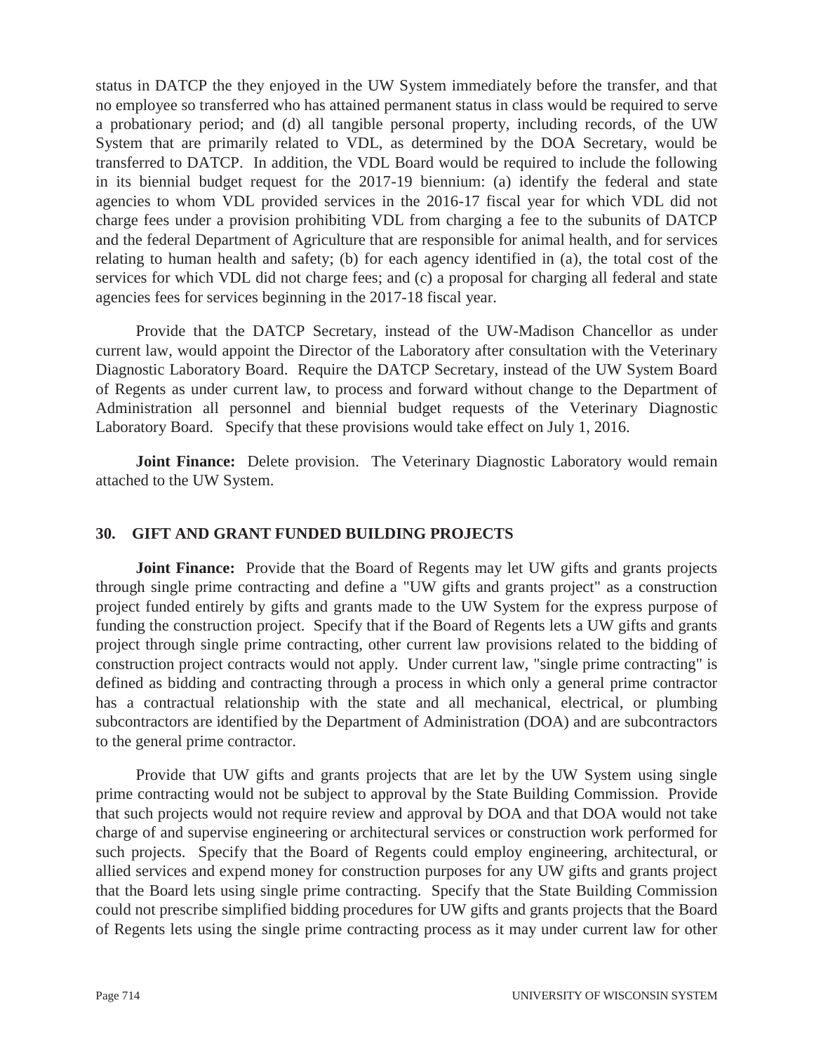status in DATCP the they enjoyed in the UW System immediately before the transfer, and that no employee so transferred who has attained permanent status in class would be required to serve a probationary period; and (d) all tangible personal property, including records, of the UW System that are primarily related to VDL, as determined by the DOA Secretary, would be transferred to DATCP. In addition, the VDL Board would be required to include the following in its biennial budget request for the 2017-19 biennium: (a) identify the federal and state agencies to whom VDL provided services in the 2016-17 fiscal year for which VDL did not charge fees under a provision prohibiting VDL from charging a fee to the subunits of DATCP and the federal Department of Agriculture that are responsible for animal health, and for services relating to human health and safety; (b) for each agency identified in (a), the total cost of the services for which VDL did not charge fees; and (c) a proposal for charging all federal and state agencies fees for services beginning in the 2017-18 fiscal year.

Provide that the DATCP Secretary, instead of the UW-Madison Chancellor as under current law, would appoint the Director of the Laboratory after consultation with the Veterinary Diagnostic Laboratory Board. Require the DATCP Secretary, instead of the UW System Board of Regents as under current law, to process and forward without change to the Department of Administration all personnel and biennial budget requests of the Veterinary Diagnostic Laboratory Board. Specify that these provisions would take effect on July 1, 2016.

**Joint Finance:** Delete provision. The Veterinary Diagnostic Laboratory would remain attached to the UW System.

## 30. GIFT AND GRANT FUNDED BUILDING PROJECTS

**Joint Finance:** Provide that the Board of Regents may let UW gifts and grants projects through single prime contracting and define a "UW gifts and grants project" as a construction project funded entirely by gifts and grants made to the UW System for the express purpose of funding the construction project. Specify that if the Board of Regents lets a UW gifts and grants project through single prime contracting, other current law provisions related to the bidding of construction project contracts would not apply. Under current law, "single prime contracting" is defined as bidding and contracting through a process in which only a general prime contractor has a contractual relationship with the state and all mechanical, electrical, or plumbing subcontractors are identified by the Department of Administration (DOA) and are subcontractors to the general prime contractor.

Provide that UW gifts and grants projects that are let by the UW System using single prime contracting would not be subject to approval by the State Building Commission. Provide that such projects would not require review and approval by DOA and that DOA would not take charge of and supervise engineering or architectural services or construction work performed for such projects. Specify that the Board of Regents could employ engineering, architectural, or allied services and expend money for construction purposes for any UW gifts and grants project that the Board lets using single prime contracting. Specify that the State Building Commission could not prescribe simplified bidding procedures for UW gifts and grants projects that the Board of Regents lets using the single prime contracting process as it may under current law for other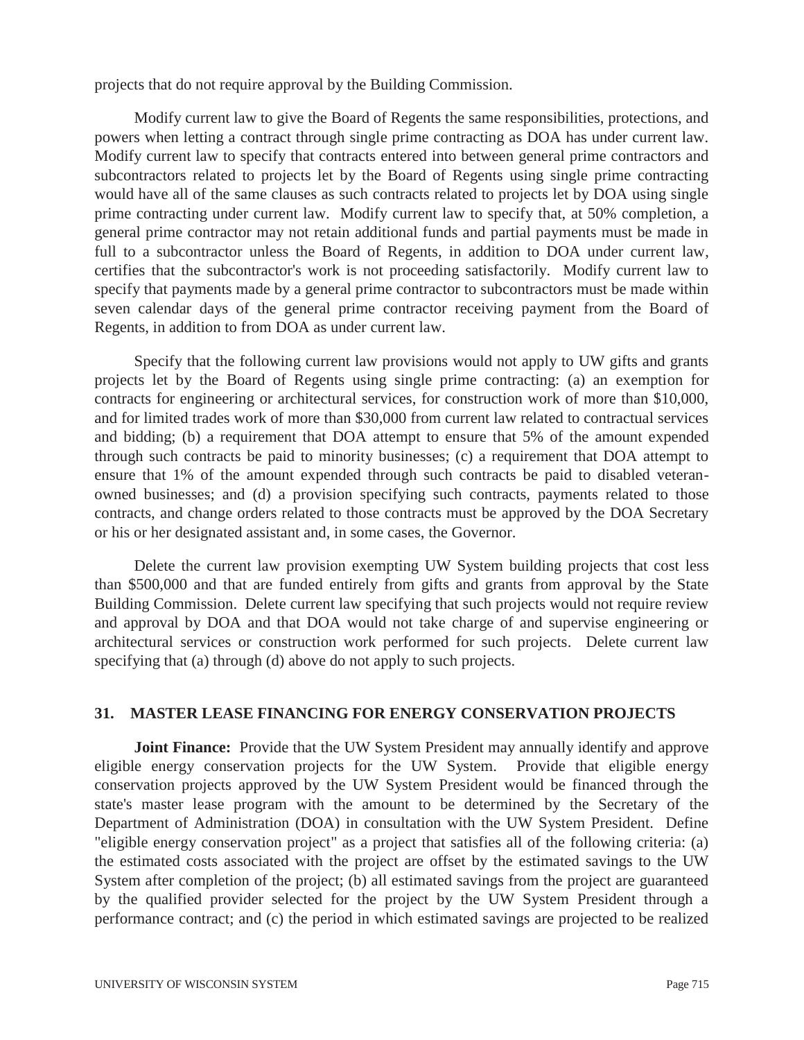projects that do not require approval by the Building Commission.

Modify current law to give the Board of Regents the same responsibilities, protections, and powers when letting a contract through single prime contracting as DOA has under current law. Modify current law to specify that contracts entered into between general prime contractors and subcontractors related to projects let by the Board of Regents using single prime contracting would have all of the same clauses as such contracts related to projects let by DOA using single prime contracting under current law. Modify current law to specify that, at 50% completion, a general prime contractor may not retain additional funds and partial payments must be made in full to a subcontractor unless the Board of Regents, in addition to DOA under current law, certifies that the subcontractor's work is not proceeding satisfactorily. Modify current law to specify that payments made by a general prime contractor to subcontractors must be made within seven calendar days of the general prime contractor receiving payment from the Board of Regents, in addition to from DOA as under current law.

Specify that the following current law provisions would not apply to UW gifts and grants projects let by the Board of Regents using single prime contracting: (a) an exemption for contracts for engineering or architectural services, for construction work of more than $10,000, and for limited trades work of more than $30,000 from current law related to contractual services and bidding; (b) a requirement that DOA attempt to ensure that 5% of the amount expended through such contracts be paid to minority businesses; (c) a requirement that DOA attempt to ensure that 1% of the amount expended through such contracts be paid to disabled veteran-owned businesses; and (d) a provision specifying such contracts, payments related to those contracts, and change orders related to those contracts must be approved by the DOA Secretary or his or her designated assistant and, in some cases, the Governor.

Delete the current law provision exempting UW System building projects that cost less than $500,000 and that are funded entirely from gifts and grants from approval by the State Building Commission. Delete current law specifying that such projects would not require review and approval by DOA and that DOA would not take charge of and supervise engineering or architectural services or construction work performed for such projects. Delete current law specifying that (a) through (d) above do not apply to such projects.

## 31. MASTER LEASE FINANCING FOR ENERGY CONSERVATION PROJECTS

**Joint Finance:** Provide that the UW System President may annually identify and approve eligible energy conservation projects for the UW System. Provide that eligible energy conservation projects approved by the UW System President would be financed through the state's master lease program with the amount to be determined by the Secretary of the Department of Administration (DOA) in consultation with the UW System President. Define "eligible energy conservation project" as a project that satisfies all of the following criteria: (a) the estimated costs associated with the project are offset by the estimated savings to the UW System after completion of the project; (b) all estimated savings from the project are guaranteed by the qualified provider selected for the project by the UW System President through a performance contract; and (c) the period in which estimated savings are projected to be realized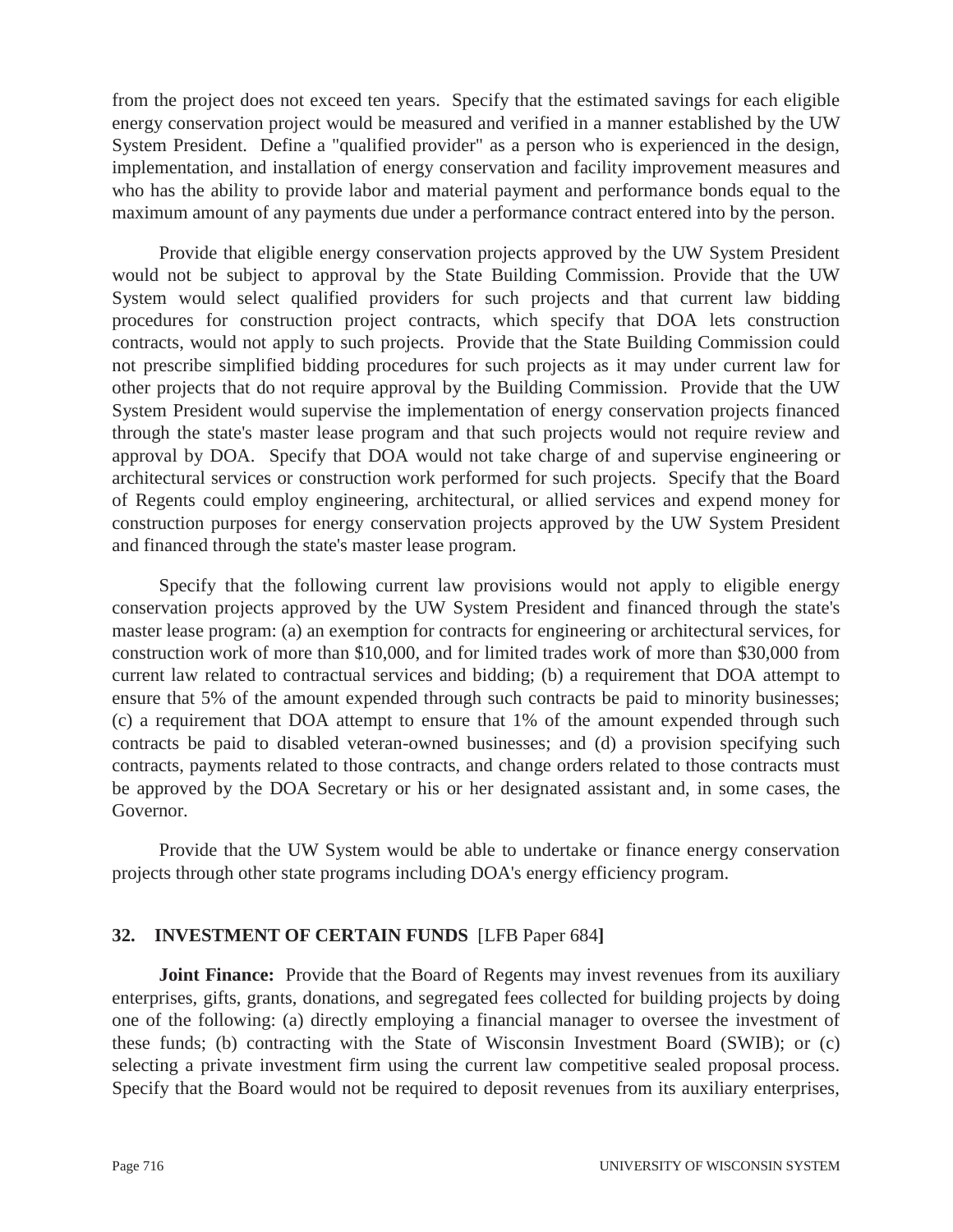from the project does not exceed ten years. Specify that the estimated savings for each eligible energy conservation project would be measured and verified in a manner established by the UW System President. Define a "qualified provider" as a person who is experienced in the design, implementation, and installation of energy conservation and facility improvement measures and who has the ability to provide labor and material payment and performance bonds equal to the maximum amount of any payments due under a performance contract entered into by the person.

Provide that eligible energy conservation projects approved by the UW System President would not be subject to approval by the State Building Commission. Provide that the UW System would select qualified providers for such projects and that current law bidding procedures for construction project contracts, which specify that DOA lets construction contracts, would not apply to such projects. Provide that the State Building Commission could not prescribe simplified bidding procedures for such projects as it may under current law for other projects that do not require approval by the Building Commission. Provide that the UW System President would supervise the implementation of energy conservation projects financed through the state's master lease program and that such projects would not require review and approval by DOA. Specify that DOA would not take charge of and supervise engineering or architectural services or construction work performed for such projects. Specify that the Board of Regents could employ engineering, architectural, or allied services and expend money for construction purposes for energy conservation projects approved by the UW System President and financed through the state's master lease program.

Specify that the following current law provisions would not apply to eligible energy conservation projects approved by the UW System President and financed through the state's master lease program: (a) an exemption for contracts for engineering or architectural services, for construction work of more than $10,000, and for limited trades work of more than $30,000 from current law related to contractual services and bidding; (b) a requirement that DOA attempt to ensure that 5% of the amount expended through such contracts be paid to minority businesses; (c) a requirement that DOA attempt to ensure that 1% of the amount expended through such contracts be paid to disabled veteran-owned businesses; and (d) a provision specifying such contracts, payments related to those contracts, and change orders related to those contracts must be approved by the DOA Secretary or his or her designated assistant and, in some cases, the Governor.

Provide that the UW System would be able to undertake or finance energy conservation projects through other state programs including DOA's energy efficiency program.

## 32. INVESTMENT OF CERTAIN FUNDS [LFB Paper 684]

**Joint Finance:** Provide that the Board of Regents may invest revenues from its auxiliary enterprises, gifts, grants, donations, and segregated fees collected for building projects by doing one of the following: (a) directly employing a financial manager to oversee the investment of these funds; (b) contracting with the State of Wisconsin Investment Board (SWIB); or (c) selecting a private investment firm using the current law competitive sealed proposal process. Specify that the Board would not be required to deposit revenues from its auxiliary enterprises,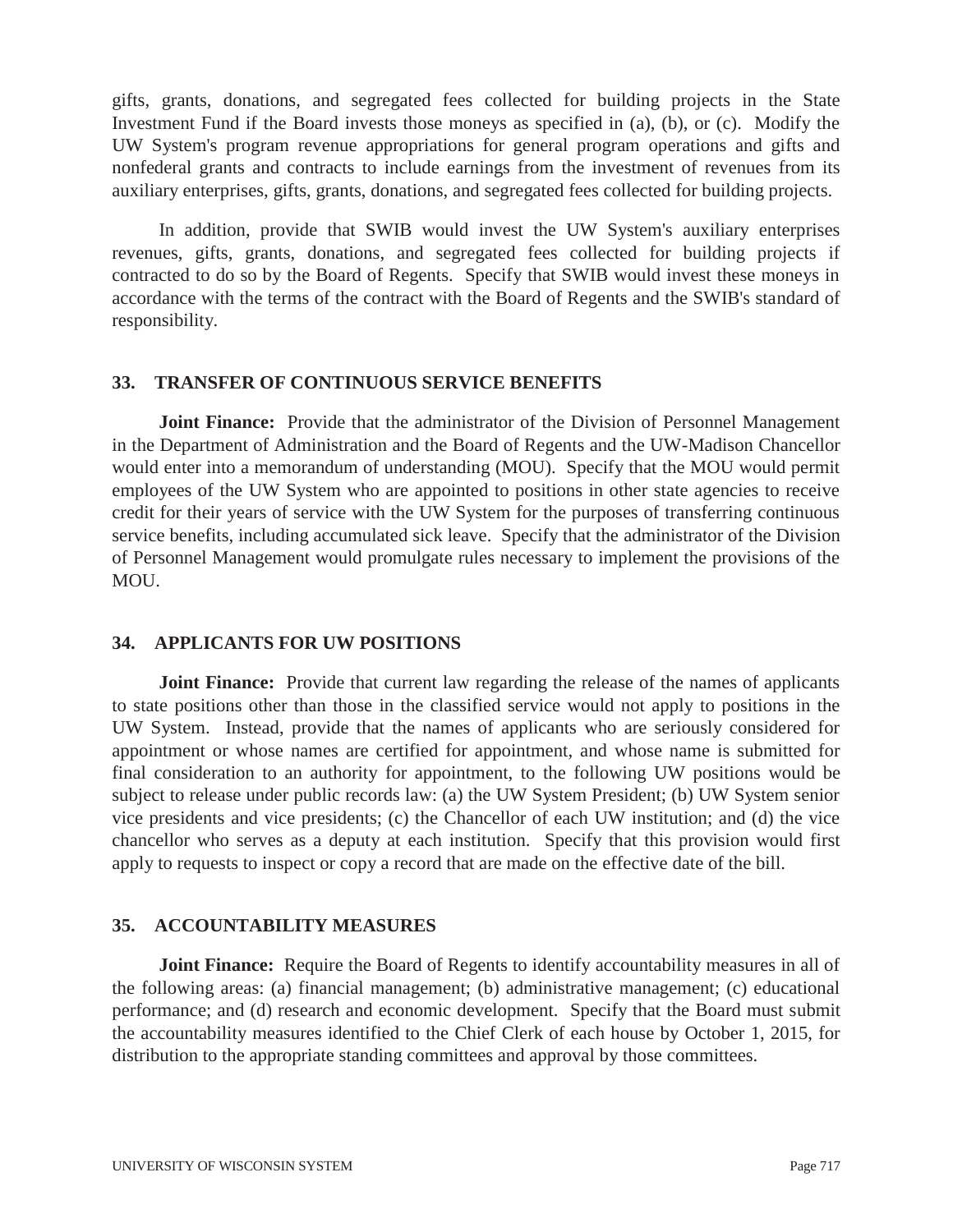gifts, grants, donations, and segregated fees collected for building projects in the State Investment Fund if the Board invests those moneys as specified in (a), (b), or (c). Modify the UW System's program revenue appropriations for general program operations and gifts and nonfederal grants and contracts to include earnings from the investment of revenues from its auxiliary enterprises, gifts, grants, donations, and segregated fees collected for building projects.

In addition, provide that SWIB would invest the UW System's auxiliary enterprises revenues, gifts, grants, donations, and segregated fees collected for building projects if contracted to do so by the Board of Regents. Specify that SWIB would invest these moneys in accordance with the terms of the contract with the Board of Regents and the SWIB's standard of responsibility.

### 33. TRANSFER OF CONTINUOUS SERVICE BENEFITS

**Joint Finance:** Provide that the administrator of the Division of Personnel Management in the Department of Administration and the Board of Regents and the UW-Madison Chancellor would enter into a memorandum of understanding (MOU). Specify that the MOU would permit employees of the UW System who are appointed to positions in other state agencies to receive credit for their years of service with the UW System for the purposes of transferring continuous service benefits, including accumulated sick leave. Specify that the administrator of the Division of Personnel Management would promulgate rules necessary to implement the provisions of the MOU.

### 34. APPLICANTS FOR UW POSITIONS

**Joint Finance:** Provide that current law regarding the release of the names of applicants to state positions other than those in the classified service would not apply to positions in the UW System. Instead, provide that the names of applicants who are seriously considered for appointment or whose names are certified for appointment, and whose name is submitted for final consideration to an authority for appointment, to the following UW positions would be subject to release under public records law: (a) the UW System President; (b) UW System senior vice presidents and vice presidents; (c) the Chancellor of each UW institution; and (d) the vice chancellor who serves as a deputy at each institution. Specify that this provision would first apply to requests to inspect or copy a record that are made on the effective date of the bill.

### 35. ACCOUNTABILITY MEASURES

**Joint Finance:** Require the Board of Regents to identify accountability measures in all of the following areas: (a) financial management; (b) administrative management; (c) educational performance; and (d) research and economic development. Specify that the Board must submit the accountability measures identified to the Chief Clerk of each house by October 1, 2015, for distribution to the appropriate standing committees and approval by those committees.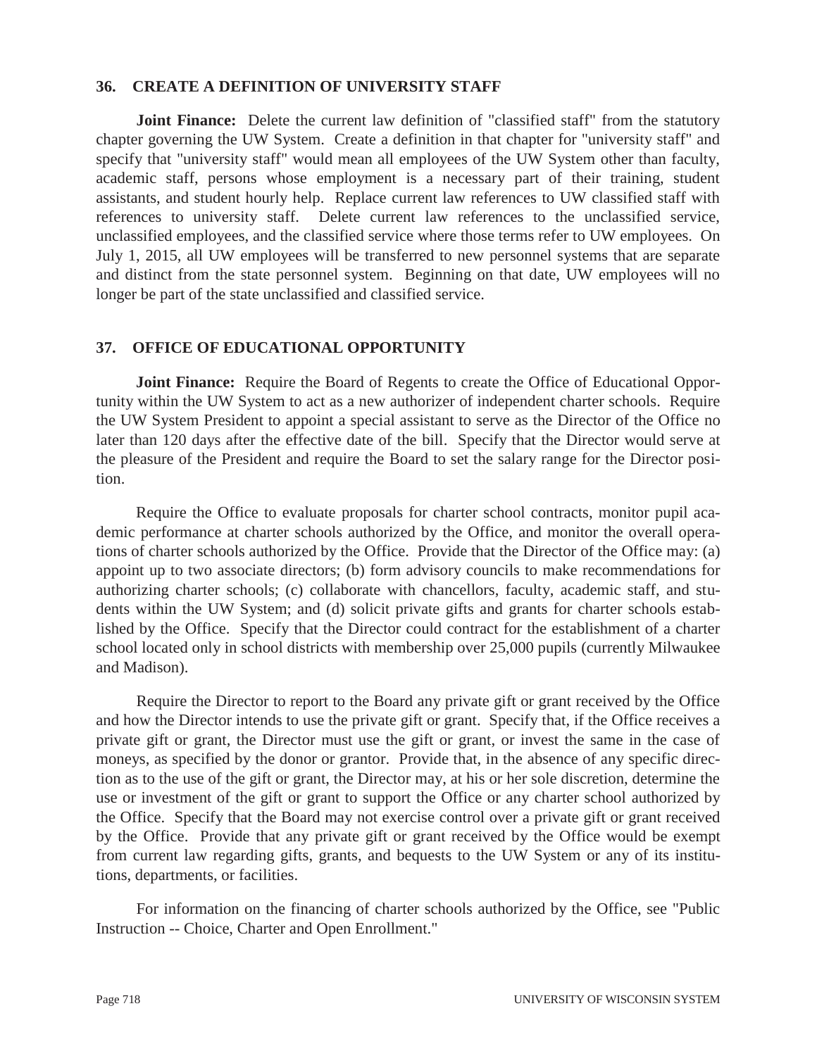## 36. CREATE A DEFINITION OF UNIVERSITY STAFF

**Joint Finance:** Delete the current law definition of "classified staff" from the statutory chapter governing the UW System. Create a definition in that chapter for "university staff" and specify that "university staff" would mean all employees of the UW System other than faculty, academic staff, persons whose employment is a necessary part of their training, student assistants, and student hourly help. Replace current law references to UW classified staff with references to university staff. Delete current law references to the unclassified service, unclassified employees, and the classified service where those terms refer to UW employees. On July 1, 2015, all UW employees will be transferred to new personnel systems that are separate and distinct from the state personnel system. Beginning on that date, UW employees will no longer be part of the state unclassified and classified service.

## 37. OFFICE OF EDUCATIONAL OPPORTUNITY

**Joint Finance:** Require the Board of Regents to create the Office of Educational Opportunity within the UW System to act as a new authorizer of independent charter schools. Require the UW System President to appoint a special assistant to serve as the Director of the Office no later than 120 days after the effective date of the bill. Specify that the Director would serve at the pleasure of the President and require the Board to set the salary range for the Director position.

Require the Office to evaluate proposals for charter school contracts, monitor pupil academic performance at charter schools authorized by the Office, and monitor the overall operations of charter schools authorized by the Office. Provide that the Director of the Office may: (a) appoint up to two associate directors; (b) form advisory councils to make recommendations for authorizing charter schools; (c) collaborate with chancellors, faculty, academic staff, and students within the UW System; and (d) solicit private gifts and grants for charter schools established by the Office. Specify that the Director could contract for the establishment of a charter school located only in school districts with membership over 25,000 pupils (currently Milwaukee and Madison).

Require the Director to report to the Board any private gift or grant received by the Office and how the Director intends to use the private gift or grant. Specify that, if the Office receives a private gift or grant, the Director must use the gift or grant, or invest the same in the case of moneys, as specified by the donor or grantor. Provide that, in the absence of any specific direction as to the use of the gift or grant, the Director may, at his or her sole discretion, determine the use or investment of the gift or grant to support the Office or any charter school authorized by the Office. Specify that the Board may not exercise control over a private gift or grant received by the Office. Provide that any private gift or grant received by the Office would be exempt from current law regarding gifts, grants, and bequests to the UW System or any of its institutions, departments, or facilities.

For information on the financing of charter schools authorized by the Office, see "Public Instruction -- Choice, Charter and Open Enrollment."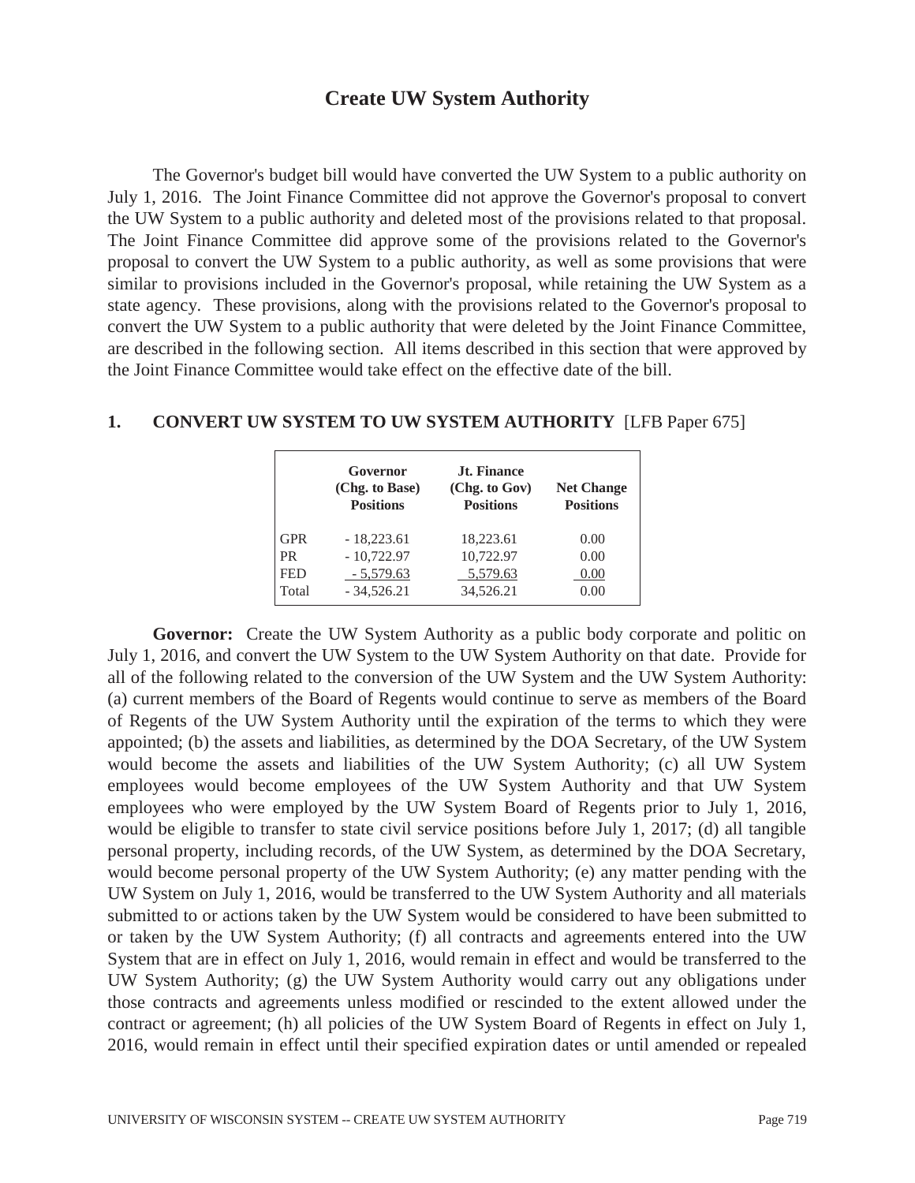# Create UW System Authority

The Governor's budget bill would have converted the UW System to a public authority on July 1, 2016. The Joint Finance Committee did not approve the Governor's proposal to convert the UW System to a public authority and deleted most of the provisions related to that proposal. The Joint Finance Committee did approve some of the provisions related to the Governor's proposal to convert the UW System to a public authority, as well as some provisions that were similar to provisions included in the Governor's proposal, while retaining the UW System as a state agency. These provisions, along with the provisions related to the Governor's proposal to convert the UW System to a public authority that were deleted by the Joint Finance Committee, are described in the following section. All items described in this section that were approved by the Joint Finance Committee would take effect on the effective date of the bill.

## 1. CONVERT UW SYSTEM TO UW SYSTEM AUTHORITY [LFB Paper 675]

| | Governor (Chg. to Base) Positions | Jt. Finance (Chg. to Gov) Positions | Net Change Positions |
|---|---|---|---|
| GPR | - 18,223.61 | 18,223.61 | 0.00 |
| PR | - 10,722.97 | 10,722.97 | 0.00 |
| FED | - 5,579.63 | 5,579.63 | 0.00 |
| Total | - 34,526.21 | 34,526.21 | 0.00 |

**Governor:** Create the UW System Authority as a public body corporate and politic on July 1, 2016, and convert the UW System to the UW System Authority on that date. Provide for all of the following related to the conversion of the UW System and the UW System Authority: (a) current members of the Board of Regents would continue to serve as members of the Board of Regents of the UW System Authority until the expiration of the terms to which they were appointed; (b) the assets and liabilities, as determined by the DOA Secretary, of the UW System would become the assets and liabilities of the UW System Authority; (c) all UW System employees would become employees of the UW System Authority and that UW System employees who were employed by the UW System Board of Regents prior to July 1, 2016, would be eligible to transfer to state civil service positions before July 1, 2017; (d) all tangible personal property, including records, of the UW System, as determined by the DOA Secretary, would become personal property of the UW System Authority; (e) any matter pending with the UW System on July 1, 2016, would be transferred to the UW System Authority and all materials submitted to or actions taken by the UW System would be considered to have been submitted to or taken by the UW System Authority; (f) all contracts and agreements entered into the UW System that are in effect on July 1, 2016, would remain in effect and would be transferred to the UW System Authority; (g) the UW System Authority would carry out any obligations under those contracts and agreements unless modified or rescinded to the extent allowed under the contract or agreement; (h) all policies of the UW System Board of Regents in effect on July 1, 2016, would remain in effect until their specified expiration dates or until amended or repealed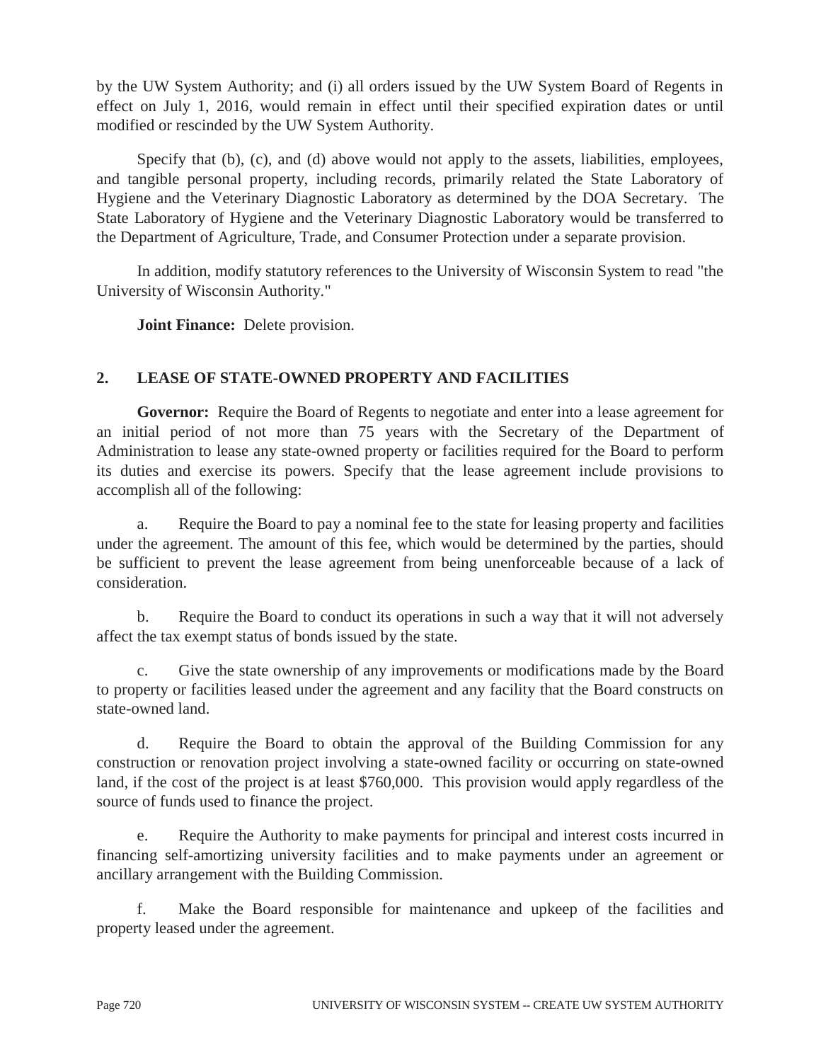by the UW System Authority; and (i) all orders issued by the UW System Board of Regents in effect on July 1, 2016, would remain in effect until their specified expiration dates or until modified or rescinded by the UW System Authority.

Specify that (b), (c), and (d) above would not apply to the assets, liabilities, employees, and tangible personal property, including records, primarily related the State Laboratory of Hygiene and the Veterinary Diagnostic Laboratory as determined by the DOA Secretary. The State Laboratory of Hygiene and the Veterinary Diagnostic Laboratory would be transferred to the Department of Agriculture, Trade, and Consumer Protection under a separate provision.

In addition, modify statutory references to the University of Wisconsin System to read "the University of Wisconsin Authority."

**Joint Finance:** Delete provision.

## 2. LEASE OF STATE-OWNED PROPERTY AND FACILITIES

**Governor:** Require the Board of Regents to negotiate and enter into a lease agreement for an initial period of not more than 75 years with the Secretary of the Department of Administration to lease any state-owned property or facilities required for the Board to perform its duties and exercise its powers. Specify that the lease agreement include provisions to accomplish all of the following:

a. Require the Board to pay a nominal fee to the state for leasing property and facilities under the agreement. The amount of this fee, which would be determined by the parties, should be sufficient to prevent the lease agreement from being unenforceable because of a lack of consideration.

b. Require the Board to conduct its operations in such a way that it will not adversely affect the tax exempt status of bonds issued by the state.

c. Give the state ownership of any improvements or modifications made by the Board to property or facilities leased under the agreement and any facility that the Board constructs on state-owned land.

d. Require the Board to obtain the approval of the Building Commission for any construction or renovation project involving a state-owned facility or occurring on state-owned land, if the cost of the project is at least $760,000. This provision would apply regardless of the source of funds used to finance the project.

e. Require the Authority to make payments for principal and interest costs incurred in financing self-amortizing university facilities and to make payments under an agreement or ancillary arrangement with the Building Commission.

f. Make the Board responsible for maintenance and upkeep of the facilities and property leased under the agreement.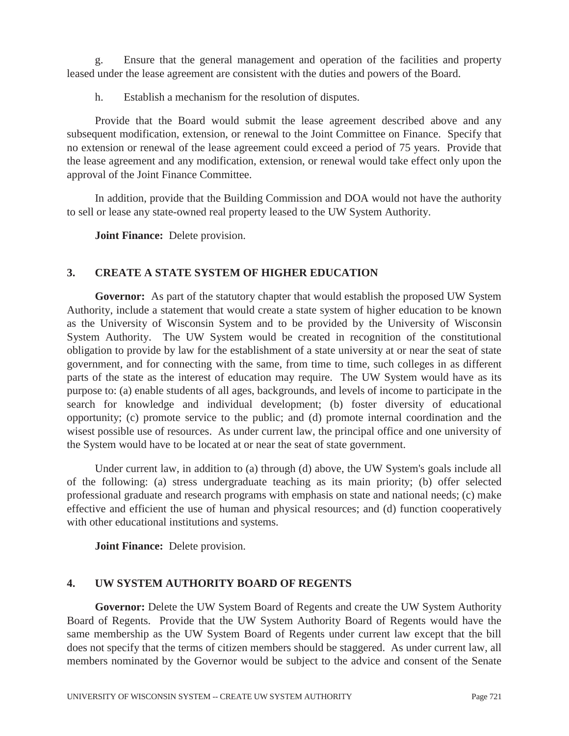g. Ensure that the general management and operation of the facilities and property leased under the lease agreement are consistent with the duties and powers of the Board.

h. Establish a mechanism for the resolution of disputes.

Provide that the Board would submit the lease agreement described above and any subsequent modification, extension, or renewal to the Joint Committee on Finance. Specify that no extension or renewal of the lease agreement could exceed a period of 75 years. Provide that the lease agreement and any modification, extension, or renewal would take effect only upon the approval of the Joint Finance Committee.

In addition, provide that the Building Commission and DOA would not have the authority to sell or lease any state-owned real property leased to the UW System Authority.

**Joint Finance:** Delete provision.

## 3. CREATE A STATE SYSTEM OF HIGHER EDUCATION

**Governor:** As part of the statutory chapter that would establish the proposed UW System Authority, include a statement that would create a state system of higher education to be known as the University of Wisconsin System and to be provided by the University of Wisconsin System Authority. The UW System would be created in recognition of the constitutional obligation to provide by law for the establishment of a state university at or near the seat of state government, and for connecting with the same, from time to time, such colleges in as different parts of the state as the interest of education may require. The UW System would have as its purpose to: (a) enable students of all ages, backgrounds, and levels of income to participate in the search for knowledge and individual development; (b) foster diversity of educational opportunity; (c) promote service to the public; and (d) promote internal coordination and the wisest possible use of resources. As under current law, the principal office and one university of the System would have to be located at or near the seat of state government.

Under current law, in addition to (a) through (d) above, the UW System's goals include all of the following: (a) stress undergraduate teaching as its main priority; (b) offer selected professional graduate and research programs with emphasis on state and national needs; (c) make effective and efficient the use of human and physical resources; and (d) function cooperatively with other educational institutions and systems.

**Joint Finance:** Delete provision.

## 4. UW SYSTEM AUTHORITY BOARD OF REGENTS

**Governor:** Delete the UW System Board of Regents and create the UW System Authority Board of Regents. Provide that the UW System Authority Board of Regents would have the same membership as the UW System Board of Regents under current law except that the bill does not specify that the terms of citizen members should be staggered. As under current law, all members nominated by the Governor would be subject to the advice and consent of the Senate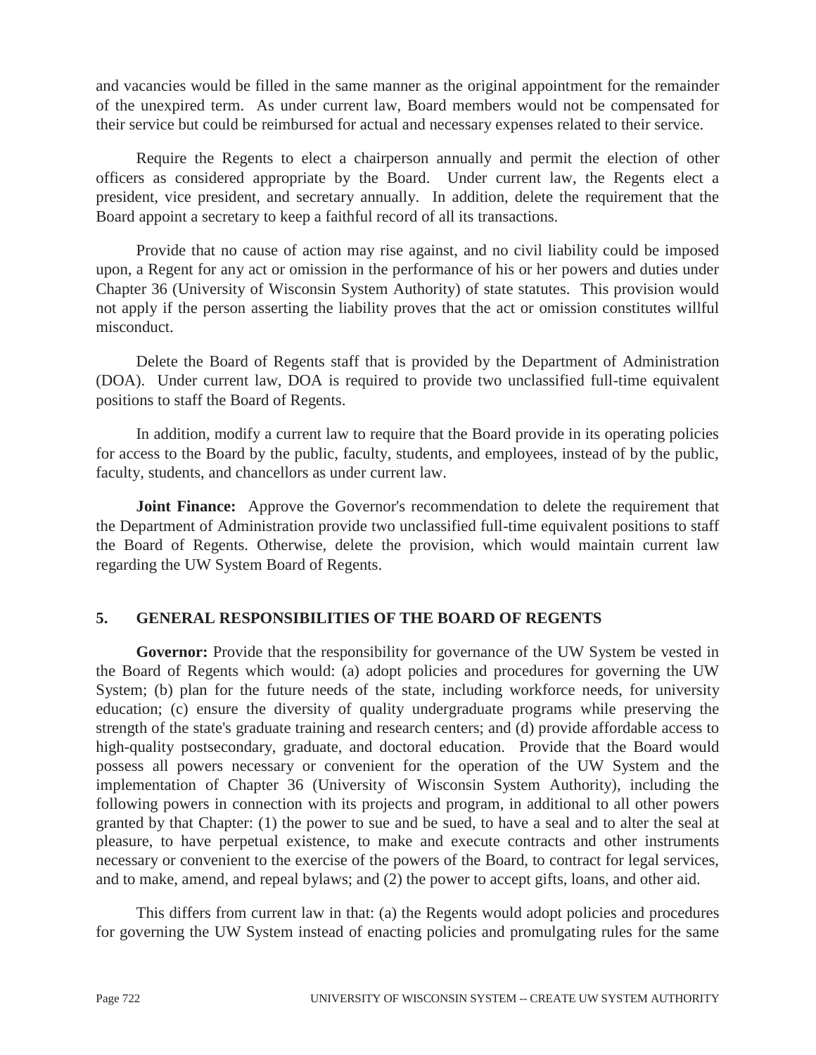and vacancies would be filled in the same manner as the original appointment for the remainder of the unexpired term. As under current law, Board members would not be compensated for their service but could be reimbursed for actual and necessary expenses related to their service.

Require the Regents to elect a chairperson annually and permit the election of other officers as considered appropriate by the Board. Under current law, the Regents elect a president, vice president, and secretary annually. In addition, delete the requirement that the Board appoint a secretary to keep a faithful record of all its transactions.

Provide that no cause of action may rise against, and no civil liability could be imposed upon, a Regent for any act or omission in the performance of his or her powers and duties under Chapter 36 (University of Wisconsin System Authority) of state statutes. This provision would not apply if the person asserting the liability proves that the act or omission constitutes willful misconduct.

Delete the Board of Regents staff that is provided by the Department of Administration (DOA). Under current law, DOA is required to provide two unclassified full-time equivalent positions to staff the Board of Regents.

In addition, modify a current law to require that the Board provide in its operating policies for access to the Board by the public, faculty, students, and employees, instead of by the public, faculty, students, and chancellors as under current law.

**Joint Finance:** Approve the Governor's recommendation to delete the requirement that the Department of Administration provide two unclassified full-time equivalent positions to staff the Board of Regents. Otherwise, delete the provision, which would maintain current law regarding the UW System Board of Regents.

## 5. GENERAL RESPONSIBILITIES OF THE BOARD OF REGENTS

**Governor:** Provide that the responsibility for governance of the UW System be vested in the Board of Regents which would: (a) adopt policies and procedures for governing the UW System; (b) plan for the future needs of the state, including workforce needs, for university education; (c) ensure the diversity of quality undergraduate programs while preserving the strength of the state's graduate training and research centers; and (d) provide affordable access to high-quality postsecondary, graduate, and doctoral education. Provide that the Board would possess all powers necessary or convenient for the operation of the UW System and the implementation of Chapter 36 (University of Wisconsin System Authority), including the following powers in connection with its projects and program, in additional to all other powers granted by that Chapter: (1) the power to sue and be sued, to have a seal and to alter the seal at pleasure, to have perpetual existence, to make and execute contracts and other instruments necessary or convenient to the exercise of the powers of the Board, to contract for legal services, and to make, amend, and repeal bylaws; and (2) the power to accept gifts, loans, and other aid.

This differs from current law in that: (a) the Regents would adopt policies and procedures for governing the UW System instead of enacting policies and promulgating rules for the same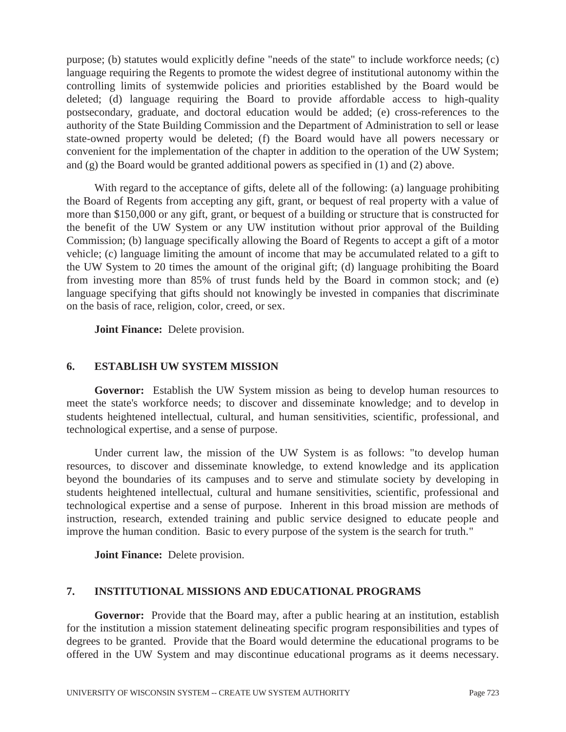purpose; (b) statutes would explicitly define "needs of the state" to include workforce needs; (c) language requiring the Regents to promote the widest degree of institutional autonomy within the controlling limits of systemwide policies and priorities established by the Board would be deleted; (d) language requiring the Board to provide affordable access to high-quality postsecondary, graduate, and doctoral education would be added; (e) cross-references to the authority of the State Building Commission and the Department of Administration to sell or lease state-owned property would be deleted; (f) the Board would have all powers necessary or convenient for the implementation of the chapter in addition to the operation of the UW System; and (g) the Board would be granted additional powers as specified in (1) and (2) above.

With regard to the acceptance of gifts, delete all of the following: (a) language prohibiting the Board of Regents from accepting any gift, grant, or bequest of real property with a value of more than $150,000 or any gift, grant, or bequest of a building or structure that is constructed for the benefit of the UW System or any UW institution without prior approval of the Building Commission; (b) language specifically allowing the Board of Regents to accept a gift of a motor vehicle; (c) language limiting the amount of income that may be accumulated related to a gift to the UW System to 20 times the amount of the original gift; (d) language prohibiting the Board from investing more than 85% of trust funds held by the Board in common stock; and (e) language specifying that gifts should not knowingly be invested in companies that discriminate on the basis of race, religion, color, creed, or sex.

**Joint Finance:** Delete provision.

## 6. ESTABLISH UW SYSTEM MISSION

**Governor:** Establish the UW System mission as being to develop human resources to meet the state's workforce needs; to discover and disseminate knowledge; and to develop in students heightened intellectual, cultural, and human sensitivities, scientific, professional, and technological expertise, and a sense of purpose.

Under current law, the mission of the UW System is as follows: "to develop human resources, to discover and disseminate knowledge, to extend knowledge and its application beyond the boundaries of its campuses and to serve and stimulate society by developing in students heightened intellectual, cultural and humane sensitivities, scientific, professional and technological expertise and a sense of purpose. Inherent in this broad mission are methods of instruction, research, extended training and public service designed to educate people and improve the human condition. Basic to every purpose of the system is the search for truth."

**Joint Finance:** Delete provision.

## 7. INSTITUTIONAL MISSIONS AND EDUCATIONAL PROGRAMS

**Governor:** Provide that the Board may, after a public hearing at an institution, establish for the institution a mission statement delineating specific program responsibilities and types of degrees to be granted. Provide that the Board would determine the educational programs to be offered in the UW System and may discontinue educational programs as it deems necessary.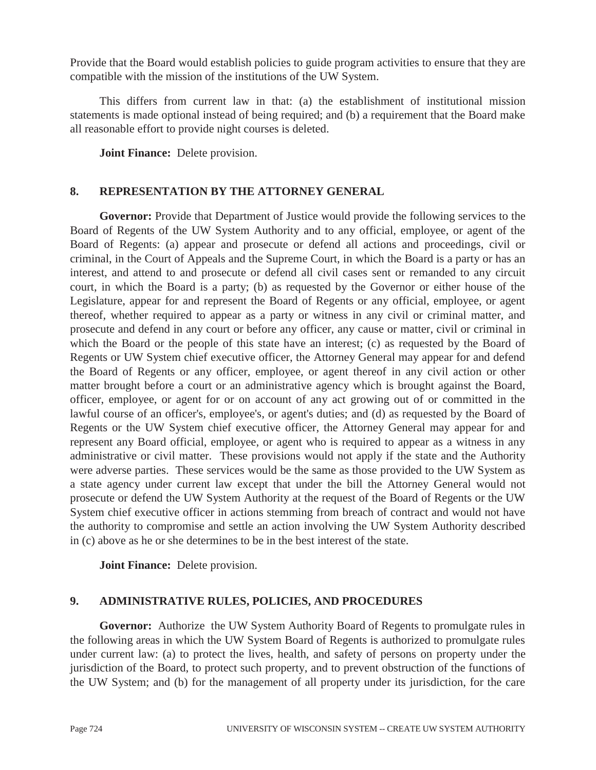Provide that the Board would establish policies to guide program activities to ensure that they are compatible with the mission of the institutions of the UW System.

This differs from current law in that: (a) the establishment of institutional mission statements is made optional instead of being required; and (b) a requirement that the Board make all reasonable effort to provide night courses is deleted.

**Joint Finance:** Delete provision.

## 8. REPRESENTATION BY THE ATTORNEY GENERAL

**Governor:** Provide that Department of Justice would provide the following services to the Board of Regents of the UW System Authority and to any official, employee, or agent of the Board of Regents: (a) appear and prosecute or defend all actions and proceedings, civil or criminal, in the Court of Appeals and the Supreme Court, in which the Board is a party or has an interest, and attend to and prosecute or defend all civil cases sent or remanded to any circuit court, in which the Board is a party; (b) as requested by the Governor or either house of the Legislature, appear for and represent the Board of Regents or any official, employee, or agent thereof, whether required to appear as a party or witness in any civil or criminal matter, and prosecute and defend in any court or before any officer, any cause or matter, civil or criminal in which the Board or the people of this state have an interest; (c) as requested by the Board of Regents or UW System chief executive officer, the Attorney General may appear for and defend the Board of Regents or any officer, employee, or agent thereof in any civil action or other matter brought before a court or an administrative agency which is brought against the Board, officer, employee, or agent for or on account of any act growing out of or committed in the lawful course of an officer's, employee's, or agent's duties; and (d) as requested by the Board of Regents or the UW System chief executive officer, the Attorney General may appear for and represent any Board official, employee, or agent who is required to appear as a witness in any administrative or civil matter. These provisions would not apply if the state and the Authority were adverse parties. These services would be the same as those provided to the UW System as a state agency under current law except that under the bill the Attorney General would not prosecute or defend the UW System Authority at the request of the Board of Regents or the UW System chief executive officer in actions stemming from breach of contract and would not have the authority to compromise and settle an action involving the UW System Authority described in (c) above as he or she determines to be in the best interest of the state.

**Joint Finance:** Delete provision.

## 9. ADMINISTRATIVE RULES, POLICIES, AND PROCEDURES

**Governor:** Authorize the UW System Authority Board of Regents to promulgate rules in the following areas in which the UW System Board of Regents is authorized to promulgate rules under current law: (a) to protect the lives, health, and safety of persons on property under the jurisdiction of the Board, to protect such property, and to prevent obstruction of the functions of the UW System; and (b) for the management of all property under its jurisdiction, for the care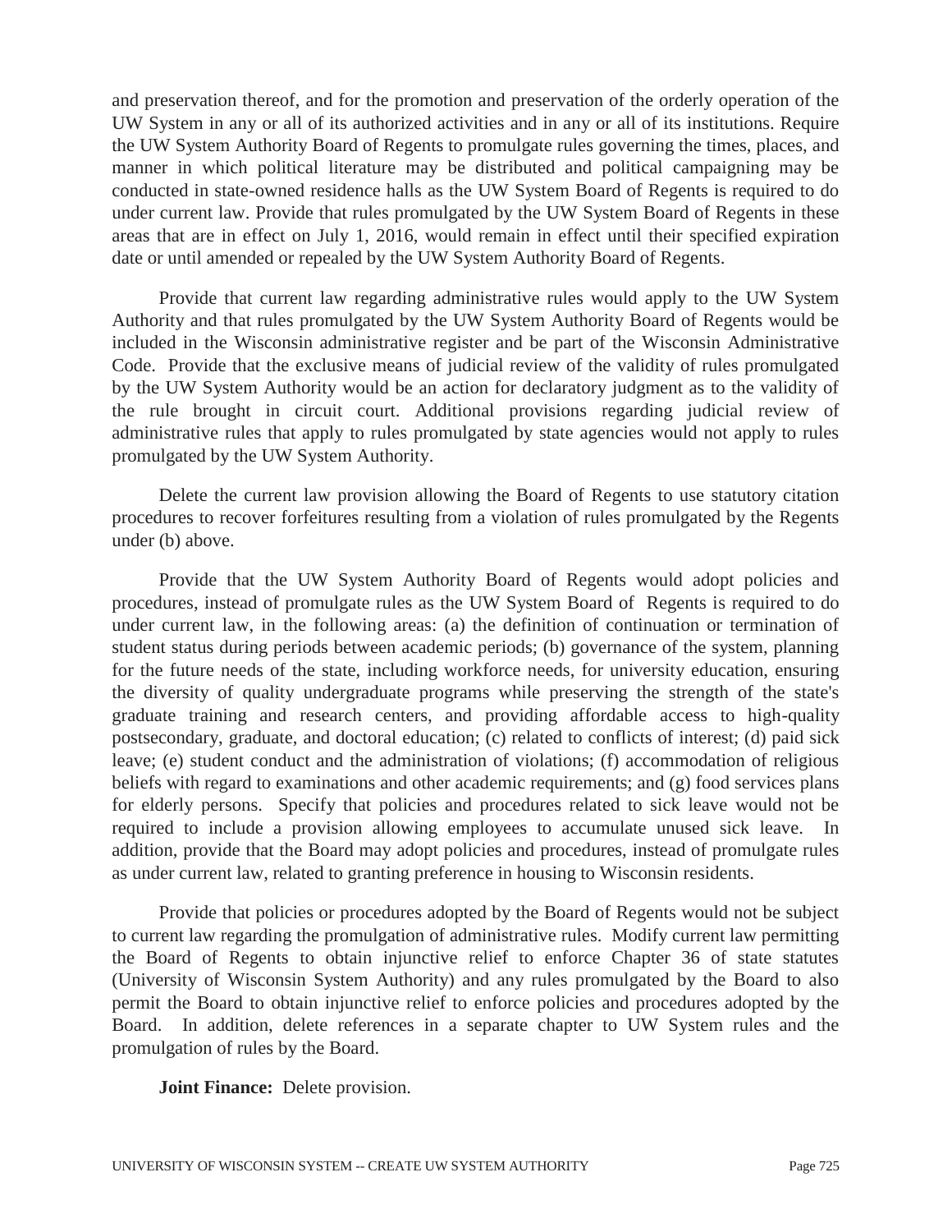and preservation thereof, and for the promotion and preservation of the orderly operation of the UW System in any or all of its authorized activities and in any or all of its institutions. Require the UW System Authority Board of Regents to promulgate rules governing the times, places, and manner in which political literature may be distributed and political campaigning may be conducted in state-owned residence halls as the UW System Board of Regents is required to do under current law. Provide that rules promulgated by the UW System Board of Regents in these areas that are in effect on July 1, 2016, would remain in effect until their specified expiration date or until amended or repealed by the UW System Authority Board of Regents.

Provide that current law regarding administrative rules would apply to the UW System Authority and that rules promulgated by the UW System Authority Board of Regents would be included in the Wisconsin administrative register and be part of the Wisconsin Administrative Code. Provide that the exclusive means of judicial review of the validity of rules promulgated by the UW System Authority would be an action for declaratory judgment as to the validity of the rule brought in circuit court. Additional provisions regarding judicial review of administrative rules that apply to rules promulgated by state agencies would not apply to rules promulgated by the UW System Authority.

Delete the current law provision allowing the Board of Regents to use statutory citation procedures to recover forfeitures resulting from a violation of rules promulgated by the Regents under (b) above.

Provide that the UW System Authority Board of Regents would adopt policies and procedures, instead of promulgate rules as the UW System Board of Regents is required to do under current law, in the following areas: (a) the definition of continuation or termination of student status during periods between academic periods; (b) governance of the system, planning for the future needs of the state, including workforce needs, for university education, ensuring the diversity of quality undergraduate programs while preserving the strength of the state's graduate training and research centers, and providing affordable access to high-quality postsecondary, graduate, and doctoral education; (c) related to conflicts of interest; (d) paid sick leave; (e) student conduct and the administration of violations; (f) accommodation of religious beliefs with regard to examinations and other academic requirements; and (g) food services plans for elderly persons. Specify that policies and procedures related to sick leave would not be required to include a provision allowing employees to accumulate unused sick leave. In addition, provide that the Board may adopt policies and procedures, instead of promulgate rules as under current law, related to granting preference in housing to Wisconsin residents.

Provide that policies or procedures adopted by the Board of Regents would not be subject to current law regarding the promulgation of administrative rules. Modify current law permitting the Board of Regents to obtain injunctive relief to enforce Chapter 36 of state statutes (University of Wisconsin System Authority) and any rules promulgated by the Board to also permit the Board to obtain injunctive relief to enforce policies and procedures adopted by the Board. In addition, delete references in a separate chapter to UW System rules and the promulgation of rules by the Board.

**Joint Finance:** Delete provision.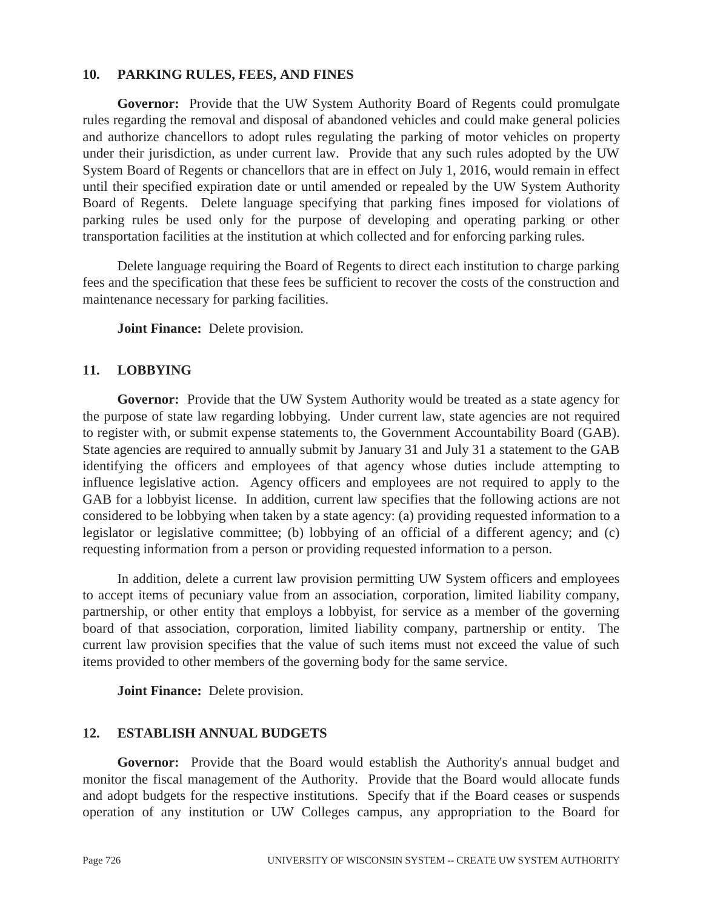### 10. PARKING RULES, FEES, AND FINES

**Governor:** Provide that the UW System Authority Board of Regents could promulgate rules regarding the removal and disposal of abandoned vehicles and could make general policies and authorize chancellors to adopt rules regulating the parking of motor vehicles on property under their jurisdiction, as under current law. Provide that any such rules adopted by the UW System Board of Regents or chancellors that are in effect on July 1, 2016, would remain in effect until their specified expiration date or until amended or repealed by the UW System Authority Board of Regents. Delete language specifying that parking fines imposed for violations of parking rules be used only for the purpose of developing and operating parking or other transportation facilities at the institution at which collected and for enforcing parking rules.

Delete language requiring the Board of Regents to direct each institution to charge parking fees and the specification that these fees be sufficient to recover the costs of the construction and maintenance necessary for parking facilities.

**Joint Finance:** Delete provision.

### 11. LOBBYING

**Governor:** Provide that the UW System Authority would be treated as a state agency for the purpose of state law regarding lobbying. Under current law, state agencies are not required to register with, or submit expense statements to, the Government Accountability Board (GAB). State agencies are required to annually submit by January 31 and July 31 a statement to the GAB identifying the officers and employees of that agency whose duties include attempting to influence legislative action. Agency officers and employees are not required to apply to the GAB for a lobbyist license. In addition, current law specifies that the following actions are not considered to be lobbying when taken by a state agency: (a) providing requested information to a legislator or legislative committee; (b) lobbying of an official of a different agency; and (c) requesting information from a person or providing requested information to a person.

In addition, delete a current law provision permitting UW System officers and employees to accept items of pecuniary value from an association, corporation, limited liability company, partnership, or other entity that employs a lobbyist, for service as a member of the governing board of that association, corporation, limited liability company, partnership or entity. The current law provision specifies that the value of such items must not exceed the value of such items provided to other members of the governing body for the same service.

**Joint Finance:** Delete provision.

### 12. ESTABLISH ANNUAL BUDGETS

**Governor:** Provide that the Board would establish the Authority's annual budget and monitor the fiscal management of the Authority. Provide that the Board would allocate funds and adopt budgets for the respective institutions. Specify that if the Board ceases or suspends operation of any institution or UW Colleges campus, any appropriation to the Board for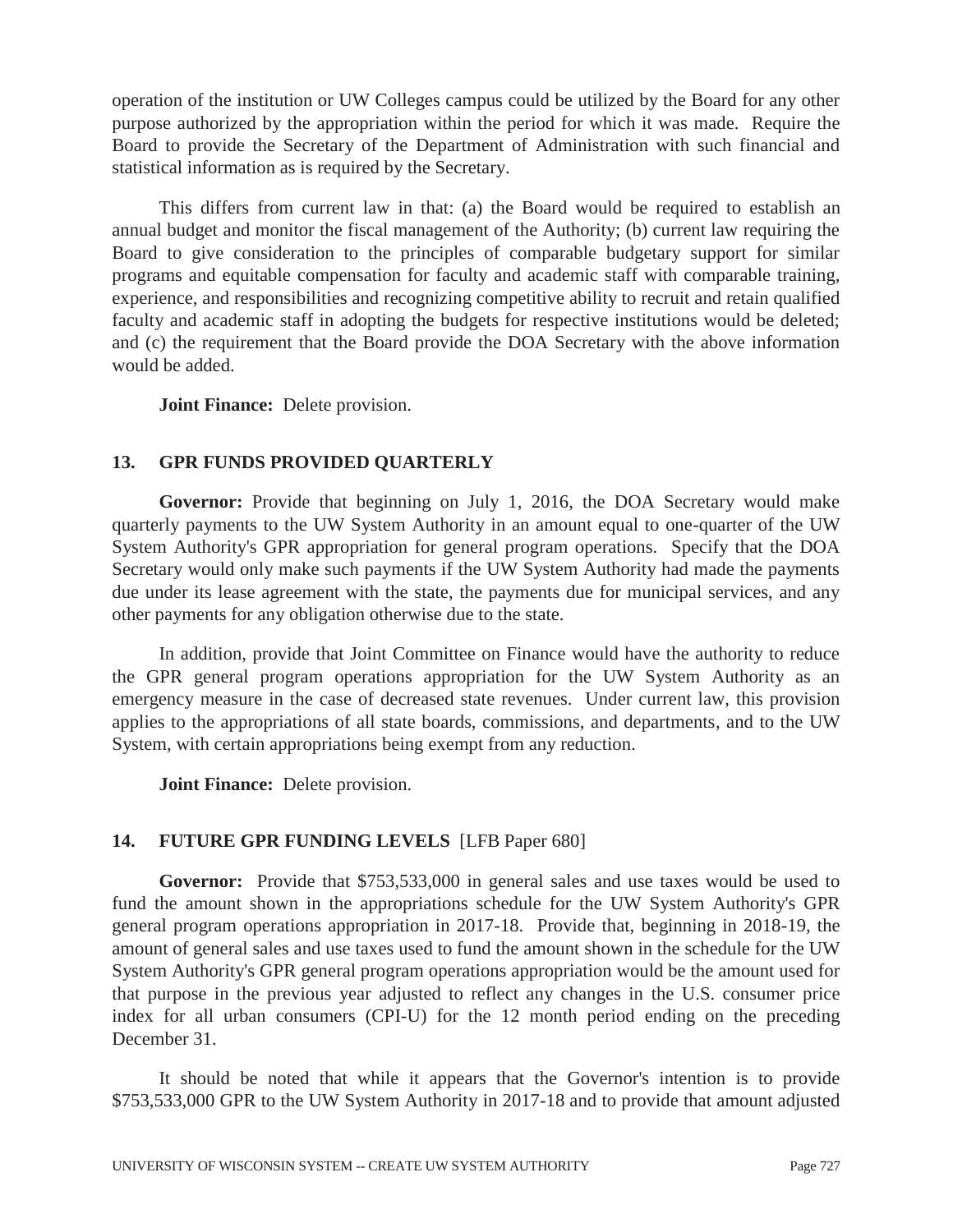operation of the institution or UW Colleges campus could be utilized by the Board for any other purpose authorized by the appropriation within the period for which it was made. Require the Board to provide the Secretary of the Department of Administration with such financial and statistical information as is required by the Secretary.

This differs from current law in that: (a) the Board would be required to establish an annual budget and monitor the fiscal management of the Authority; (b) current law requiring the Board to give consideration to the principles of comparable budgetary support for similar programs and equitable compensation for faculty and academic staff with comparable training, experience, and responsibilities and recognizing competitive ability to recruit and retain qualified faculty and academic staff in adopting the budgets for respective institutions would be deleted; and (c) the requirement that the Board provide the DOA Secretary with the above information would be added.

**Joint Finance:** Delete provision.

### 13. GPR FUNDS PROVIDED QUARTERLY

**Governor:** Provide that beginning on July 1, 2016, the DOA Secretary would make quarterly payments to the UW System Authority in an amount equal to one-quarter of the UW System Authority's GPR appropriation for general program operations. Specify that the DOA Secretary would only make such payments if the UW System Authority had made the payments due under its lease agreement with the state, the payments due for municipal services, and any other payments for any obligation otherwise due to the state.

In addition, provide that Joint Committee on Finance would have the authority to reduce the GPR general program operations appropriation for the UW System Authority as an emergency measure in the case of decreased state revenues. Under current law, this provision applies to the appropriations of all state boards, commissions, and departments, and to the UW System, with certain appropriations being exempt from any reduction.

**Joint Finance:** Delete provision.

### 14. FUTURE GPR FUNDING LEVELS [LFB Paper 680]

**Governor:** Provide that $753,533,000 in general sales and use taxes would be used to fund the amount shown in the appropriations schedule for the UW System Authority's GPR general program operations appropriation in 2017-18. Provide that, beginning in 2018-19, the amount of general sales and use taxes used to fund the amount shown in the schedule for the UW System Authority's GPR general program operations appropriation would be the amount used for that purpose in the previous year adjusted to reflect any changes in the U.S. consumer price index for all urban consumers (CPI-U) for the 12 month period ending on the preceding December 31.

It should be noted that while it appears that the Governor's intention is to provide $753,533,000 GPR to the UW System Authority in 2017-18 and to provide that amount adjusted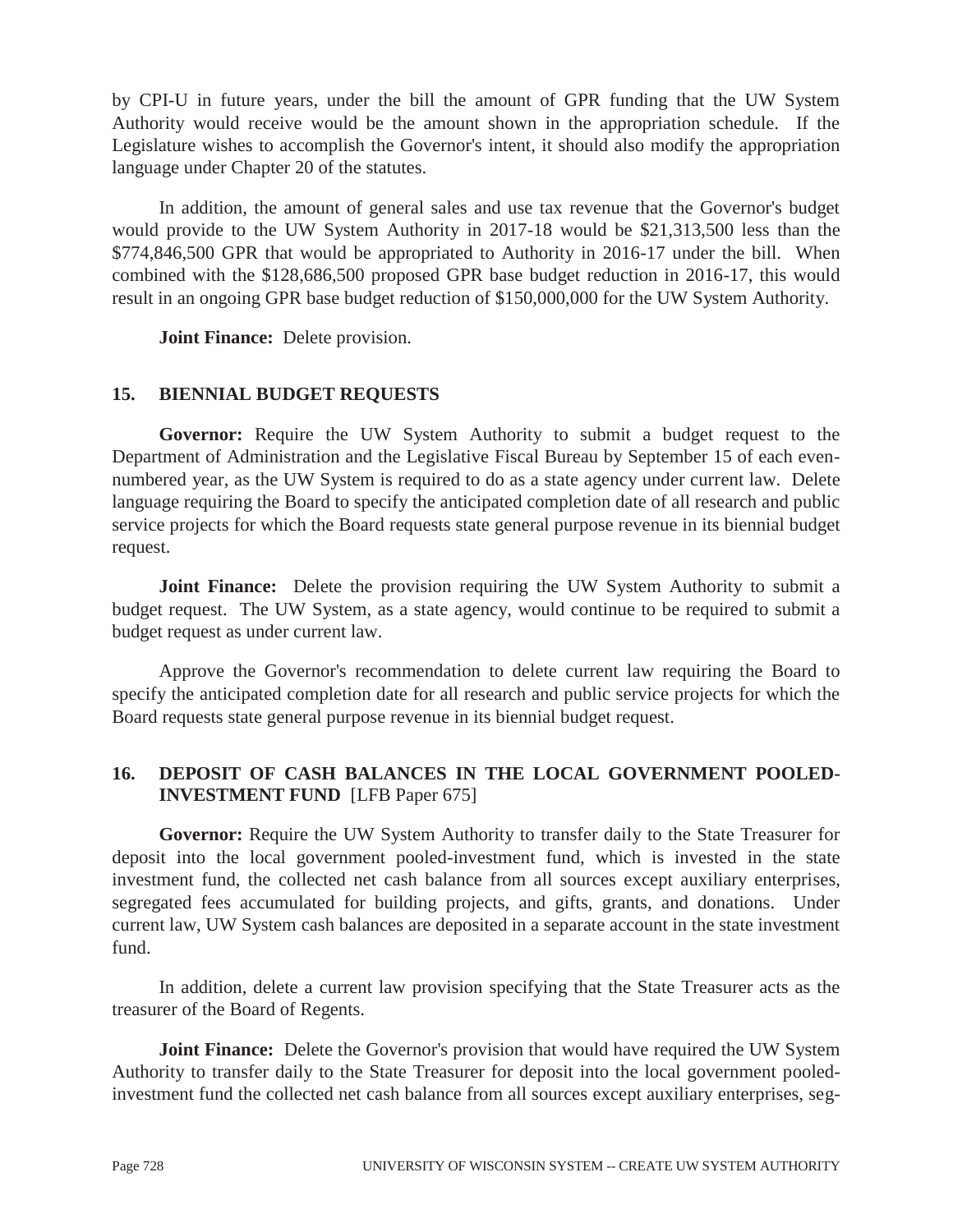by CPI-U in future years, under the bill the amount of GPR funding that the UW System Authority would receive would be the amount shown in the appropriation schedule. If the Legislature wishes to accomplish the Governor's intent, it should also modify the appropriation language under Chapter 20 of the statutes.

In addition, the amount of general sales and use tax revenue that the Governor's budget would provide to the UW System Authority in 2017-18 would be $21,313,500 less than the $774,846,500 GPR that would be appropriated to Authority in 2016-17 under the bill. When combined with the $128,686,500 proposed GPR base budget reduction in 2016-17, this would result in an ongoing GPR base budget reduction of $150,000,000 for the UW System Authority.

**Joint Finance:** Delete provision.

### 15. BIENNIAL BUDGET REQUESTS

**Governor:** Require the UW System Authority to submit a budget request to the Department of Administration and the Legislative Fiscal Bureau by September 15 of each even-numbered year, as the UW System is required to do as a state agency under current law. Delete language requiring the Board to specify the anticipated completion date of all research and public service projects for which the Board requests state general purpose revenue in its biennial budget request.

**Joint Finance:** Delete the provision requiring the UW System Authority to submit a budget request. The UW System, as a state agency, would continue to be required to submit a budget request as under current law.

Approve the Governor's recommendation to delete current law requiring the Board to specify the anticipated completion date for all research and public service projects for which the Board requests state general purpose revenue in its biennial budget request.

### 16. DEPOSIT OF CASH BALANCES IN THE LOCAL GOVERNMENT POOLED-INVESTMENT FUND [LFB Paper 675]

**Governor:** Require the UW System Authority to transfer daily to the State Treasurer for deposit into the local government pooled-investment fund, which is invested in the state investment fund, the collected net cash balance from all sources except auxiliary enterprises, segregated fees accumulated for building projects, and gifts, grants, and donations. Under current law, UW System cash balances are deposited in a separate account in the state investment fund.

In addition, delete a current law provision specifying that the State Treasurer acts as the treasurer of the Board of Regents.

**Joint Finance:** Delete the Governor's provision that would have required the UW System Authority to transfer daily to the State Treasurer for deposit into the local government pooled-investment fund the collected net cash balance from all sources except auxiliary enterprises, seg-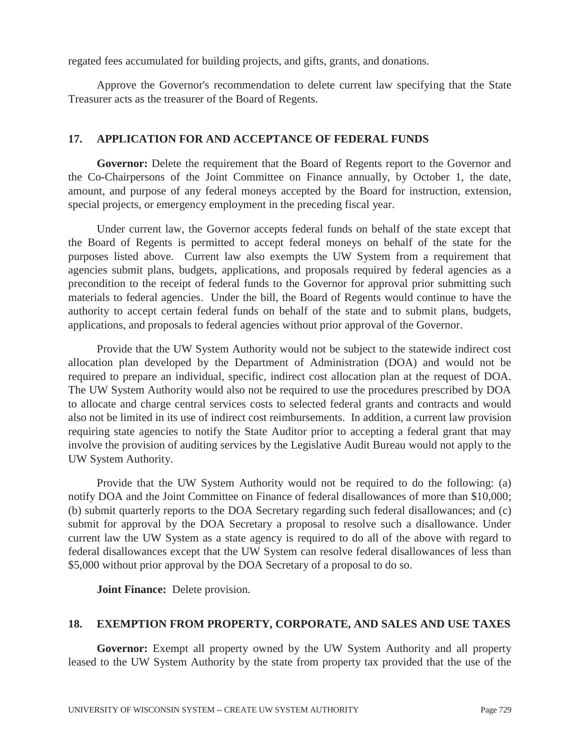regated fees accumulated for building projects, and gifts, grants, and donations.

Approve the Governor's recommendation to delete current law specifying that the State Treasurer acts as the treasurer of the Board of Regents.

## 17. APPLICATION FOR AND ACCEPTANCE OF FEDERAL FUNDS

**Governor:** Delete the requirement that the Board of Regents report to the Governor and the Co-Chairpersons of the Joint Committee on Finance annually, by October 1, the date, amount, and purpose of any federal moneys accepted by the Board for instruction, extension, special projects, or emergency employment in the preceding fiscal year.

Under current law, the Governor accepts federal funds on behalf of the state except that the Board of Regents is permitted to accept federal moneys on behalf of the state for the purposes listed above. Current law also exempts the UW System from a requirement that agencies submit plans, budgets, applications, and proposals required by federal agencies as a precondition to the receipt of federal funds to the Governor for approval prior submitting such materials to federal agencies. Under the bill, the Board of Regents would continue to have the authority to accept certain federal funds on behalf of the state and to submit plans, budgets, applications, and proposals to federal agencies without prior approval of the Governor.

Provide that the UW System Authority would not be subject to the statewide indirect cost allocation plan developed by the Department of Administration (DOA) and would not be required to prepare an individual, specific, indirect cost allocation plan at the request of DOA. The UW System Authority would also not be required to use the procedures prescribed by DOA to allocate and charge central services costs to selected federal grants and contracts and would also not be limited in its use of indirect cost reimbursements. In addition, a current law provision requiring state agencies to notify the State Auditor prior to accepting a federal grant that may involve the provision of auditing services by the Legislative Audit Bureau would not apply to the UW System Authority.

Provide that the UW System Authority would not be required to do the following: (a) notify DOA and the Joint Committee on Finance of federal disallowances of more than $10,000; (b) submit quarterly reports to the DOA Secretary regarding such federal disallowances; and (c) submit for approval by the DOA Secretary a proposal to resolve such a disallowance. Under current law the UW System as a state agency is required to do all of the above with regard to federal disallowances except that the UW System can resolve federal disallowances of less than $5,000 without prior approval by the DOA Secretary of a proposal to do so.

**Joint Finance:** Delete provision.

## 18. EXEMPTION FROM PROPERTY, CORPORATE, AND SALES AND USE TAXES

**Governor:** Exempt all property owned by the UW System Authority and all property leased to the UW System Authority by the state from property tax provided that the use of the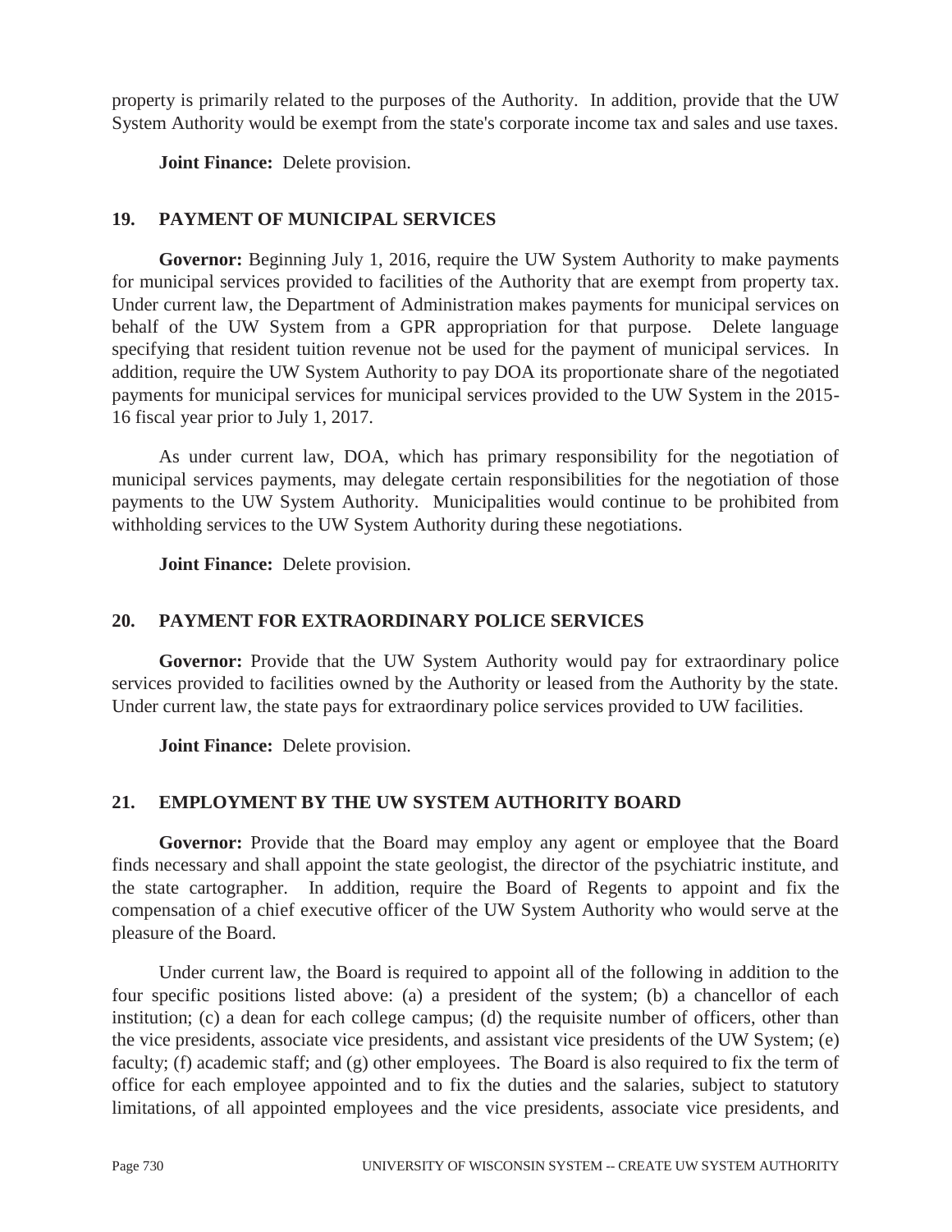property is primarily related to the purposes of the Authority. In addition, provide that the UW System Authority would be exempt from the state's corporate income tax and sales and use taxes.

**Joint Finance:** Delete provision.

## 19. PAYMENT OF MUNICIPAL SERVICES

**Governor:** Beginning July 1, 2016, require the UW System Authority to make payments for municipal services provided to facilities of the Authority that are exempt from property tax. Under current law, the Department of Administration makes payments for municipal services on behalf of the UW System from a GPR appropriation for that purpose. Delete language specifying that resident tuition revenue not be used for the payment of municipal services. In addition, require the UW System Authority to pay DOA its proportionate share of the negotiated payments for municipal services for municipal services provided to the UW System in the 2015-16 fiscal year prior to July 1, 2017.

As under current law, DOA, which has primary responsibility for the negotiation of municipal services payments, may delegate certain responsibilities for the negotiation of those payments to the UW System Authority. Municipalities would continue to be prohibited from withholding services to the UW System Authority during these negotiations.

**Joint Finance:** Delete provision.

## 20. PAYMENT FOR EXTRAORDINARY POLICE SERVICES

**Governor:** Provide that the UW System Authority would pay for extraordinary police services provided to facilities owned by the Authority or leased from the Authority by the state. Under current law, the state pays for extraordinary police services provided to UW facilities.

**Joint Finance:** Delete provision.

## 21. EMPLOYMENT BY THE UW SYSTEM AUTHORITY BOARD

**Governor:** Provide that the Board may employ any agent or employee that the Board finds necessary and shall appoint the state geologist, the director of the psychiatric institute, and the state cartographer. In addition, require the Board of Regents to appoint and fix the compensation of a chief executive officer of the UW System Authority who would serve at the pleasure of the Board.

Under current law, the Board is required to appoint all of the following in addition to the four specific positions listed above: (a) a president of the system; (b) a chancellor of each institution; (c) a dean for each college campus; (d) the requisite number of officers, other than the vice presidents, associate vice presidents, and assistant vice presidents of the UW System; (e) faculty; (f) academic staff; and (g) other employees. The Board is also required to fix the term of office for each employee appointed and to fix the duties and the salaries, subject to statutory limitations, of all appointed employees and the vice presidents, associate vice presidents, and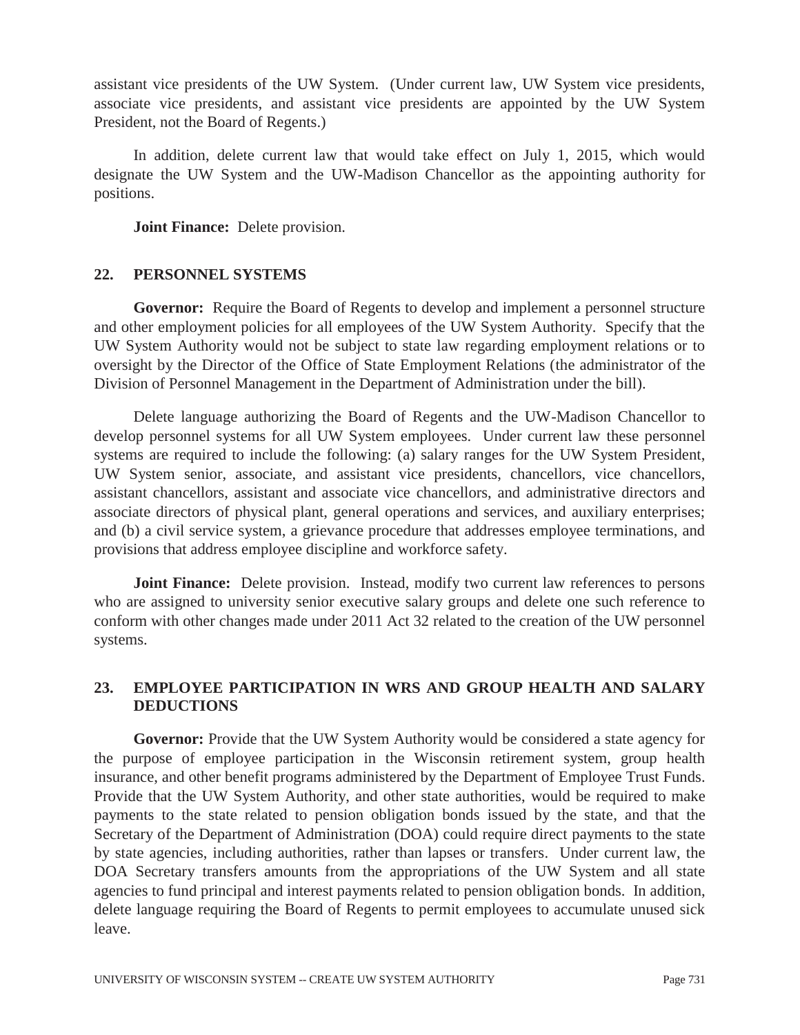assistant vice presidents of the UW System. (Under current law, UW System vice presidents, associate vice presidents, and assistant vice presidents are appointed by the UW System President, not the Board of Regents.)

In addition, delete current law that would take effect on July 1, 2015, which would designate the UW System and the UW-Madison Chancellor as the appointing authority for positions.

**Joint Finance:** Delete provision.

## 22. PERSONNEL SYSTEMS

**Governor:** Require the Board of Regents to develop and implement a personnel structure and other employment policies for all employees of the UW System Authority. Specify that the UW System Authority would not be subject to state law regarding employment relations or to oversight by the Director of the Office of State Employment Relations (the administrator of the Division of Personnel Management in the Department of Administration under the bill).

Delete language authorizing the Board of Regents and the UW-Madison Chancellor to develop personnel systems for all UW System employees. Under current law these personnel systems are required to include the following: (a) salary ranges for the UW System President, UW System senior, associate, and assistant vice presidents, chancellors, vice chancellors, assistant chancellors, assistant and associate vice chancellors, and administrative directors and associate directors of physical plant, general operations and services, and auxiliary enterprises; and (b) a civil service system, a grievance procedure that addresses employee terminations, and provisions that address employee discipline and workforce safety.

**Joint Finance:** Delete provision. Instead, modify two current law references to persons who are assigned to university senior executive salary groups and delete one such reference to conform with other changes made under 2011 Act 32 related to the creation of the UW personnel systems.

## 23. EMPLOYEE PARTICIPATION IN WRS AND GROUP HEALTH AND SALARY DEDUCTIONS

**Governor:** Provide that the UW System Authority would be considered a state agency for the purpose of employee participation in the Wisconsin retirement system, group health insurance, and other benefit programs administered by the Department of Employee Trust Funds. Provide that the UW System Authority, and other state authorities, would be required to make payments to the state related to pension obligation bonds issued by the state, and that the Secretary of the Department of Administration (DOA) could require direct payments to the state by state agencies, including authorities, rather than lapses or transfers. Under current law, the DOA Secretary transfers amounts from the appropriations of the UW System and all state agencies to fund principal and interest payments related to pension obligation bonds. In addition, delete language requiring the Board of Regents to permit employees to accumulate unused sick leave.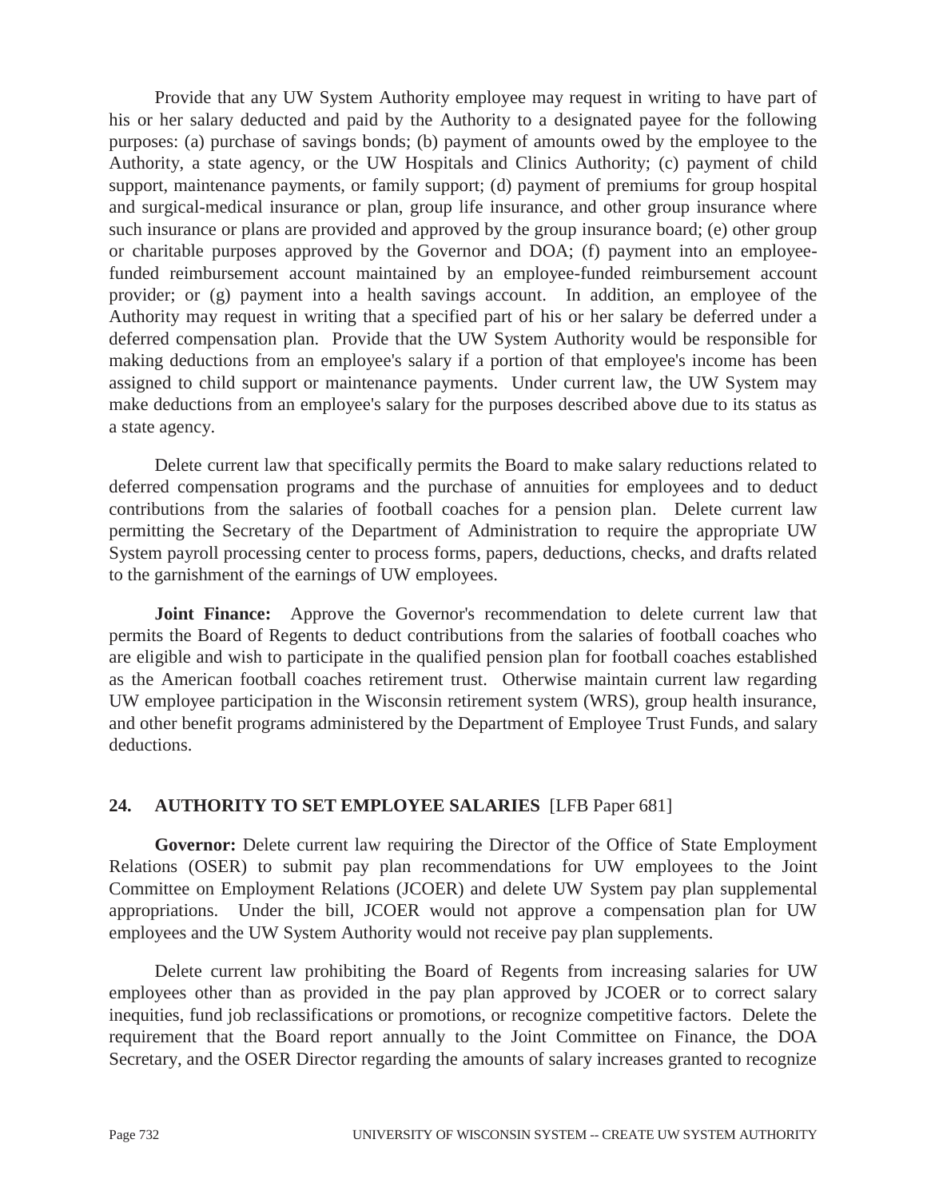Provide that any UW System Authority employee may request in writing to have part of his or her salary deducted and paid by the Authority to a designated payee for the following purposes: (a) purchase of savings bonds; (b) payment of amounts owed by the employee to the Authority, a state agency, or the UW Hospitals and Clinics Authority; (c) payment of child support, maintenance payments, or family support; (d) payment of premiums for group hospital and surgical-medical insurance or plan, group life insurance, and other group insurance where such insurance or plans are provided and approved by the group insurance board; (e) other group or charitable purposes approved by the Governor and DOA; (f) payment into an employee-funded reimbursement account maintained by an employee-funded reimbursement account provider; or (g) payment into a health savings account. In addition, an employee of the Authority may request in writing that a specified part of his or her salary be deferred under a deferred compensation plan. Provide that the UW System Authority would be responsible for making deductions from an employee's salary if a portion of that employee's income has been assigned to child support or maintenance payments. Under current law, the UW System may make deductions from an employee's salary for the purposes described above due to its status as a state agency.

Delete current law that specifically permits the Board to make salary reductions related to deferred compensation programs and the purchase of annuities for employees and to deduct contributions from the salaries of football coaches for a pension plan. Delete current law permitting the Secretary of the Department of Administration to require the appropriate UW System payroll processing center to process forms, papers, deductions, checks, and drafts related to the garnishment of the earnings of UW employees.

**Joint Finance:** Approve the Governor's recommendation to delete current law that permits the Board of Regents to deduct contributions from the salaries of football coaches who are eligible and wish to participate in the qualified pension plan for football coaches established as the American football coaches retirement trust. Otherwise maintain current law regarding UW employee participation in the Wisconsin retirement system (WRS), group health insurance, and other benefit programs administered by the Department of Employee Trust Funds, and salary deductions.

## 24. AUTHORITY TO SET EMPLOYEE SALARIES [LFB Paper 681]

**Governor:** Delete current law requiring the Director of the Office of State Employment Relations (OSER) to submit pay plan recommendations for UW employees to the Joint Committee on Employment Relations (JCOER) and delete UW System pay plan supplemental appropriations. Under the bill, JCOER would not approve a compensation plan for UW employees and the UW System Authority would not receive pay plan supplements.

Delete current law prohibiting the Board of Regents from increasing salaries for UW employees other than as provided in the pay plan approved by JCOER or to correct salary inequities, fund job reclassifications or promotions, or recognize competitive factors. Delete the requirement that the Board report annually to the Joint Committee on Finance, the DOA Secretary, and the OSER Director regarding the amounts of salary increases granted to recognize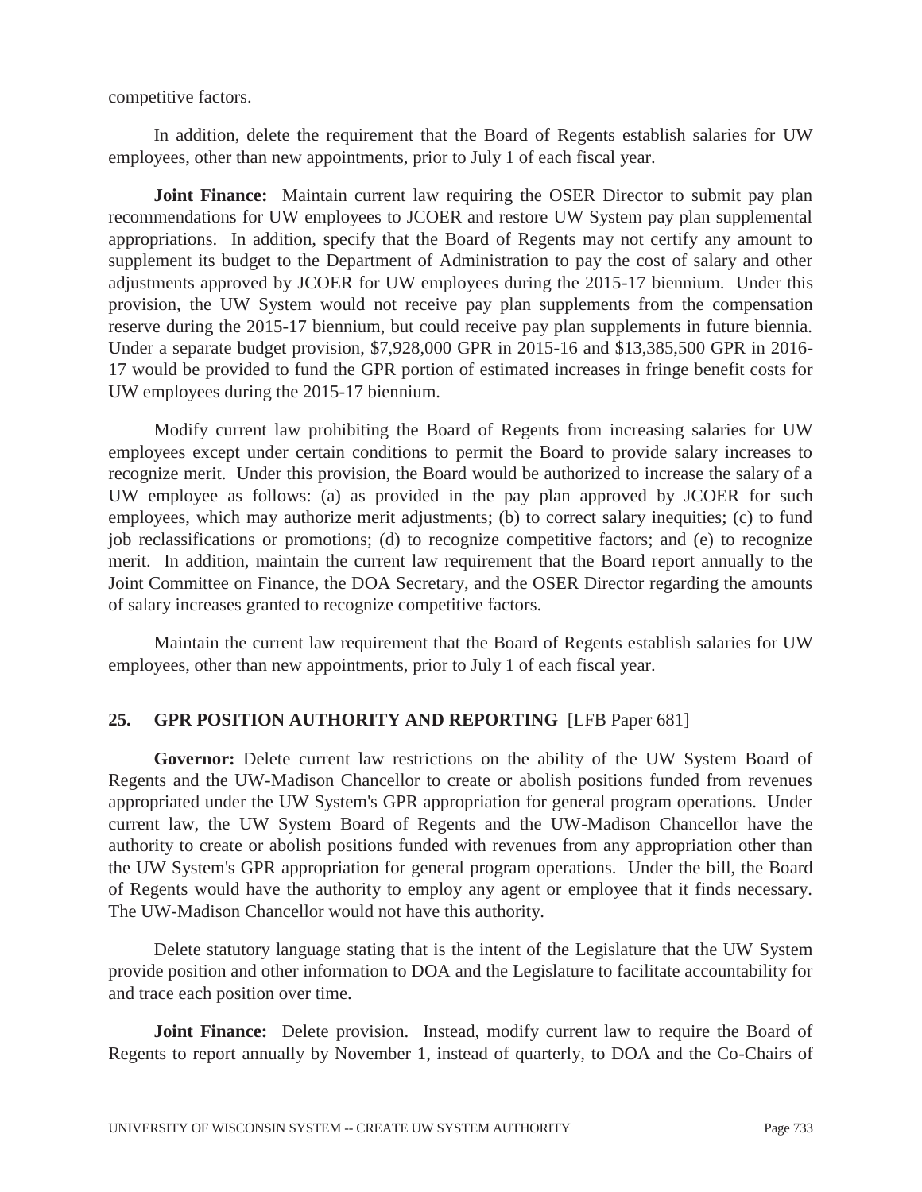competitive factors.

In addition, delete the requirement that the Board of Regents establish salaries for UW employees, other than new appointments, prior to July 1 of each fiscal year.

**Joint Finance:** Maintain current law requiring the OSER Director to submit pay plan recommendations for UW employees to JCOER and restore UW System pay plan supplemental appropriations. In addition, specify that the Board of Regents may not certify any amount to supplement its budget to the Department of Administration to pay the cost of salary and other adjustments approved by JCOER for UW employees during the 2015-17 biennium. Under this provision, the UW System would not receive pay plan supplements from the compensation reserve during the 2015-17 biennium, but could receive pay plan supplements in future biennia. Under a separate budget provision, $7,928,000 GPR in 2015-16 and $13,385,500 GPR in 2016-17 would be provided to fund the GPR portion of estimated increases in fringe benefit costs for UW employees during the 2015-17 biennium.

Modify current law prohibiting the Board of Regents from increasing salaries for UW employees except under certain conditions to permit the Board to provide salary increases to recognize merit. Under this provision, the Board would be authorized to increase the salary of a UW employee as follows: (a) as provided in the pay plan approved by JCOER for such employees, which may authorize merit adjustments; (b) to correct salary inequities; (c) to fund job reclassifications or promotions; (d) to recognize competitive factors; and (e) to recognize merit. In addition, maintain the current law requirement that the Board report annually to the Joint Committee on Finance, the DOA Secretary, and the OSER Director regarding the amounts of salary increases granted to recognize competitive factors.

Maintain the current law requirement that the Board of Regents establish salaries for UW employees, other than new appointments, prior to July 1 of each fiscal year.

## 25. GPR POSITION AUTHORITY AND REPORTING [LFB Paper 681]

**Governor:** Delete current law restrictions on the ability of the UW System Board of Regents and the UW-Madison Chancellor to create or abolish positions funded from revenues appropriated under the UW System's GPR appropriation for general program operations. Under current law, the UW System Board of Regents and the UW-Madison Chancellor have the authority to create or abolish positions funded with revenues from any appropriation other than the UW System's GPR appropriation for general program operations. Under the bill, the Board of Regents would have the authority to employ any agent or employee that it finds necessary. The UW-Madison Chancellor would not have this authority.

Delete statutory language stating that is the intent of the Legislature that the UW System provide position and other information to DOA and the Legislature to facilitate accountability for and trace each position over time.

**Joint Finance:** Delete provision. Instead, modify current law to require the Board of Regents to report annually by November 1, instead of quarterly, to DOA and the Co-Chairs of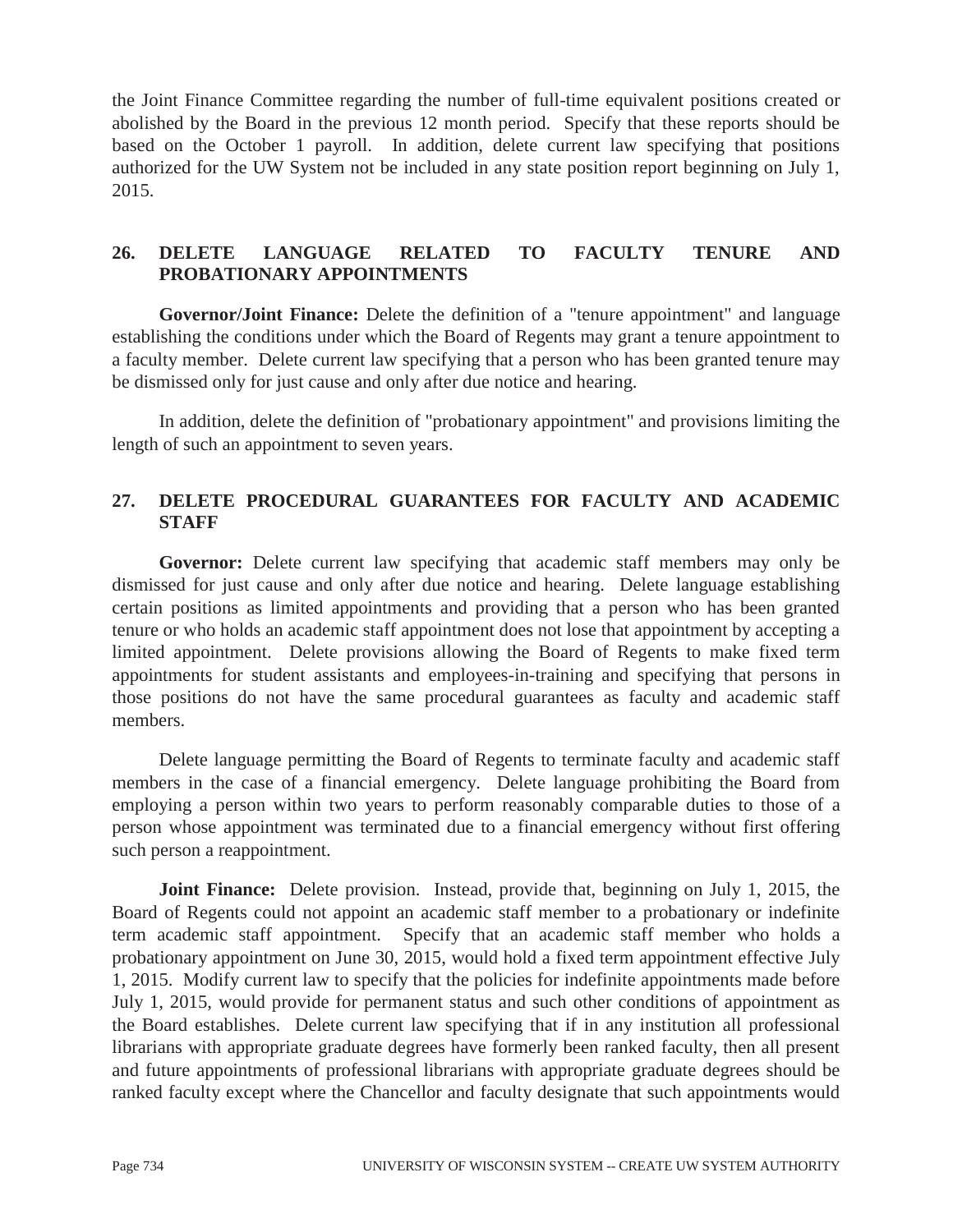the Joint Finance Committee regarding the number of full-time equivalent positions created or abolished by the Board in the previous 12 month period. Specify that these reports should be based on the October 1 payroll. In addition, delete current law specifying that positions authorized for the UW System not be included in any state position report beginning on July 1, 2015.

## 26. DELETE LANGUAGE RELATED TO FACULTY TENURE AND PROBATIONARY APPOINTMENTS

**Governor/Joint Finance:** Delete the definition of a "tenure appointment" and language establishing the conditions under which the Board of Regents may grant a tenure appointment to a faculty member. Delete current law specifying that a person who has been granted tenure may be dismissed only for just cause and only after due notice and hearing.

In addition, delete the definition of "probationary appointment" and provisions limiting the length of such an appointment to seven years.

## 27. DELETE PROCEDURAL GUARANTEES FOR FACULTY AND ACADEMIC STAFF

**Governor:** Delete current law specifying that academic staff members may only be dismissed for just cause and only after due notice and hearing. Delete language establishing certain positions as limited appointments and providing that a person who has been granted tenure or who holds an academic staff appointment does not lose that appointment by accepting a limited appointment. Delete provisions allowing the Board of Regents to make fixed term appointments for student assistants and employees-in-training and specifying that persons in those positions do not have the same procedural guarantees as faculty and academic staff members.

Delete language permitting the Board of Regents to terminate faculty and academic staff members in the case of a financial emergency. Delete language prohibiting the Board from employing a person within two years to perform reasonably comparable duties to those of a person whose appointment was terminated due to a financial emergency without first offering such person a reappointment.

**Joint Finance:** Delete provision. Instead, provide that, beginning on July 1, 2015, the Board of Regents could not appoint an academic staff member to a probationary or indefinite term academic staff appointment. Specify that an academic staff member who holds a probationary appointment on June 30, 2015, would hold a fixed term appointment effective July 1, 2015. Modify current law to specify that the policies for indefinite appointments made before July 1, 2015, would provide for permanent status and such other conditions of appointment as the Board establishes. Delete current law specifying that if in any institution all professional librarians with appropriate graduate degrees have formerly been ranked faculty, then all present and future appointments of professional librarians with appropriate graduate degrees should be ranked faculty except where the Chancellor and faculty designate that such appointments would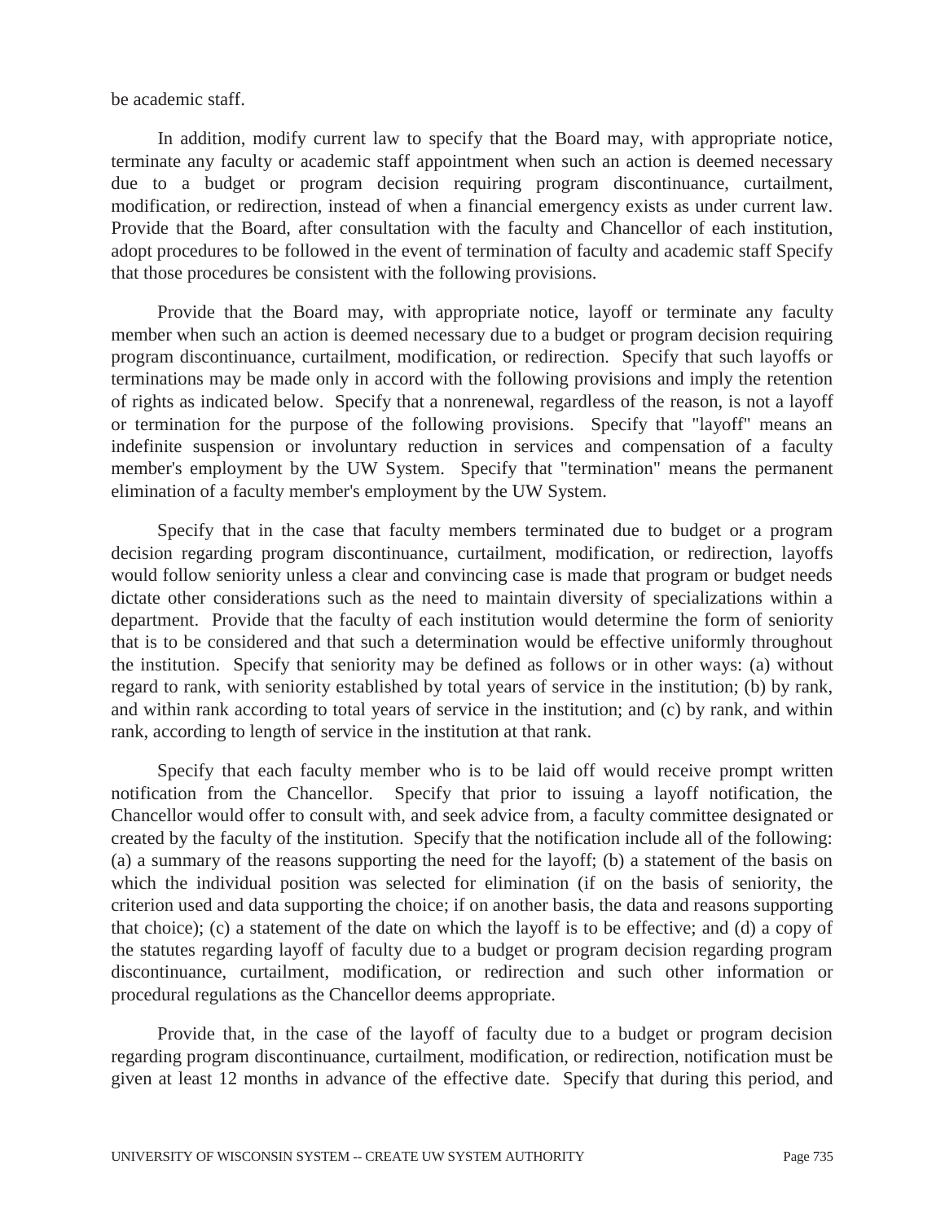be academic staff.

In addition, modify current law to specify that the Board may, with appropriate notice, terminate any faculty or academic staff appointment when such an action is deemed necessary due to a budget or program decision requiring program discontinuance, curtailment, modification, or redirection, instead of when a financial emergency exists as under current law. Provide that the Board, after consultation with the faculty and Chancellor of each institution, adopt procedures to be followed in the event of termination of faculty and academic staff Specify that those procedures be consistent with the following provisions.

Provide that the Board may, with appropriate notice, layoff or terminate any faculty member when such an action is deemed necessary due to a budget or program decision requiring program discontinuance, curtailment, modification, or redirection. Specify that such layoffs or terminations may be made only in accord with the following provisions and imply the retention of rights as indicated below. Specify that a nonrenewal, regardless of the reason, is not a layoff or termination for the purpose of the following provisions. Specify that "layoff" means an indefinite suspension or involuntary reduction in services and compensation of a faculty member's employment by the UW System. Specify that "termination" means the permanent elimination of a faculty member's employment by the UW System.

Specify that in the case that faculty members terminated due to budget or a program decision regarding program discontinuance, curtailment, modification, or redirection, layoffs would follow seniority unless a clear and convincing case is made that program or budget needs dictate other considerations such as the need to maintain diversity of specializations within a department. Provide that the faculty of each institution would determine the form of seniority that is to be considered and that such a determination would be effective uniformly throughout the institution. Specify that seniority may be defined as follows or in other ways: (a) without regard to rank, with seniority established by total years of service in the institution; (b) by rank, and within rank according to total years of service in the institution; and (c) by rank, and within rank, according to length of service in the institution at that rank.

Specify that each faculty member who is to be laid off would receive prompt written notification from the Chancellor. Specify that prior to issuing a layoff notification, the Chancellor would offer to consult with, and seek advice from, a faculty committee designated or created by the faculty of the institution. Specify that the notification include all of the following: (a) a summary of the reasons supporting the need for the layoff; (b) a statement of the basis on which the individual position was selected for elimination (if on the basis of seniority, the criterion used and data supporting the choice; if on another basis, the data and reasons supporting that choice); (c) a statement of the date on which the layoff is to be effective; and (d) a copy of the statutes regarding layoff of faculty due to a budget or program decision regarding program discontinuance, curtailment, modification, or redirection and such other information or procedural regulations as the Chancellor deems appropriate.

Provide that, in the case of the layoff of faculty due to a budget or program decision regarding program discontinuance, curtailment, modification, or redirection, notification must be given at least 12 months in advance of the effective date. Specify that during this period, and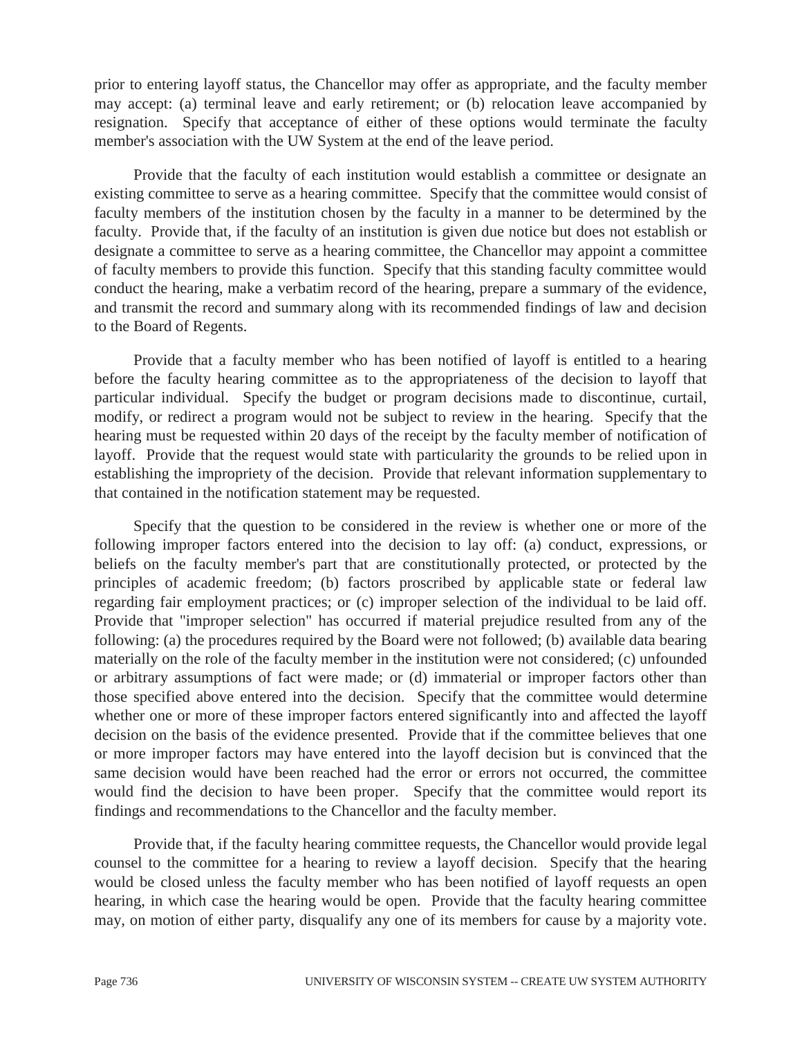prior to entering layoff status, the Chancellor may offer as appropriate, and the faculty member may accept: (a) terminal leave and early retirement; or (b) relocation leave accompanied by resignation. Specify that acceptance of either of these options would terminate the faculty member's association with the UW System at the end of the leave period.

Provide that the faculty of each institution would establish a committee or designate an existing committee to serve as a hearing committee. Specify that the committee would consist of faculty members of the institution chosen by the faculty in a manner to be determined by the faculty. Provide that, if the faculty of an institution is given due notice but does not establish or designate a committee to serve as a hearing committee, the Chancellor may appoint a committee of faculty members to provide this function. Specify that this standing faculty committee would conduct the hearing, make a verbatim record of the hearing, prepare a summary of the evidence, and transmit the record and summary along with its recommended findings of law and decision to the Board of Regents.

Provide that a faculty member who has been notified of layoff is entitled to a hearing before the faculty hearing committee as to the appropriateness of the decision to layoff that particular individual. Specify the budget or program decisions made to discontinue, curtail, modify, or redirect a program would not be subject to review in the hearing. Specify that the hearing must be requested within 20 days of the receipt by the faculty member of notification of layoff. Provide that the request would state with particularity the grounds to be relied upon in establishing the impropriety of the decision. Provide that relevant information supplementary to that contained in the notification statement may be requested.

Specify that the question to be considered in the review is whether one or more of the following improper factors entered into the decision to lay off: (a) conduct, expressions, or beliefs on the faculty member's part that are constitutionally protected, or protected by the principles of academic freedom; (b) factors proscribed by applicable state or federal law regarding fair employment practices; or (c) improper selection of the individual to be laid off. Provide that "improper selection" has occurred if material prejudice resulted from any of the following: (a) the procedures required by the Board were not followed; (b) available data bearing materially on the role of the faculty member in the institution were not considered; (c) unfounded or arbitrary assumptions of fact were made; or (d) immaterial or improper factors other than those specified above entered into the decision. Specify that the committee would determine whether one or more of these improper factors entered significantly into and affected the layoff decision on the basis of the evidence presented. Provide that if the committee believes that one or more improper factors may have entered into the layoff decision but is convinced that the same decision would have been reached had the error or errors not occurred, the committee would find the decision to have been proper. Specify that the committee would report its findings and recommendations to the Chancellor and the faculty member.

Provide that, if the faculty hearing committee requests, the Chancellor would provide legal counsel to the committee for a hearing to review a layoff decision. Specify that the hearing would be closed unless the faculty member who has been notified of layoff requests an open hearing, in which case the hearing would be open. Provide that the faculty hearing committee may, on motion of either party, disqualify any one of its members for cause by a majority vote.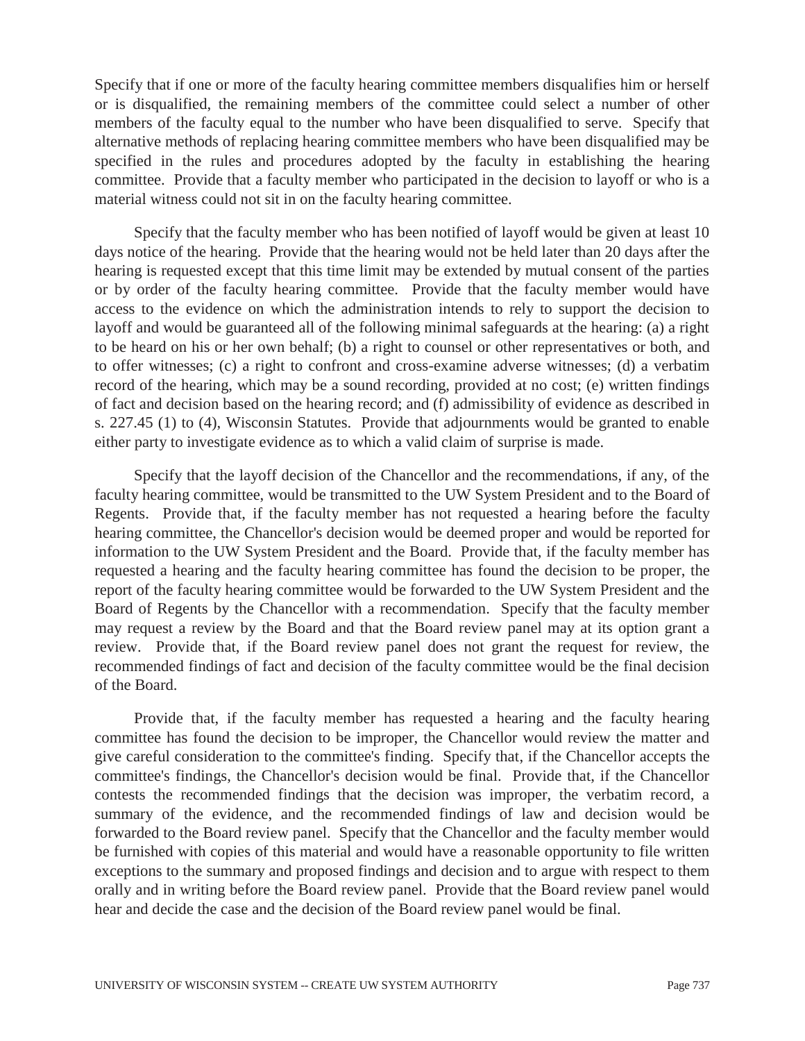Specify that if one or more of the faculty hearing committee members disqualifies him or herself or is disqualified, the remaining members of the committee could select a number of other members of the faculty equal to the number who have been disqualified to serve. Specify that alternative methods of replacing hearing committee members who have been disqualified may be specified in the rules and procedures adopted by the faculty in establishing the hearing committee. Provide that a faculty member who participated in the decision to layoff or who is a material witness could not sit in on the faculty hearing committee.

Specify that the faculty member who has been notified of layoff would be given at least 10 days notice of the hearing. Provide that the hearing would not be held later than 20 days after the hearing is requested except that this time limit may be extended by mutual consent of the parties or by order of the faculty hearing committee. Provide that the faculty member would have access to the evidence on which the administration intends to rely to support the decision to layoff and would be guaranteed all of the following minimal safeguards at the hearing: (a) a right to be heard on his or her own behalf; (b) a right to counsel or other representatives or both, and to offer witnesses; (c) a right to confront and cross-examine adverse witnesses; (d) a verbatim record of the hearing, which may be a sound recording, provided at no cost; (e) written findings of fact and decision based on the hearing record; and (f) admissibility of evidence as described in s. 227.45 (1) to (4), Wisconsin Statutes. Provide that adjournments would be granted to enable either party to investigate evidence as to which a valid claim of surprise is made.

Specify that the layoff decision of the Chancellor and the recommendations, if any, of the faculty hearing committee, would be transmitted to the UW System President and to the Board of Regents. Provide that, if the faculty member has not requested a hearing before the faculty hearing committee, the Chancellor's decision would be deemed proper and would be reported for information to the UW System President and the Board. Provide that, if the faculty member has requested a hearing and the faculty hearing committee has found the decision to be proper, the report of the faculty hearing committee would be forwarded to the UW System President and the Board of Regents by the Chancellor with a recommendation. Specify that the faculty member may request a review by the Board and that the Board review panel may at its option grant a review. Provide that, if the Board review panel does not grant the request for review, the recommended findings of fact and decision of the faculty committee would be the final decision of the Board.

Provide that, if the faculty member has requested a hearing and the faculty hearing committee has found the decision to be improper, the Chancellor would review the matter and give careful consideration to the committee's finding. Specify that, if the Chancellor accepts the committee's findings, the Chancellor's decision would be final. Provide that, if the Chancellor contests the recommended findings that the decision was improper, the verbatim record, a summary of the evidence, and the recommended findings of law and decision would be forwarded to the Board review panel. Specify that the Chancellor and the faculty member would be furnished with copies of this material and would have a reasonable opportunity to file written exceptions to the summary and proposed findings and decision and to argue with respect to them orally and in writing before the Board review panel. Provide that the Board review panel would hear and decide the case and the decision of the Board review panel would be final.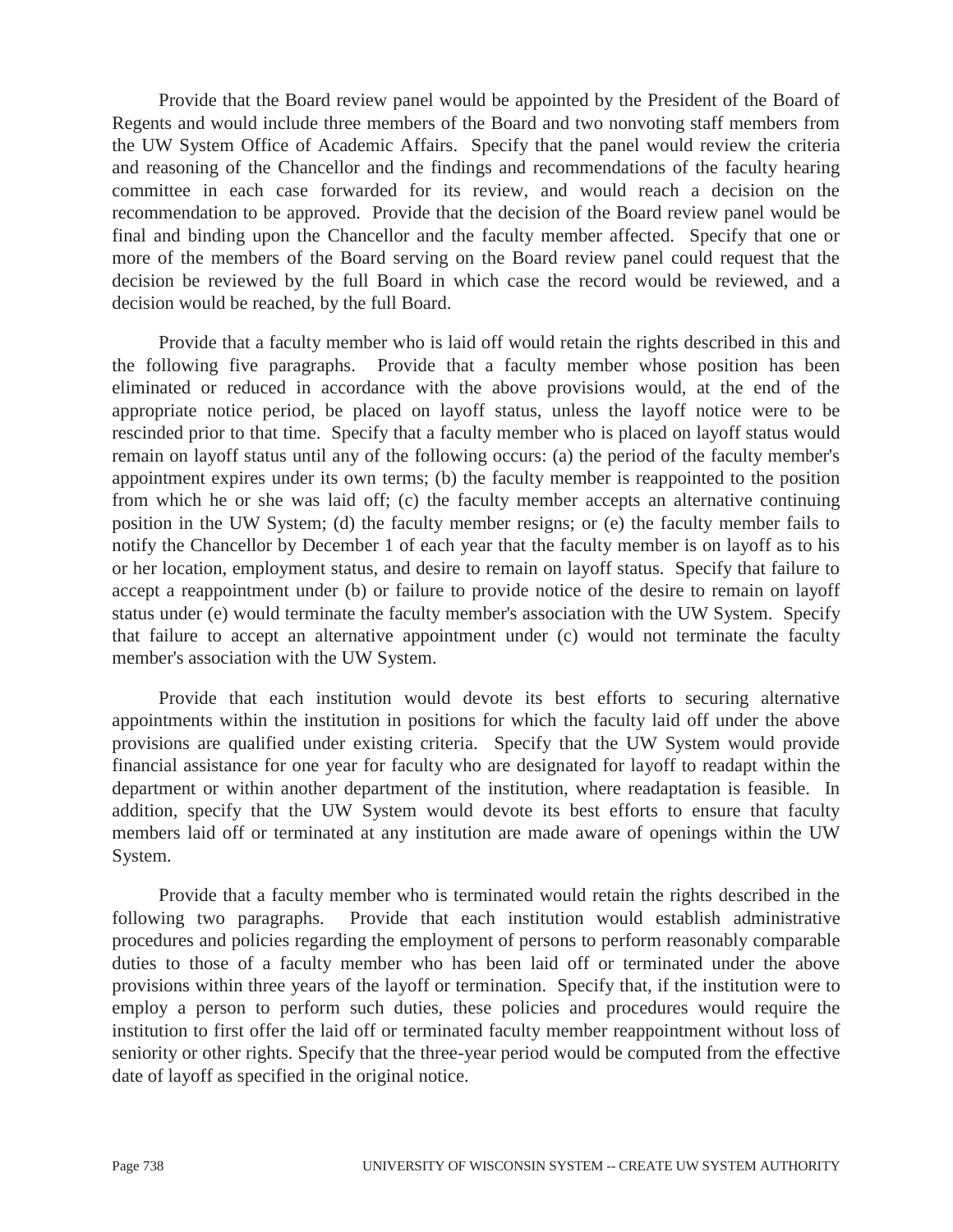Provide that the Board review panel would be appointed by the President of the Board of Regents and would include three members of the Board and two nonvoting staff members from the UW System Office of Academic Affairs. Specify that the panel would review the criteria and reasoning of the Chancellor and the findings and recommendations of the faculty hearing committee in each case forwarded for its review, and would reach a decision on the recommendation to be approved. Provide that the decision of the Board review panel would be final and binding upon the Chancellor and the faculty member affected. Specify that one or more of the members of the Board serving on the Board review panel could request that the decision be reviewed by the full Board in which case the record would be reviewed, and a decision would be reached, by the full Board.

Provide that a faculty member who is laid off would retain the rights described in this and the following five paragraphs. Provide that a faculty member whose position has been eliminated or reduced in accordance with the above provisions would, at the end of the appropriate notice period, be placed on layoff status, unless the layoff notice were to be rescinded prior to that time. Specify that a faculty member who is placed on layoff status would remain on layoff status until any of the following occurs: (a) the period of the faculty member's appointment expires under its own terms; (b) the faculty member is reappointed to the position from which he or she was laid off; (c) the faculty member accepts an alternative continuing position in the UW System; (d) the faculty member resigns; or (e) the faculty member fails to notify the Chancellor by December 1 of each year that the faculty member is on layoff as to his or her location, employment status, and desire to remain on layoff status. Specify that failure to accept a reappointment under (b) or failure to provide notice of the desire to remain on layoff status under (e) would terminate the faculty member's association with the UW System. Specify that failure to accept an alternative appointment under (c) would not terminate the faculty member's association with the UW System.

Provide that each institution would devote its best efforts to securing alternative appointments within the institution in positions for which the faculty laid off under the above provisions are qualified under existing criteria. Specify that the UW System would provide financial assistance for one year for faculty who are designated for layoff to readapt within the department or within another department of the institution, where readaptation is feasible. In addition, specify that the UW System would devote its best efforts to ensure that faculty members laid off or terminated at any institution are made aware of openings within the UW System.

Provide that a faculty member who is terminated would retain the rights described in the following two paragraphs. Provide that each institution would establish administrative procedures and policies regarding the employment of persons to perform reasonably comparable duties to those of a faculty member who has been laid off or terminated under the above provisions within three years of the layoff or termination. Specify that, if the institution were to employ a person to perform such duties, these policies and procedures would require the institution to first offer the laid off or terminated faculty member reappointment without loss of seniority or other rights. Specify that the three-year period would be computed from the effective date of layoff as specified in the original notice.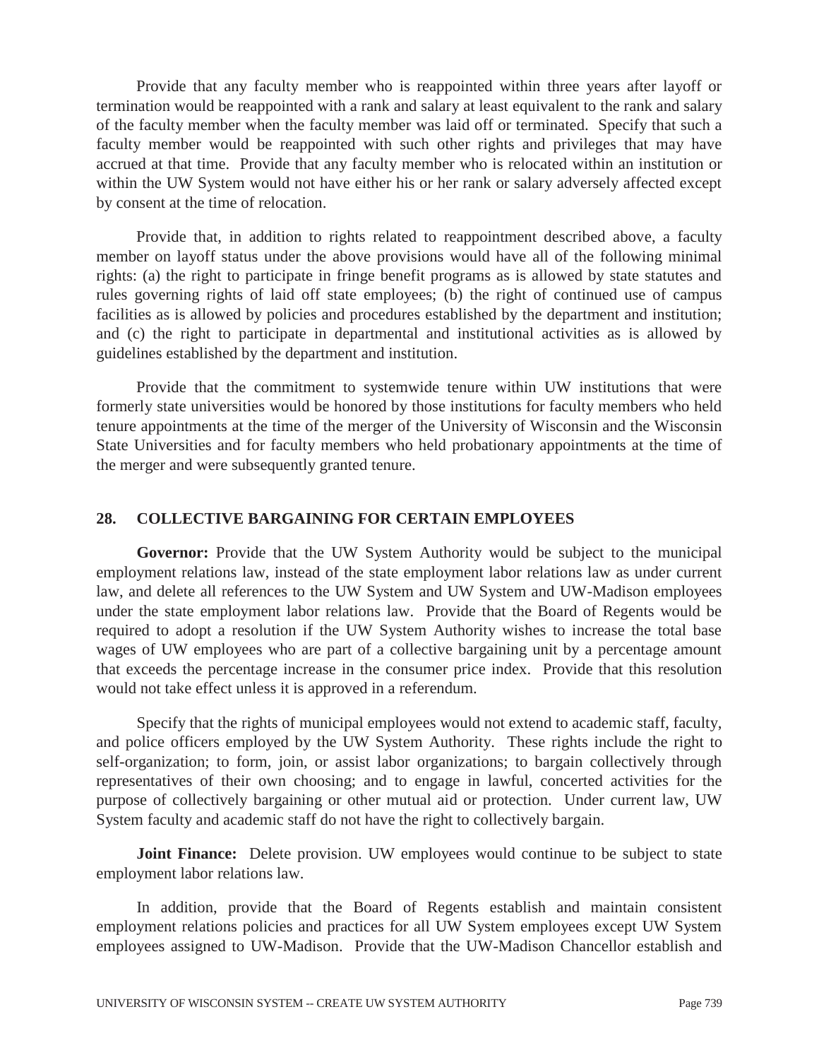Provide that any faculty member who is reappointed within three years after layoff or termination would be reappointed with a rank and salary at least equivalent to the rank and salary of the faculty member when the faculty member was laid off or terminated. Specify that such a faculty member would be reappointed with such other rights and privileges that may have accrued at that time. Provide that any faculty member who is relocated within an institution or within the UW System would not have either his or her rank or salary adversely affected except by consent at the time of relocation.

Provide that, in addition to rights related to reappointment described above, a faculty member on layoff status under the above provisions would have all of the following minimal rights: (a) the right to participate in fringe benefit programs as is allowed by state statutes and rules governing rights of laid off state employees; (b) the right of continued use of campus facilities as is allowed by policies and procedures established by the department and institution; and (c) the right to participate in departmental and institutional activities as is allowed by guidelines established by the department and institution.

Provide that the commitment to systemwide tenure within UW institutions that were formerly state universities would be honored by those institutions for faculty members who held tenure appointments at the time of the merger of the University of Wisconsin and the Wisconsin State Universities and for faculty members who held probationary appointments at the time of the merger and were subsequently granted tenure.

## 28. COLLECTIVE BARGAINING FOR CERTAIN EMPLOYEES

**Governor:** Provide that the UW System Authority would be subject to the municipal employment relations law, instead of the state employment labor relations law as under current law, and delete all references to the UW System and UW System and UW-Madison employees under the state employment labor relations law. Provide that the Board of Regents would be required to adopt a resolution if the UW System Authority wishes to increase the total base wages of UW employees who are part of a collective bargaining unit by a percentage amount that exceeds the percentage increase in the consumer price index. Provide that this resolution would not take effect unless it is approved in a referendum.

Specify that the rights of municipal employees would not extend to academic staff, faculty, and police officers employed by the UW System Authority. These rights include the right to self-organization; to form, join, or assist labor organizations; to bargain collectively through representatives of their own choosing; and to engage in lawful, concerted activities for the purpose of collectively bargaining or other mutual aid or protection. Under current law, UW System faculty and academic staff do not have the right to collectively bargain.

**Joint Finance:** Delete provision. UW employees would continue to be subject to state employment labor relations law.

In addition, provide that the Board of Regents establish and maintain consistent employment relations policies and practices for all UW System employees except UW System employees assigned to UW-Madison. Provide that the UW-Madison Chancellor establish and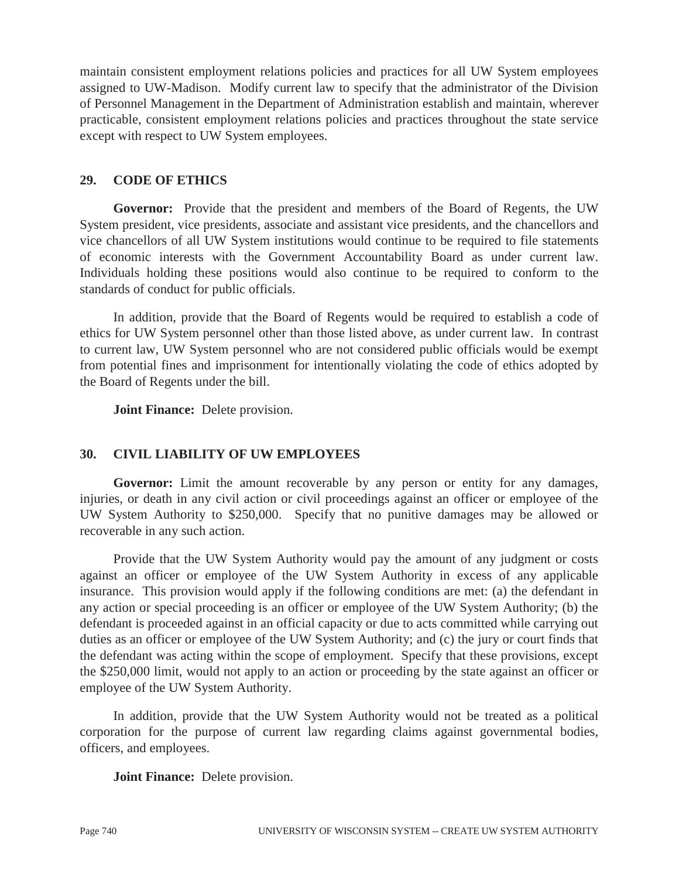maintain consistent employment relations policies and practices for all UW System employees assigned to UW-Madison. Modify current law to specify that the administrator of the Division of Personnel Management in the Department of Administration establish and maintain, wherever practicable, consistent employment relations policies and practices throughout the state service except with respect to UW System employees.

## 29. CODE OF ETHICS

**Governor:** Provide that the president and members of the Board of Regents, the UW System president, vice presidents, associate and assistant vice presidents, and the chancellors and vice chancellors of all UW System institutions would continue to be required to file statements of economic interests with the Government Accountability Board as under current law. Individuals holding these positions would also continue to be required to conform to the standards of conduct for public officials.

In addition, provide that the Board of Regents would be required to establish a code of ethics for UW System personnel other than those listed above, as under current law. In contrast to current law, UW System personnel who are not considered public officials would be exempt from potential fines and imprisonment for intentionally violating the code of ethics adopted by the Board of Regents under the bill.

**Joint Finance:** Delete provision.

## 30. CIVIL LIABILITY OF UW EMPLOYEES

**Governor:** Limit the amount recoverable by any person or entity for any damages, injuries, or death in any civil action or civil proceedings against an officer or employee of the UW System Authority to $250,000. Specify that no punitive damages may be allowed or recoverable in any such action.

Provide that the UW System Authority would pay the amount of any judgment or costs against an officer or employee of the UW System Authority in excess of any applicable insurance. This provision would apply if the following conditions are met: (a) the defendant in any action or special proceeding is an officer or employee of the UW System Authority; (b) the defendant is proceeded against in an official capacity or due to acts committed while carrying out duties as an officer or employee of the UW System Authority; and (c) the jury or court finds that the defendant was acting within the scope of employment. Specify that these provisions, except the $250,000 limit, would not apply to an action or proceeding by the state against an officer or employee of the UW System Authority.

In addition, provide that the UW System Authority would not be treated as a political corporation for the purpose of current law regarding claims against governmental bodies, officers, and employees.

**Joint Finance:** Delete provision.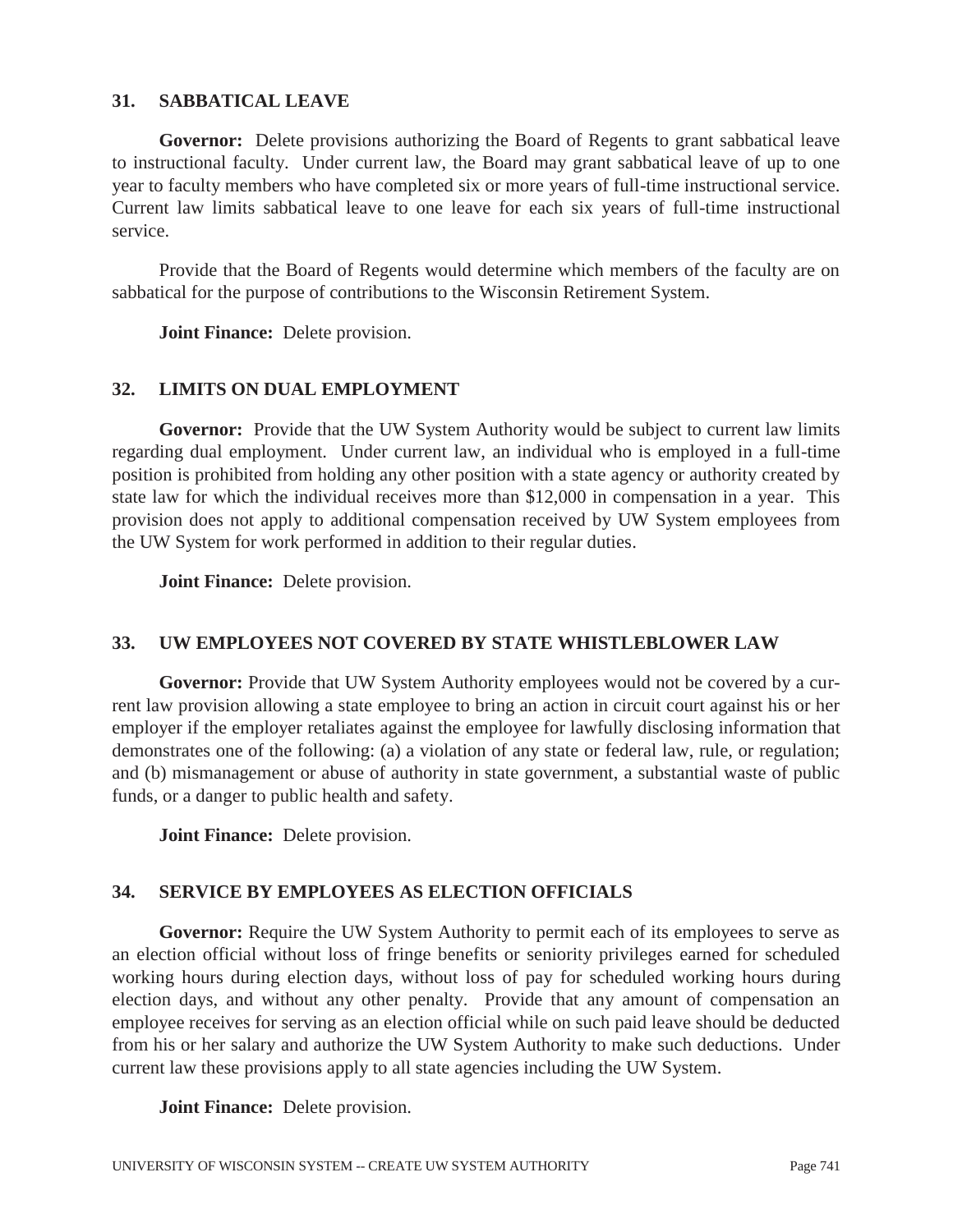## 31. SABBATICAL LEAVE

**Governor:** Delete provisions authorizing the Board of Regents to grant sabbatical leave to instructional faculty. Under current law, the Board may grant sabbatical leave of up to one year to faculty members who have completed six or more years of full-time instructional service. Current law limits sabbatical leave to one leave for each six years of full-time instructional service.

Provide that the Board of Regents would determine which members of the faculty are on sabbatical for the purpose of contributions to the Wisconsin Retirement System.

**Joint Finance:** Delete provision.

## 32. LIMITS ON DUAL EMPLOYMENT

**Governor:** Provide that the UW System Authority would be subject to current law limits regarding dual employment. Under current law, an individual who is employed in a full-time position is prohibited from holding any other position with a state agency or authority created by state law for which the individual receives more than $12,000 in compensation in a year. This provision does not apply to additional compensation received by UW System employees from the UW System for work performed in addition to their regular duties.

**Joint Finance:** Delete provision.

## 33. UW EMPLOYEES NOT COVERED BY STATE WHISTLEBLOWER LAW

**Governor:** Provide that UW System Authority employees would not be covered by a current law provision allowing a state employee to bring an action in circuit court against his or her employer if the employer retaliates against the employee for lawfully disclosing information that demonstrates one of the following: (a) a violation of any state or federal law, rule, or regulation; and (b) mismanagement or abuse of authority in state government, a substantial waste of public funds, or a danger to public health and safety.

**Joint Finance:** Delete provision.

## 34. SERVICE BY EMPLOYEES AS ELECTION OFFICIALS

**Governor:** Require the UW System Authority to permit each of its employees to serve as an election official without loss of fringe benefits or seniority privileges earned for scheduled working hours during election days, without loss of pay for scheduled working hours during election days, and without any other penalty. Provide that any amount of compensation an employee receives for serving as an election official while on such paid leave should be deducted from his or her salary and authorize the UW System Authority to make such deductions. Under current law these provisions apply to all state agencies including the UW System.

**Joint Finance:** Delete provision.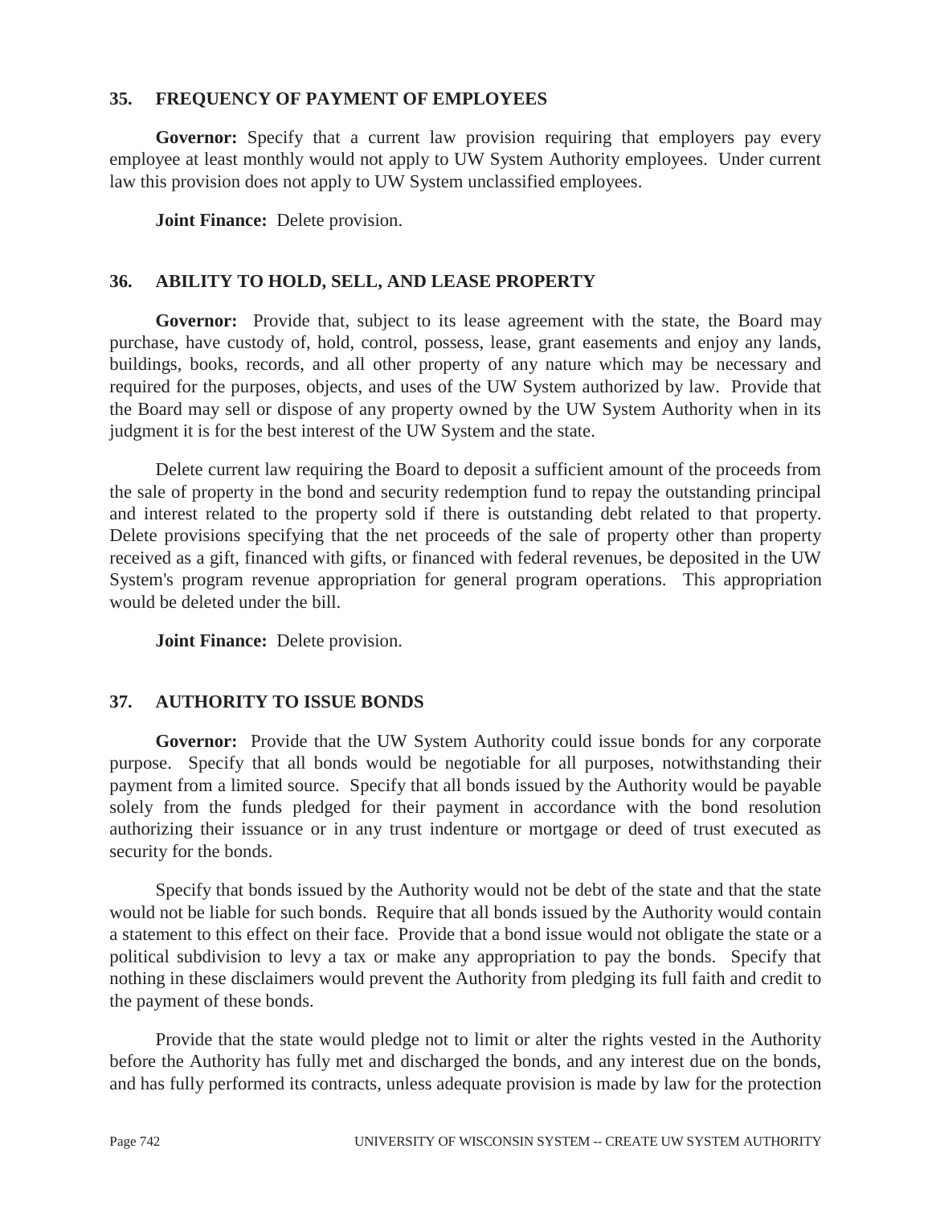## 35. FREQUENCY OF PAYMENT OF EMPLOYEES

**Governor:** Specify that a current law provision requiring that employers pay every employee at least monthly would not apply to UW System Authority employees. Under current law this provision does not apply to UW System unclassified employees.

**Joint Finance:** Delete provision.

## 36. ABILITY TO HOLD, SELL, AND LEASE PROPERTY

**Governor:** Provide that, subject to its lease agreement with the state, the Board may purchase, have custody of, hold, control, possess, lease, grant easements and enjoy any lands, buildings, books, records, and all other property of any nature which may be necessary and required for the purposes, objects, and uses of the UW System authorized by law. Provide that the Board may sell or dispose of any property owned by the UW System Authority when in its judgment it is for the best interest of the UW System and the state.

Delete current law requiring the Board to deposit a sufficient amount of the proceeds from the sale of property in the bond and security redemption fund to repay the outstanding principal and interest related to the property sold if there is outstanding debt related to that property. Delete provisions specifying that the net proceeds of the sale of property other than property received as a gift, financed with gifts, or financed with federal revenues, be deposited in the UW System's program revenue appropriation for general program operations. This appropriation would be deleted under the bill.

**Joint Finance:** Delete provision.

## 37. AUTHORITY TO ISSUE BONDS

**Governor:** Provide that the UW System Authority could issue bonds for any corporate purpose. Specify that all bonds would be negotiable for all purposes, notwithstanding their payment from a limited source. Specify that all bonds issued by the Authority would be payable solely from the funds pledged for their payment in accordance with the bond resolution authorizing their issuance or in any trust indenture or mortgage or deed of trust executed as security for the bonds.

Specify that bonds issued by the Authority would not be debt of the state and that the state would not be liable for such bonds. Require that all bonds issued by the Authority would contain a statement to this effect on their face. Provide that a bond issue would not obligate the state or a political subdivision to levy a tax or make any appropriation to pay the bonds. Specify that nothing in these disclaimers would prevent the Authority from pledging its full faith and credit to the payment of these bonds.

Provide that the state would pledge not to limit or alter the rights vested in the Authority before the Authority has fully met and discharged the bonds, and any interest due on the bonds, and has fully performed its contracts, unless adequate provision is made by law for the protection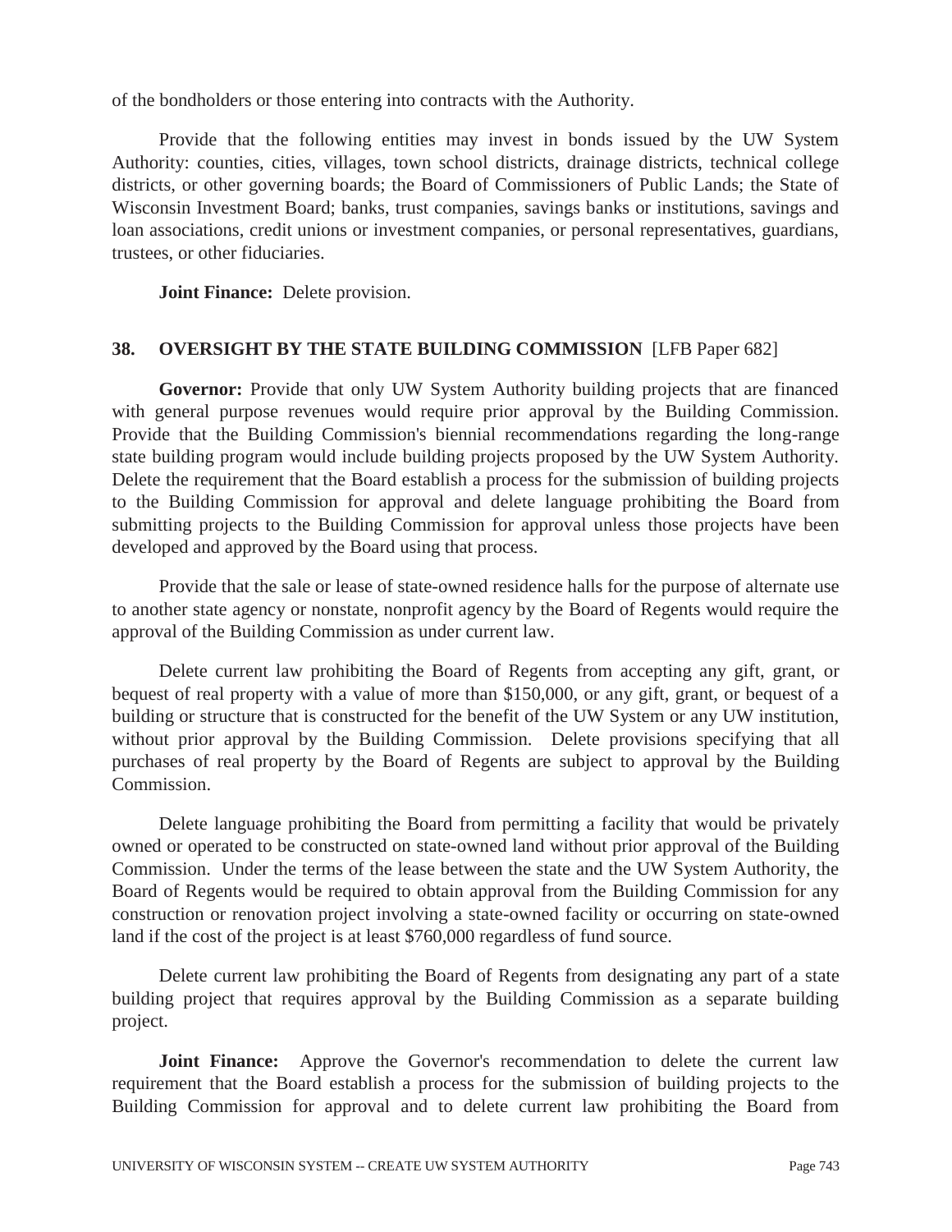of the bondholders or those entering into contracts with the Authority.

Provide that the following entities may invest in bonds issued by the UW System Authority: counties, cities, villages, town school districts, drainage districts, technical college districts, or other governing boards; the Board of Commissioners of Public Lands; the State of Wisconsin Investment Board; banks, trust companies, savings banks or institutions, savings and loan associations, credit unions or investment companies, or personal representatives, guardians, trustees, or other fiduciaries.

**Joint Finance:** Delete provision.

## 38. OVERSIGHT BY THE STATE BUILDING COMMISSION [LFB Paper 682]

**Governor:** Provide that only UW System Authority building projects that are financed with general purpose revenues would require prior approval by the Building Commission. Provide that the Building Commission's biennial recommendations regarding the long-range state building program would include building projects proposed by the UW System Authority. Delete the requirement that the Board establish a process for the submission of building projects to the Building Commission for approval and delete language prohibiting the Board from submitting projects to the Building Commission for approval unless those projects have been developed and approved by the Board using that process.

Provide that the sale or lease of state-owned residence halls for the purpose of alternate use to another state agency or nonstate, nonprofit agency by the Board of Regents would require the approval of the Building Commission as under current law.

Delete current law prohibiting the Board of Regents from accepting any gift, grant, or bequest of real property with a value of more than $150,000, or any gift, grant, or bequest of a building or structure that is constructed for the benefit of the UW System or any UW institution, without prior approval by the Building Commission. Delete provisions specifying that all purchases of real property by the Board of Regents are subject to approval by the Building Commission.

Delete language prohibiting the Board from permitting a facility that would be privately owned or operated to be constructed on state-owned land without prior approval of the Building Commission. Under the terms of the lease between the state and the UW System Authority, the Board of Regents would be required to obtain approval from the Building Commission for any construction or renovation project involving a state-owned facility or occurring on state-owned land if the cost of the project is at least $760,000 regardless of fund source.

Delete current law prohibiting the Board of Regents from designating any part of a state building project that requires approval by the Building Commission as a separate building project.

**Joint Finance:** Approve the Governor's recommendation to delete the current law requirement that the Board establish a process for the submission of building projects to the Building Commission for approval and to delete current law prohibiting the Board from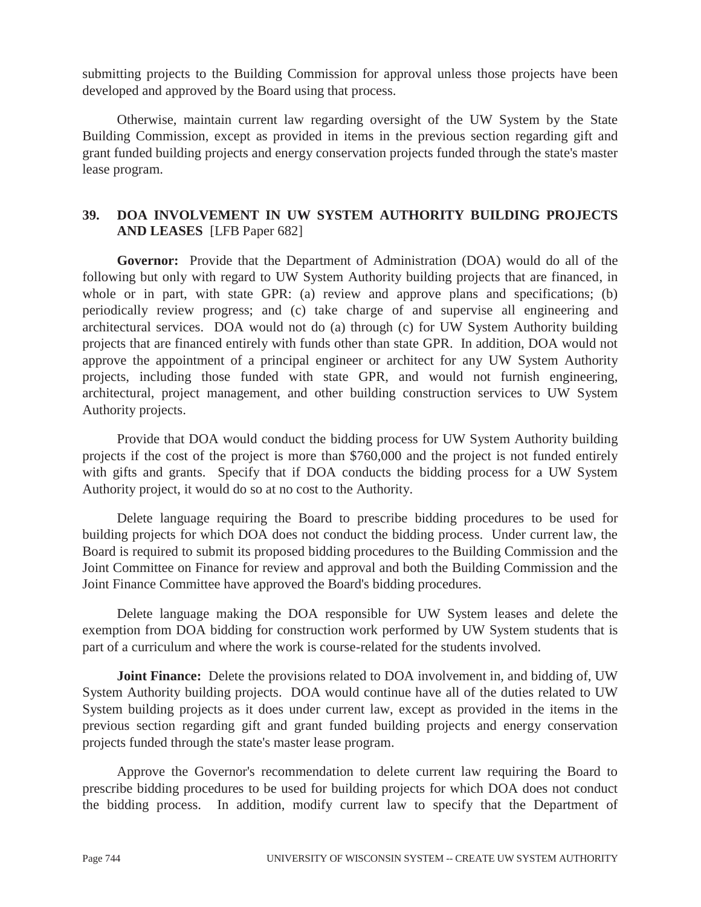submitting projects to the Building Commission for approval unless those projects have been developed and approved by the Board using that process.

Otherwise, maintain current law regarding oversight of the UW System by the State Building Commission, except as provided in items in the previous section regarding gift and grant funded building projects and energy conservation projects funded through the state's master lease program.

### 39. DOA INVOLVEMENT IN UW SYSTEM AUTHORITY BUILDING PROJECTS AND LEASES [LFB Paper 682]

**Governor:** Provide that the Department of Administration (DOA) would do all of the following but only with regard to UW System Authority building projects that are financed, in whole or in part, with state GPR: (a) review and approve plans and specifications; (b) periodically review progress; and (c) take charge of and supervise all engineering and architectural services. DOA would not do (a) through (c) for UW System Authority building projects that are financed entirely with funds other than state GPR. In addition, DOA would not approve the appointment of a principal engineer or architect for any UW System Authority projects, including those funded with state GPR, and would not furnish engineering, architectural, project management, and other building construction services to UW System Authority projects.

Provide that DOA would conduct the bidding process for UW System Authority building projects if the cost of the project is more than $760,000 and the project is not funded entirely with gifts and grants. Specify that if DOA conducts the bidding process for a UW System Authority project, it would do so at no cost to the Authority.

Delete language requiring the Board to prescribe bidding procedures to be used for building projects for which DOA does not conduct the bidding process. Under current law, the Board is required to submit its proposed bidding procedures to the Building Commission and the Joint Committee on Finance for review and approval and both the Building Commission and the Joint Finance Committee have approved the Board's bidding procedures.

Delete language making the DOA responsible for UW System leases and delete the exemption from DOA bidding for construction work performed by UW System students that is part of a curriculum and where the work is course-related for the students involved.

**Joint Finance:** Delete the provisions related to DOA involvement in, and bidding of, UW System Authority building projects. DOA would continue have all of the duties related to UW System building projects as it does under current law, except as provided in the items in the previous section regarding gift and grant funded building projects and energy conservation projects funded through the state's master lease program.

Approve the Governor's recommendation to delete current law requiring the Board to prescribe bidding procedures to be used for building projects for which DOA does not conduct the bidding process. In addition, modify current law to specify that the Department of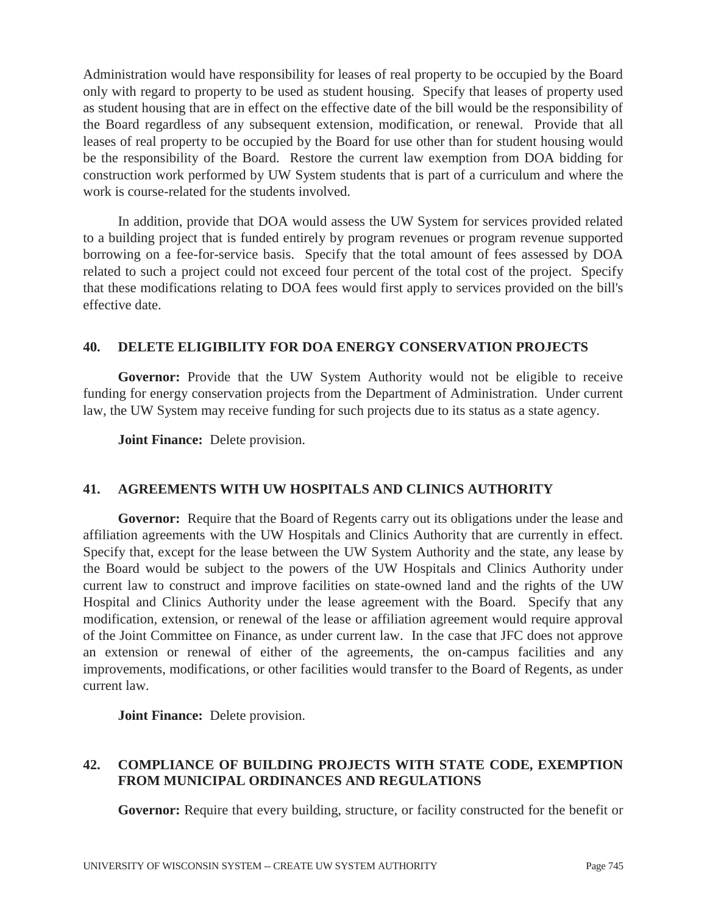Administration would have responsibility for leases of real property to be occupied by the Board only with regard to property to be used as student housing. Specify that leases of property used as student housing that are in effect on the effective date of the bill would be the responsibility of the Board regardless of any subsequent extension, modification, or renewal. Provide that all leases of real property to be occupied by the Board for use other than for student housing would be the responsibility of the Board. Restore the current law exemption from DOA bidding for construction work performed by UW System students that is part of a curriculum and where the work is course-related for the students involved.

In addition, provide that DOA would assess the UW System for services provided related to a building project that is funded entirely by program revenues or program revenue supported borrowing on a fee-for-service basis. Specify that the total amount of fees assessed by DOA related to such a project could not exceed four percent of the total cost of the project. Specify that these modifications relating to DOA fees would first apply to services provided on the bill's effective date.

### 40. DELETE ELIGIBILITY FOR DOA ENERGY CONSERVATION PROJECTS

**Governor:** Provide that the UW System Authority would not be eligible to receive funding for energy conservation projects from the Department of Administration. Under current law, the UW System may receive funding for such projects due to its status as a state agency.

**Joint Finance:** Delete provision.

### 41. AGREEMENTS WITH UW HOSPITALS AND CLINICS AUTHORITY

**Governor:** Require that the Board of Regents carry out its obligations under the lease and affiliation agreements with the UW Hospitals and Clinics Authority that are currently in effect. Specify that, except for the lease between the UW System Authority and the state, any lease by the Board would be subject to the powers of the UW Hospitals and Clinics Authority under current law to construct and improve facilities on state-owned land and the rights of the UW Hospital and Clinics Authority under the lease agreement with the Board. Specify that any modification, extension, or renewal of the lease or affiliation agreement would require approval of the Joint Committee on Finance, as under current law. In the case that JFC does not approve an extension or renewal of either of the agreements, the on-campus facilities and any improvements, modifications, or other facilities would transfer to the Board of Regents, as under current law.

**Joint Finance:** Delete provision.

### 42. COMPLIANCE OF BUILDING PROJECTS WITH STATE CODE, EXEMPTION FROM MUNICIPAL ORDINANCES AND REGULATIONS

**Governor:** Require that every building, structure, or facility constructed for the benefit or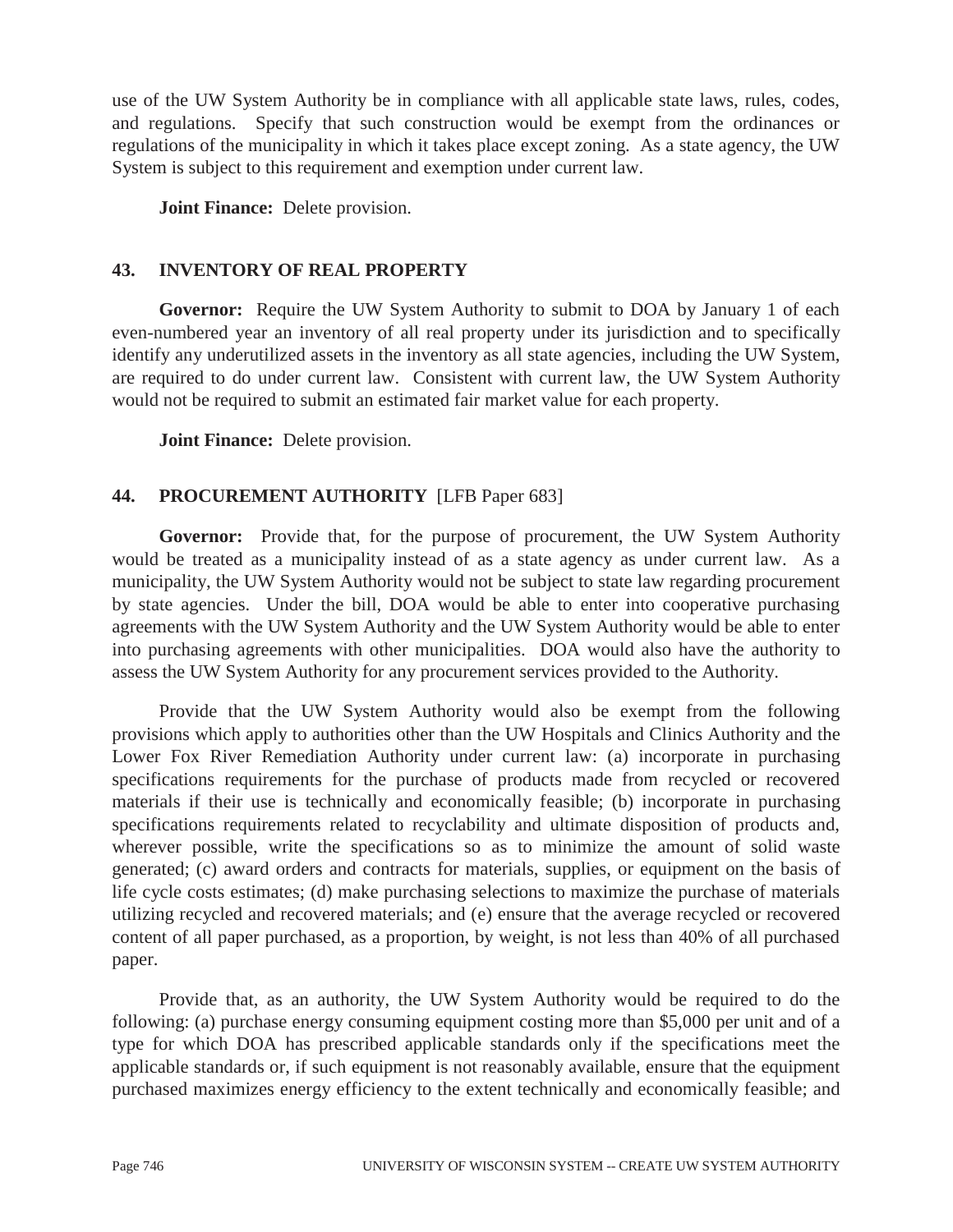use of the UW System Authority be in compliance with all applicable state laws, rules, codes, and regulations. Specify that such construction would be exempt from the ordinances or regulations of the municipality in which it takes place except zoning. As a state agency, the UW System is subject to this requirement and exemption under current law.

**Joint Finance:** Delete provision.

### 43. INVENTORY OF REAL PROPERTY

**Governor:** Require the UW System Authority to submit to DOA by January 1 of each even-numbered year an inventory of all real property under its jurisdiction and to specifically identify any underutilized assets in the inventory as all state agencies, including the UW System, are required to do under current law. Consistent with current law, the UW System Authority would not be required to submit an estimated fair market value for each property.

**Joint Finance:** Delete provision.

### 44. PROCUREMENT AUTHORITY [LFB Paper 683]

**Governor:** Provide that, for the purpose of procurement, the UW System Authority would be treated as a municipality instead of as a state agency as under current law. As a municipality, the UW System Authority would not be subject to state law regarding procurement by state agencies. Under the bill, DOA would be able to enter into cooperative purchasing agreements with the UW System Authority and the UW System Authority would be able to enter into purchasing agreements with other municipalities. DOA would also have the authority to assess the UW System Authority for any procurement services provided to the Authority.

Provide that the UW System Authority would also be exempt from the following provisions which apply to authorities other than the UW Hospitals and Clinics Authority and the Lower Fox River Remediation Authority under current law: (a) incorporate in purchasing specifications requirements for the purchase of products made from recycled or recovered materials if their use is technically and economically feasible; (b) incorporate in purchasing specifications requirements related to recyclability and ultimate disposition of products and, wherever possible, write the specifications so as to minimize the amount of solid waste generated; (c) award orders and contracts for materials, supplies, or equipment on the basis of life cycle costs estimates; (d) make purchasing selections to maximize the purchase of materials utilizing recycled and recovered materials; and (e) ensure that the average recycled or recovered content of all paper purchased, as a proportion, by weight, is not less than 40% of all purchased paper.

Provide that, as an authority, the UW System Authority would be required to do the following: (a) purchase energy consuming equipment costing more than $5,000 per unit and of a type for which DOA has prescribed applicable standards only if the specifications meet the applicable standards or, if such equipment is not reasonably available, ensure that the equipment purchased maximizes energy efficiency to the extent technically and economically feasible; and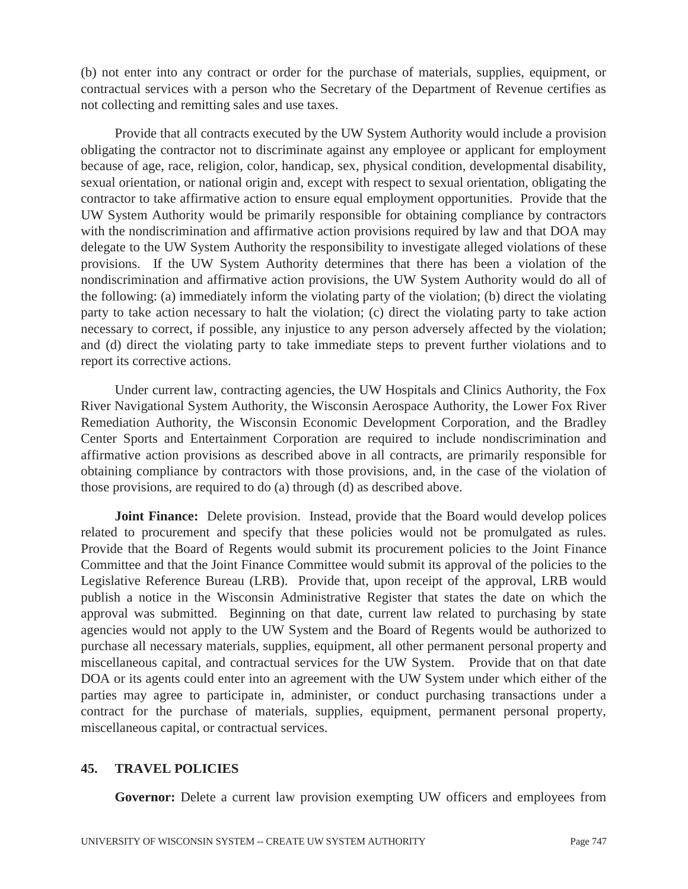(b) not enter into any contract or order for the purchase of materials, supplies, equipment, or contractual services with a person who the Secretary of the Department of Revenue certifies as not collecting and remitting sales and use taxes.

Provide that all contracts executed by the UW System Authority would include a provision obligating the contractor not to discriminate against any employee or applicant for employment because of age, race, religion, color, handicap, sex, physical condition, developmental disability, sexual orientation, or national origin and, except with respect to sexual orientation, obligating the contractor to take affirmative action to ensure equal employment opportunities. Provide that the UW System Authority would be primarily responsible for obtaining compliance by contractors with the nondiscrimination and affirmative action provisions required by law and that DOA may delegate to the UW System Authority the responsibility to investigate alleged violations of these provisions. If the UW System Authority determines that there has been a violation of the nondiscrimination and affirmative action provisions, the UW System Authority would do all of the following: (a) immediately inform the violating party of the violation; (b) direct the violating party to take action necessary to halt the violation; (c) direct the violating party to take action necessary to correct, if possible, any injustice to any person adversely affected by the violation; and (d) direct the violating party to take immediate steps to prevent further violations and to report its corrective actions.

Under current law, contracting agencies, the UW Hospitals and Clinics Authority, the Fox River Navigational System Authority, the Wisconsin Aerospace Authority, the Lower Fox River Remediation Authority, the Wisconsin Economic Development Corporation, and the Bradley Center Sports and Entertainment Corporation are required to include nondiscrimination and affirmative action provisions as described above in all contracts, are primarily responsible for obtaining compliance by contractors with those provisions, and, in the case of the violation of those provisions, are required to do (a) through (d) as described above.

**Joint Finance:** Delete provision. Instead, provide that the Board would develop polices related to procurement and specify that these policies would not be promulgated as rules. Provide that the Board of Regents would submit its procurement policies to the Joint Finance Committee and that the Joint Finance Committee would submit its approval of the policies to the Legislative Reference Bureau (LRB). Provide that, upon receipt of the approval, LRB would publish a notice in the Wisconsin Administrative Register that states the date on which the approval was submitted. Beginning on that date, current law related to purchasing by state agencies would not apply to the UW System and the Board of Regents would be authorized to purchase all necessary materials, supplies, equipment, all other permanent personal property and miscellaneous capital, and contractual services for the UW System. Provide that on that date DOA or its agents could enter into an agreement with the UW System under which either of the parties may agree to participate in, administer, or conduct purchasing transactions under a contract for the purchase of materials, supplies, equipment, permanent personal property, miscellaneous capital, or contractual services.

## 45. TRAVEL POLICIES

**Governor:** Delete a current law provision exempting UW officers and employees from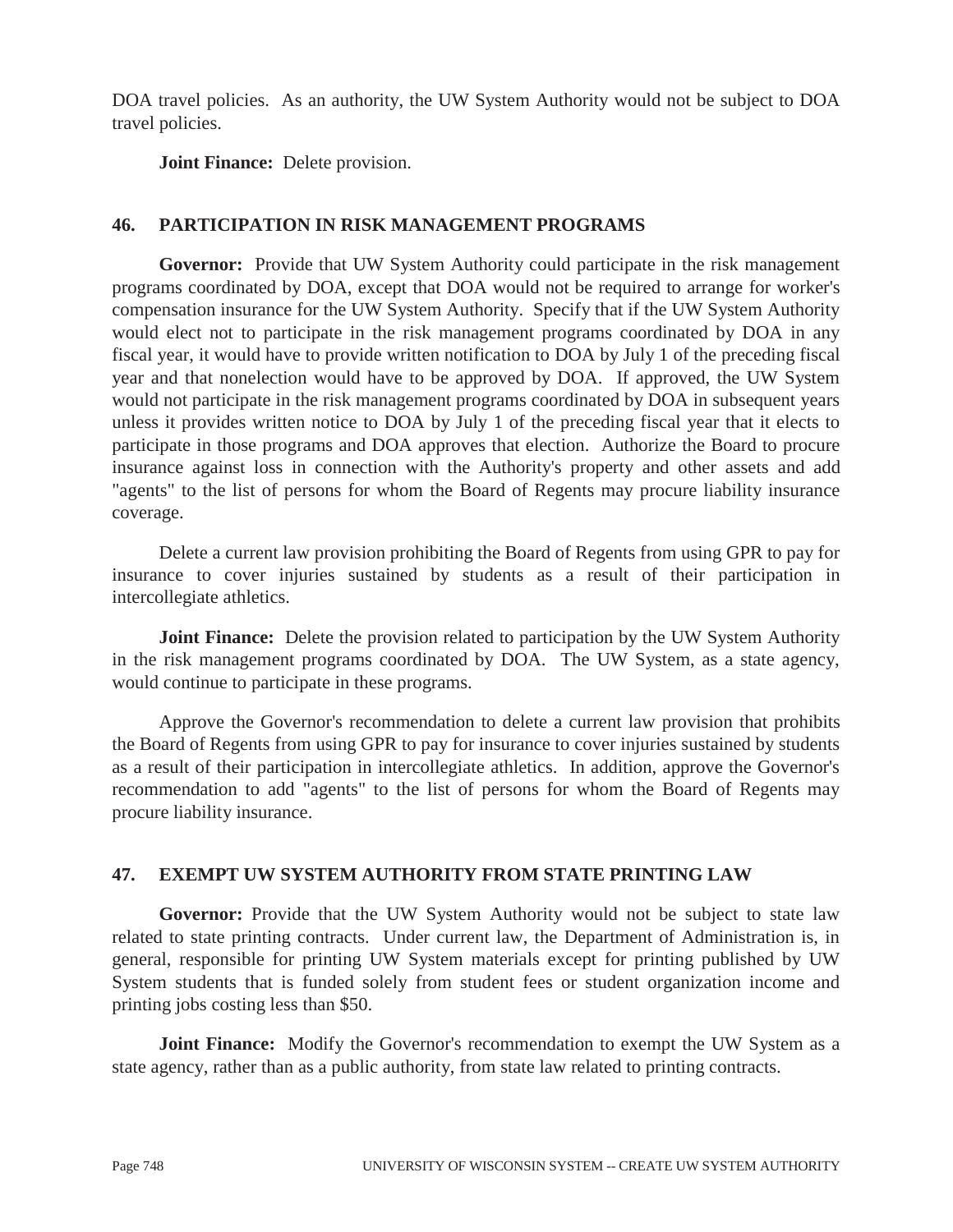DOA travel policies. As an authority, the UW System Authority would not be subject to DOA travel policies.

**Joint Finance:** Delete provision.

## 46. PARTICIPATION IN RISK MANAGEMENT PROGRAMS

**Governor:** Provide that UW System Authority could participate in the risk management programs coordinated by DOA, except that DOA would not be required to arrange for worker's compensation insurance for the UW System Authority. Specify that if the UW System Authority would elect not to participate in the risk management programs coordinated by DOA in any fiscal year, it would have to provide written notification to DOA by July 1 of the preceding fiscal year and that nonelection would have to be approved by DOA. If approved, the UW System would not participate in the risk management programs coordinated by DOA in subsequent years unless it provides written notice to DOA by July 1 of the preceding fiscal year that it elects to participate in those programs and DOA approves that election. Authorize the Board to procure insurance against loss in connection with the Authority's property and other assets and add "agents" to the list of persons for whom the Board of Regents may procure liability insurance coverage.

Delete a current law provision prohibiting the Board of Regents from using GPR to pay for insurance to cover injuries sustained by students as a result of their participation in intercollegiate athletics.

**Joint Finance:** Delete the provision related to participation by the UW System Authority in the risk management programs coordinated by DOA. The UW System, as a state agency, would continue to participate in these programs.

Approve the Governor's recommendation to delete a current law provision that prohibits the Board of Regents from using GPR to pay for insurance to cover injuries sustained by students as a result of their participation in intercollegiate athletics. In addition, approve the Governor's recommendation to add "agents" to the list of persons for whom the Board of Regents may procure liability insurance.

## 47. EXEMPT UW SYSTEM AUTHORITY FROM STATE PRINTING LAW

**Governor:** Provide that the UW System Authority would not be subject to state law related to state printing contracts. Under current law, the Department of Administration is, in general, responsible for printing UW System materials except for printing published by UW System students that is funded solely from student fees or student organization income and printing jobs costing less than $50.

**Joint Finance:** Modify the Governor's recommendation to exempt the UW System as a state agency, rather than as a public authority, from state law related to printing contracts.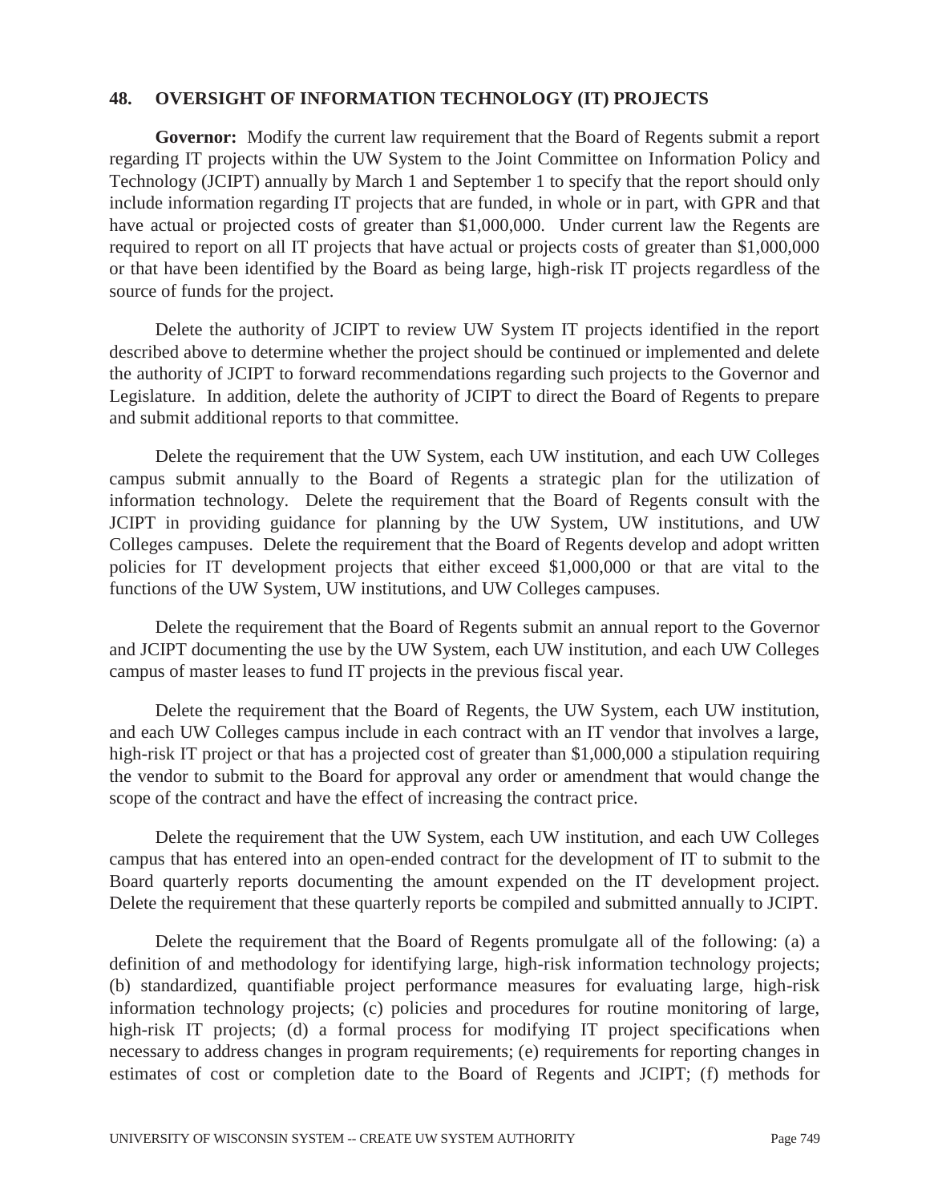## 48. OVERSIGHT OF INFORMATION TECHNOLOGY (IT) PROJECTS

**Governor:** Modify the current law requirement that the Board of Regents submit a report regarding IT projects within the UW System to the Joint Committee on Information Policy and Technology (JCIPT) annually by March 1 and September 1 to specify that the report should only include information regarding IT projects that are funded, in whole or in part, with GPR and that have actual or projected costs of greater than $1,000,000. Under current law the Regents are required to report on all IT projects that have actual or projects costs of greater than $1,000,000 or that have been identified by the Board as being large, high-risk IT projects regardless of the source of funds for the project.

Delete the authority of JCIPT to review UW System IT projects identified in the report described above to determine whether the project should be continued or implemented and delete the authority of JCIPT to forward recommendations regarding such projects to the Governor and Legislature. In addition, delete the authority of JCIPT to direct the Board of Regents to prepare and submit additional reports to that committee.

Delete the requirement that the UW System, each UW institution, and each UW Colleges campus submit annually to the Board of Regents a strategic plan for the utilization of information technology. Delete the requirement that the Board of Regents consult with the JCIPT in providing guidance for planning by the UW System, UW institutions, and UW Colleges campuses. Delete the requirement that the Board of Regents develop and adopt written policies for IT development projects that either exceed $1,000,000 or that are vital to the functions of the UW System, UW institutions, and UW Colleges campuses.

Delete the requirement that the Board of Regents submit an annual report to the Governor and JCIPT documenting the use by the UW System, each UW institution, and each UW Colleges campus of master leases to fund IT projects in the previous fiscal year.

Delete the requirement that the Board of Regents, the UW System, each UW institution, and each UW Colleges campus include in each contract with an IT vendor that involves a large, high-risk IT project or that has a projected cost of greater than $1,000,000 a stipulation requiring the vendor to submit to the Board for approval any order or amendment that would change the scope of the contract and have the effect of increasing the contract price.

Delete the requirement that the UW System, each UW institution, and each UW Colleges campus that has entered into an open-ended contract for the development of IT to submit to the Board quarterly reports documenting the amount expended on the IT development project. Delete the requirement that these quarterly reports be compiled and submitted annually to JCIPT.

Delete the requirement that the Board of Regents promulgate all of the following: (a) a definition of and methodology for identifying large, high-risk information technology projects; (b) standardized, quantifiable project performance measures for evaluating large, high-risk information technology projects; (c) policies and procedures for routine monitoring of large, high-risk IT projects; (d) a formal process for modifying IT project specifications when necessary to address changes in program requirements; (e) requirements for reporting changes in estimates of cost or completion date to the Board of Regents and JCIPT; (f) methods for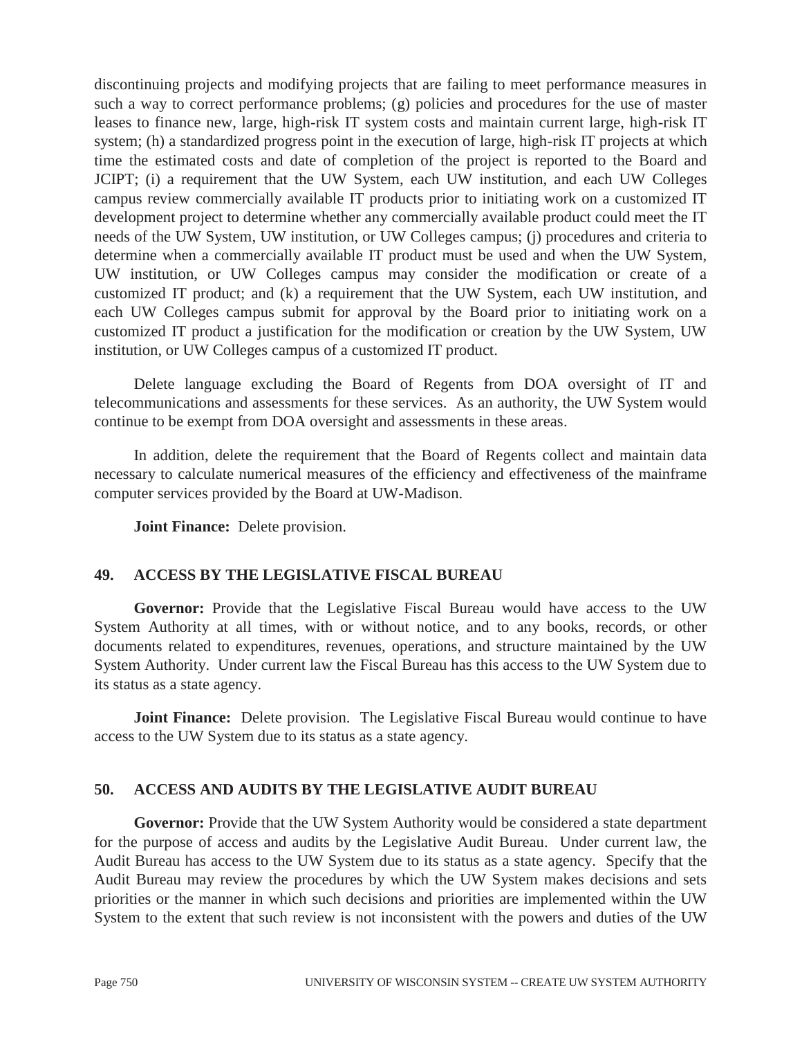discontinuing projects and modifying projects that are failing to meet performance measures in such a way to correct performance problems; (g) policies and procedures for the use of master leases to finance new, large, high-risk IT system costs and maintain current large, high-risk IT system; (h) a standardized progress point in the execution of large, high-risk IT projects at which time the estimated costs and date of completion of the project is reported to the Board and JCIPT; (i) a requirement that the UW System, each UW institution, and each UW Colleges campus review commercially available IT products prior to initiating work on a customized IT development project to determine whether any commercially available product could meet the IT needs of the UW System, UW institution, or UW Colleges campus; (j) procedures and criteria to determine when a commercially available IT product must be used and when the UW System, UW institution, or UW Colleges campus may consider the modification or create of a customized IT product; and (k) a requirement that the UW System, each UW institution, and each UW Colleges campus submit for approval by the Board prior to initiating work on a customized IT product a justification for the modification or creation by the UW System, UW institution, or UW Colleges campus of a customized IT product.

Delete language excluding the Board of Regents from DOA oversight of IT and telecommunications and assessments for these services. As an authority, the UW System would continue to be exempt from DOA oversight and assessments in these areas.

In addition, delete the requirement that the Board of Regents collect and maintain data necessary to calculate numerical measures of the efficiency and effectiveness of the mainframe computer services provided by the Board at UW-Madison.

**Joint Finance:** Delete provision.

## 49. ACCESS BY THE LEGISLATIVE FISCAL BUREAU

**Governor:** Provide that the Legislative Fiscal Bureau would have access to the UW System Authority at all times, with or without notice, and to any books, records, or other documents related to expenditures, revenues, operations, and structure maintained by the UW System Authority. Under current law the Fiscal Bureau has this access to the UW System due to its status as a state agency.

**Joint Finance:** Delete provision. The Legislative Fiscal Bureau would continue to have access to the UW System due to its status as a state agency.

## 50. ACCESS AND AUDITS BY THE LEGISLATIVE AUDIT BUREAU

**Governor:** Provide that the UW System Authority would be considered a state department for the purpose of access and audits by the Legislative Audit Bureau. Under current law, the Audit Bureau has access to the UW System due to its status as a state agency. Specify that the Audit Bureau may review the procedures by which the UW System makes decisions and sets priorities or the manner in which such decisions and priorities are implemented within the UW System to the extent that such review is not inconsistent with the powers and duties of the UW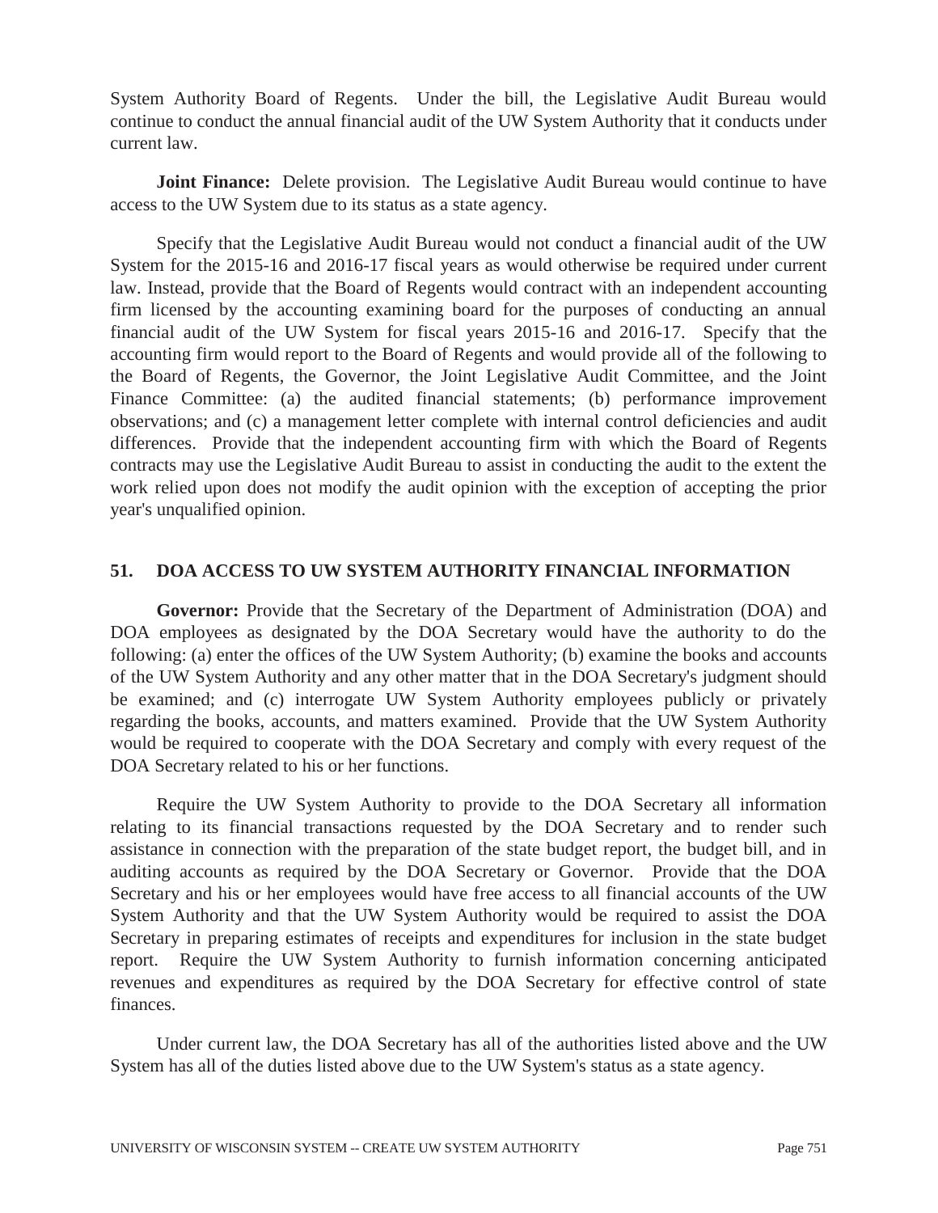System Authority Board of Regents. Under the bill, the Legislative Audit Bureau would continue to conduct the annual financial audit of the UW System Authority that it conducts under current law.

**Joint Finance:** Delete provision. The Legislative Audit Bureau would continue to have access to the UW System due to its status as a state agency.

Specify that the Legislative Audit Bureau would not conduct a financial audit of the UW System for the 2015-16 and 2016-17 fiscal years as would otherwise be required under current law. Instead, provide that the Board of Regents would contract with an independent accounting firm licensed by the accounting examining board for the purposes of conducting an annual financial audit of the UW System for fiscal years 2015-16 and 2016-17. Specify that the accounting firm would report to the Board of Regents and would provide all of the following to the Board of Regents, the Governor, the Joint Legislative Audit Committee, and the Joint Finance Committee: (a) the audited financial statements; (b) performance improvement observations; and (c) a management letter complete with internal control deficiencies and audit differences. Provide that the independent accounting firm with which the Board of Regents contracts may use the Legislative Audit Bureau to assist in conducting the audit to the extent the work relied upon does not modify the audit opinion with the exception of accepting the prior year's unqualified opinion.

## 51. DOA ACCESS TO UW SYSTEM AUTHORITY FINANCIAL INFORMATION

**Governor:** Provide that the Secretary of the Department of Administration (DOA) and DOA employees as designated by the DOA Secretary would have the authority to do the following: (a) enter the offices of the UW System Authority; (b) examine the books and accounts of the UW System Authority and any other matter that in the DOA Secretary's judgment should be examined; and (c) interrogate UW System Authority employees publicly or privately regarding the books, accounts, and matters examined. Provide that the UW System Authority would be required to cooperate with the DOA Secretary and comply with every request of the DOA Secretary related to his or her functions.

Require the UW System Authority to provide to the DOA Secretary all information relating to its financial transactions requested by the DOA Secretary and to render such assistance in connection with the preparation of the state budget report, the budget bill, and in auditing accounts as required by the DOA Secretary or Governor. Provide that the DOA Secretary and his or her employees would have free access to all financial accounts of the UW System Authority and that the UW System Authority would be required to assist the DOA Secretary in preparing estimates of receipts and expenditures for inclusion in the state budget report. Require the UW System Authority to furnish information concerning anticipated revenues and expenditures as required by the DOA Secretary for effective control of state finances.

Under current law, the DOA Secretary has all of the authorities listed above and the UW System has all of the duties listed above due to the UW System's status as a state agency.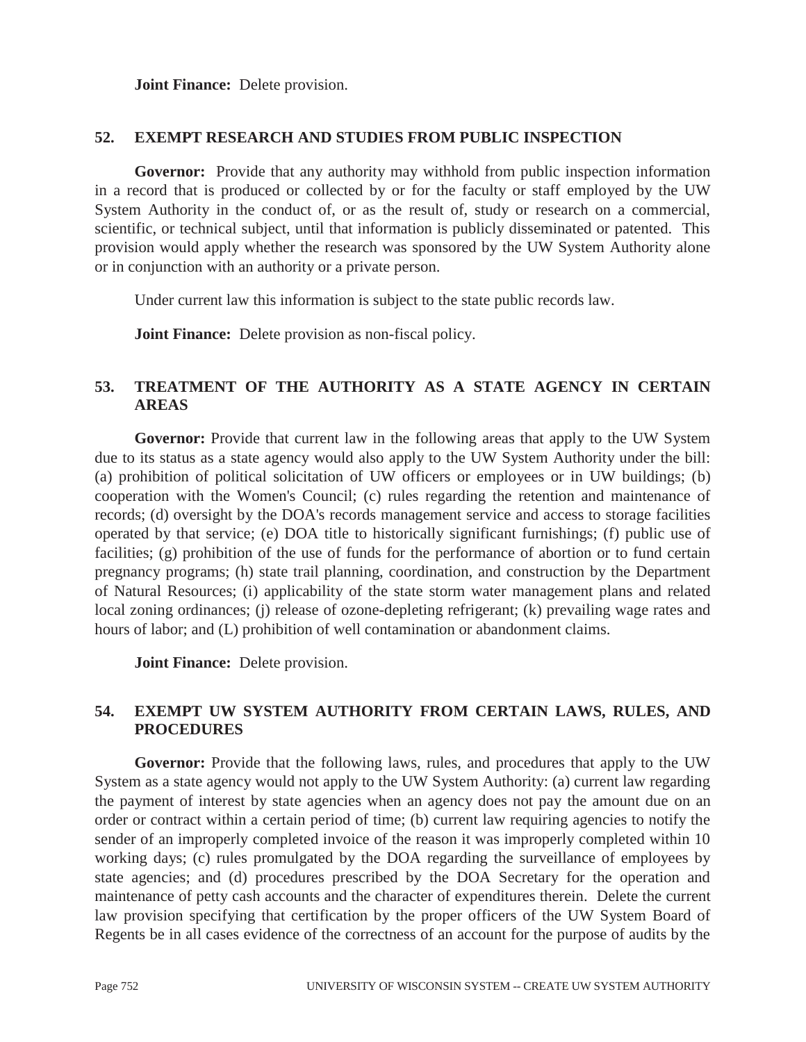**Joint Finance:** Delete provision.

## 52. EXEMPT RESEARCH AND STUDIES FROM PUBLIC INSPECTION

**Governor:** Provide that any authority may withhold from public inspection information in a record that is produced or collected by or for the faculty or staff employed by the UW System Authority in the conduct of, or as the result of, study or research on a commercial, scientific, or technical subject, until that information is publicly disseminated or patented. This provision would apply whether the research was sponsored by the UW System Authority alone or in conjunction with an authority or a private person.

Under current law this information is subject to the state public records law.

**Joint Finance:** Delete provision as non-fiscal policy.

## 53. TREATMENT OF THE AUTHORITY AS A STATE AGENCY IN CERTAIN AREAS

**Governor:** Provide that current law in the following areas that apply to the UW System due to its status as a state agency would also apply to the UW System Authority under the bill: (a) prohibition of political solicitation of UW officers or employees or in UW buildings; (b) cooperation with the Women's Council; (c) rules regarding the retention and maintenance of records; (d) oversight by the DOA's records management service and access to storage facilities operated by that service; (e) DOA title to historically significant furnishings; (f) public use of facilities; (g) prohibition of the use of funds for the performance of abortion or to fund certain pregnancy programs; (h) state trail planning, coordination, and construction by the Department of Natural Resources; (i) applicability of the state storm water management plans and related local zoning ordinances; (j) release of ozone-depleting refrigerant; (k) prevailing wage rates and hours of labor; and (L) prohibition of well contamination or abandonment claims.

**Joint Finance:** Delete provision.

## 54. EXEMPT UW SYSTEM AUTHORITY FROM CERTAIN LAWS, RULES, AND PROCEDURES

**Governor:** Provide that the following laws, rules, and procedures that apply to the UW System as a state agency would not apply to the UW System Authority: (a) current law regarding the payment of interest by state agencies when an agency does not pay the amount due on an order or contract within a certain period of time; (b) current law requiring agencies to notify the sender of an improperly completed invoice of the reason it was improperly completed within 10 working days; (c) rules promulgated by the DOA regarding the surveillance of employees by state agencies; and (d) procedures prescribed by the DOA Secretary for the operation and maintenance of petty cash accounts and the character of expenditures therein. Delete the current law provision specifying that certification by the proper officers of the UW System Board of Regents be in all cases evidence of the correctness of an account for the purpose of audits by the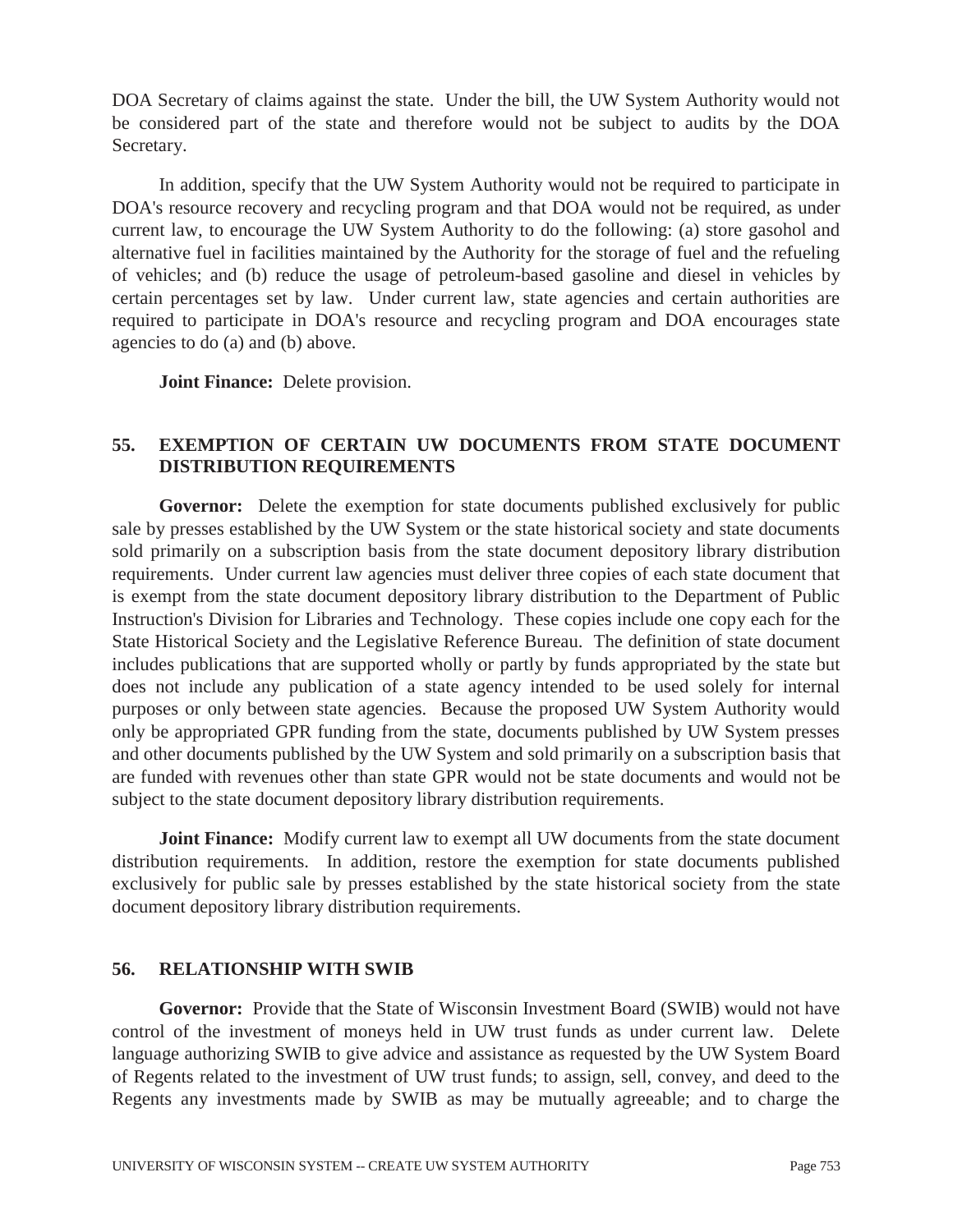DOA Secretary of claims against the state. Under the bill, the UW System Authority would not be considered part of the state and therefore would not be subject to audits by the DOA Secretary.

In addition, specify that the UW System Authority would not be required to participate in DOA's resource recovery and recycling program and that DOA would not be required, as under current law, to encourage the UW System Authority to do the following: (a) store gasohol and alternative fuel in facilities maintained by the Authority for the storage of fuel and the refueling of vehicles; and (b) reduce the usage of petroleum-based gasoline and diesel in vehicles by certain percentages set by law. Under current law, state agencies and certain authorities are required to participate in DOA's resource and recycling program and DOA encourages state agencies to do (a) and (b) above.

**Joint Finance:** Delete provision.

### 55. EXEMPTION OF CERTAIN UW DOCUMENTS FROM STATE DOCUMENT DISTRIBUTION REQUIREMENTS

**Governor:** Delete the exemption for state documents published exclusively for public sale by presses established by the UW System or the state historical society and state documents sold primarily on a subscription basis from the state document depository library distribution requirements. Under current law agencies must deliver three copies of each state document that is exempt from the state document depository library distribution to the Department of Public Instruction's Division for Libraries and Technology. These copies include one copy each for the State Historical Society and the Legislative Reference Bureau. The definition of state document includes publications that are supported wholly or partly by funds appropriated by the state but does not include any publication of a state agency intended to be used solely for internal purposes or only between state agencies. Because the proposed UW System Authority would only be appropriated GPR funding from the state, documents published by UW System presses and other documents published by the UW System and sold primarily on a subscription basis that are funded with revenues other than state GPR would not be state documents and would not be subject to the state document depository library distribution requirements.

**Joint Finance:** Modify current law to exempt all UW documents from the state document distribution requirements. In addition, restore the exemption for state documents published exclusively for public sale by presses established by the state historical society from the state document depository library distribution requirements.

### 56. RELATIONSHIP WITH SWIB

**Governor:** Provide that the State of Wisconsin Investment Board (SWIB) would not have control of the investment of moneys held in UW trust funds as under current law. Delete language authorizing SWIB to give advice and assistance as requested by the UW System Board of Regents related to the investment of UW trust funds; to assign, sell, convey, and deed to the Regents any investments made by SWIB as may be mutually agreeable; and to charge the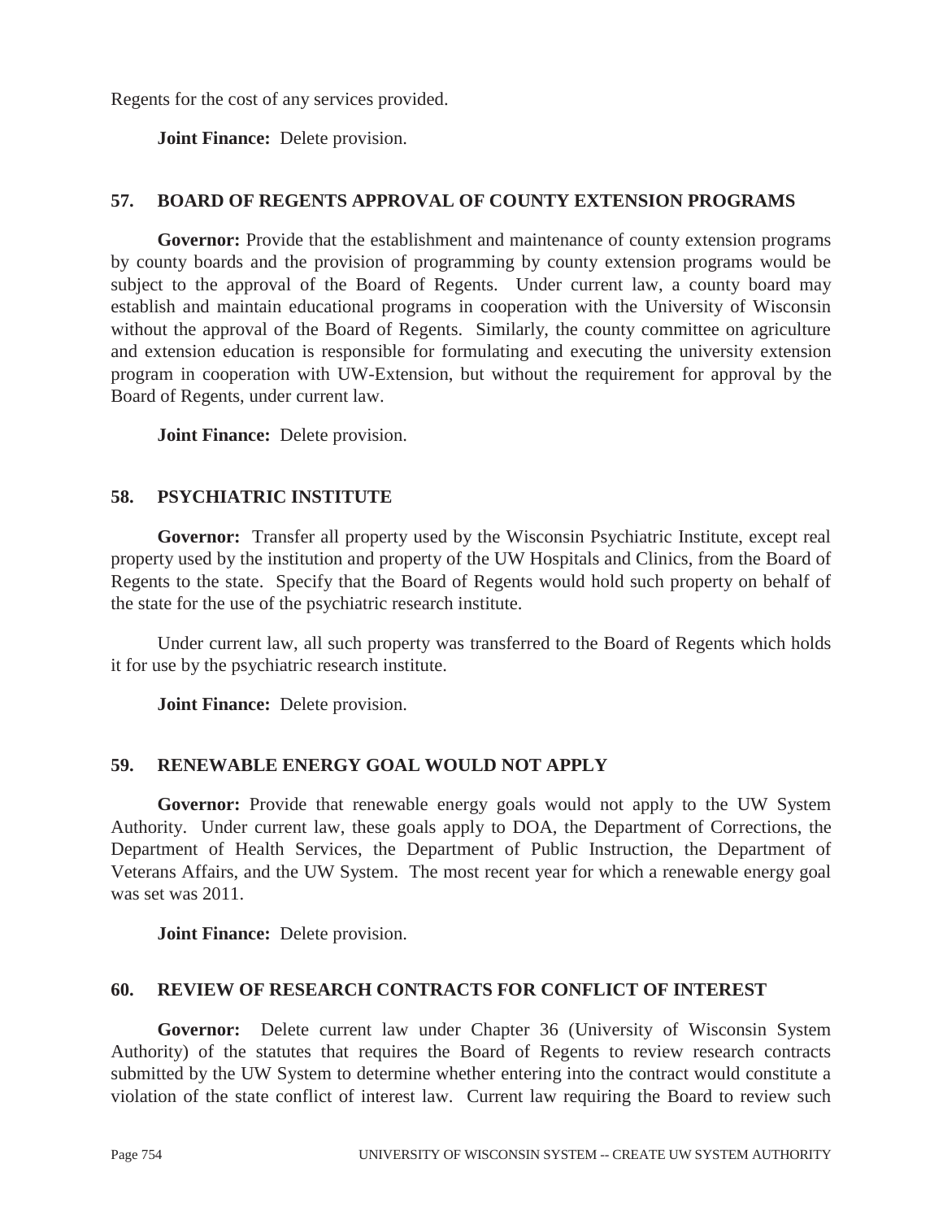Regents for the cost of any services provided.

**Joint Finance:** Delete provision.

## 57. BOARD OF REGENTS APPROVAL OF COUNTY EXTENSION PROGRAMS

**Governor:** Provide that the establishment and maintenance of county extension programs by county boards and the provision of programming by county extension programs would be subject to the approval of the Board of Regents. Under current law, a county board may establish and maintain educational programs in cooperation with the University of Wisconsin without the approval of the Board of Regents. Similarly, the county committee on agriculture and extension education is responsible for formulating and executing the university extension program in cooperation with UW-Extension, but without the requirement for approval by the Board of Regents, under current law.

**Joint Finance:** Delete provision.

## 58. PSYCHIATRIC INSTITUTE

**Governor:** Transfer all property used by the Wisconsin Psychiatric Institute, except real property used by the institution and property of the UW Hospitals and Clinics, from the Board of Regents to the state. Specify that the Board of Regents would hold such property on behalf of the state for the use of the psychiatric research institute.

Under current law, all such property was transferred to the Board of Regents which holds it for use by the psychiatric research institute.

**Joint Finance:** Delete provision.

## 59. RENEWABLE ENERGY GOAL WOULD NOT APPLY

**Governor:** Provide that renewable energy goals would not apply to the UW System Authority. Under current law, these goals apply to DOA, the Department of Corrections, the Department of Health Services, the Department of Public Instruction, the Department of Veterans Affairs, and the UW System. The most recent year for which a renewable energy goal was set was 2011.

**Joint Finance:** Delete provision.

## 60. REVIEW OF RESEARCH CONTRACTS FOR CONFLICT OF INTEREST

**Governor:** Delete current law under Chapter 36 (University of Wisconsin System Authority) of the statutes that requires the Board of Regents to review research contracts submitted by the UW System to determine whether entering into the contract would constitute a violation of the state conflict of interest law. Current law requiring the Board to review such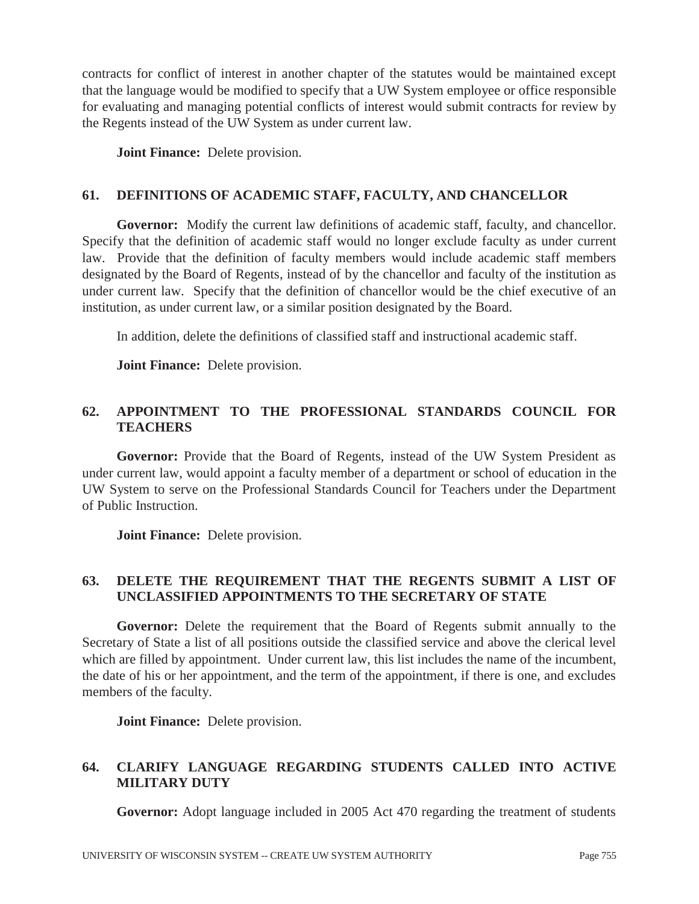contracts for conflict of interest in another chapter of the statutes would be maintained except that the language would be modified to specify that a UW System employee or office responsible for evaluating and managing potential conflicts of interest would submit contracts for review by the Regents instead of the UW System as under current law.

**Joint Finance:** Delete provision.

## 61. DEFINITIONS OF ACADEMIC STAFF, FACULTY, AND CHANCELLOR

**Governor:** Modify the current law definitions of academic staff, faculty, and chancellor. Specify that the definition of academic staff would no longer exclude faculty as under current law. Provide that the definition of faculty members would include academic staff members designated by the Board of Regents, instead of by the chancellor and faculty of the institution as under current law. Specify that the definition of chancellor would be the chief executive of an institution, as under current law, or a similar position designated by the Board.

In addition, delete the definitions of classified staff and instructional academic staff.

**Joint Finance:** Delete provision.

## 62. APPOINTMENT TO THE PROFESSIONAL STANDARDS COUNCIL FOR TEACHERS

**Governor:** Provide that the Board of Regents, instead of the UW System President as under current law, would appoint a faculty member of a department or school of education in the UW System to serve on the Professional Standards Council for Teachers under the Department of Public Instruction.

**Joint Finance:** Delete provision.

## 63. DELETE THE REQUIREMENT THAT THE REGENTS SUBMIT A LIST OF UNCLASSIFIED APPOINTMENTS TO THE SECRETARY OF STATE

**Governor:** Delete the requirement that the Board of Regents submit annually to the Secretary of State a list of all positions outside the classified service and above the clerical level which are filled by appointment. Under current law, this list includes the name of the incumbent, the date of his or her appointment, and the term of the appointment, if there is one, and excludes members of the faculty.

**Joint Finance:** Delete provision.

## 64. CLARIFY LANGUAGE REGARDING STUDENTS CALLED INTO ACTIVE MILITARY DUTY

**Governor:** Adopt language included in 2005 Act 470 regarding the treatment of students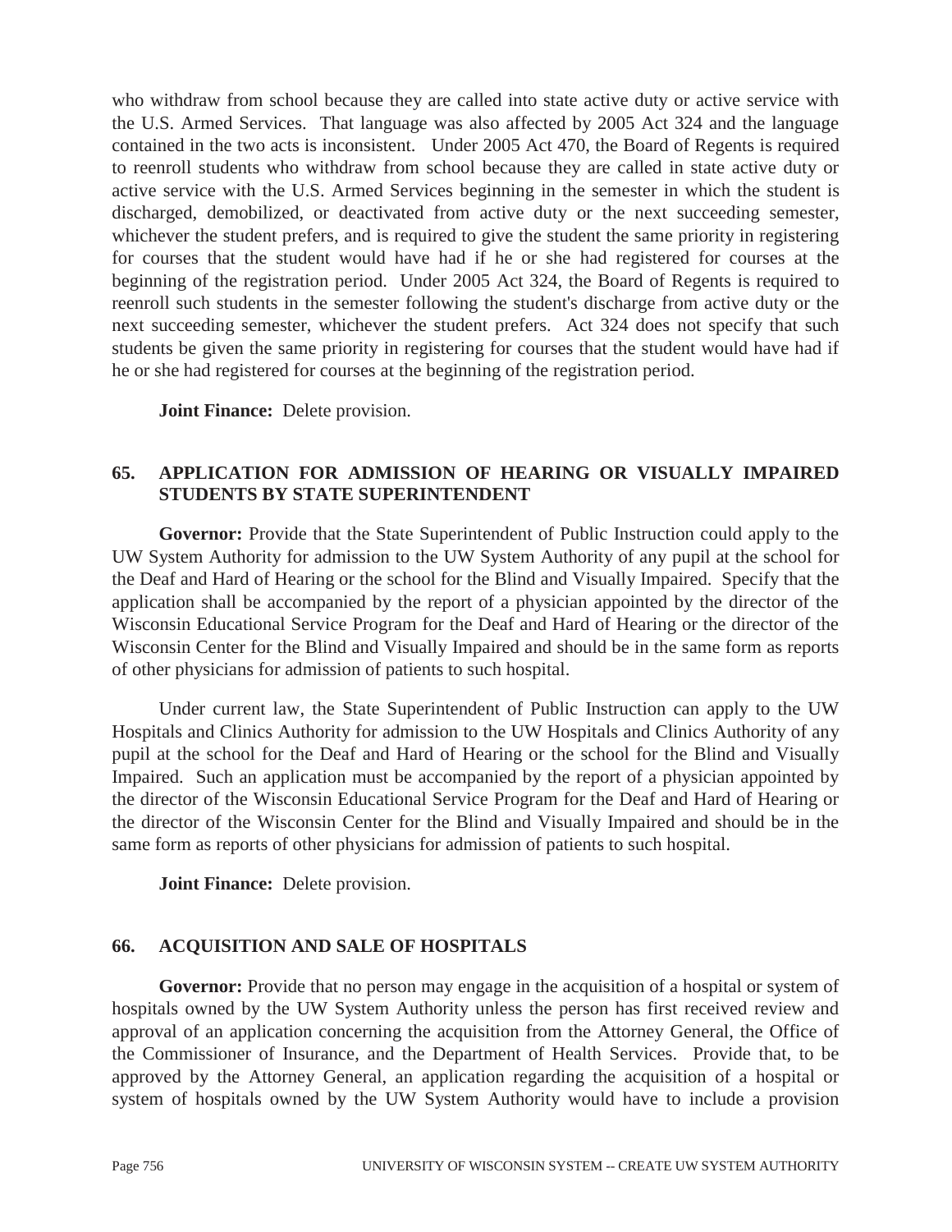who withdraw from school because they are called into state active duty or active service with the U.S. Armed Services. That language was also affected by 2005 Act 324 and the language contained in the two acts is inconsistent. Under 2005 Act 470, the Board of Regents is required to reenroll students who withdraw from school because they are called in state active duty or active service with the U.S. Armed Services beginning in the semester in which the student is discharged, demobilized, or deactivated from active duty or the next succeeding semester, whichever the student prefers, and is required to give the student the same priority in registering for courses that the student would have had if he or she had registered for courses at the beginning of the registration period. Under 2005 Act 324, the Board of Regents is required to reenroll such students in the semester following the student's discharge from active duty or the next succeeding semester, whichever the student prefers. Act 324 does not specify that such students be given the same priority in registering for courses that the student would have had if he or she had registered for courses at the beginning of the registration period.

**Joint Finance:** Delete provision.

## 65. APPLICATION FOR ADMISSION OF HEARING OR VISUALLY IMPAIRED STUDENTS BY STATE SUPERINTENDENT

**Governor:** Provide that the State Superintendent of Public Instruction could apply to the UW System Authority for admission to the UW System Authority of any pupil at the school for the Deaf and Hard of Hearing or the school for the Blind and Visually Impaired. Specify that the application shall be accompanied by the report of a physician appointed by the director of the Wisconsin Educational Service Program for the Deaf and Hard of Hearing or the director of the Wisconsin Center for the Blind and Visually Impaired and should be in the same form as reports of other physicians for admission of patients to such hospital.

Under current law, the State Superintendent of Public Instruction can apply to the UW Hospitals and Clinics Authority for admission to the UW Hospitals and Clinics Authority of any pupil at the school for the Deaf and Hard of Hearing or the school for the Blind and Visually Impaired. Such an application must be accompanied by the report of a physician appointed by the director of the Wisconsin Educational Service Program for the Deaf and Hard of Hearing or the director of the Wisconsin Center for the Blind and Visually Impaired and should be in the same form as reports of other physicians for admission of patients to such hospital.

**Joint Finance:** Delete provision.

## 66. ACQUISITION AND SALE OF HOSPITALS

**Governor:** Provide that no person may engage in the acquisition of a hospital or system of hospitals owned by the UW System Authority unless the person has first received review and approval of an application concerning the acquisition from the Attorney General, the Office of the Commissioner of Insurance, and the Department of Health Services. Provide that, to be approved by the Attorney General, an application regarding the acquisition of a hospital or system of hospitals owned by the UW System Authority would have to include a provision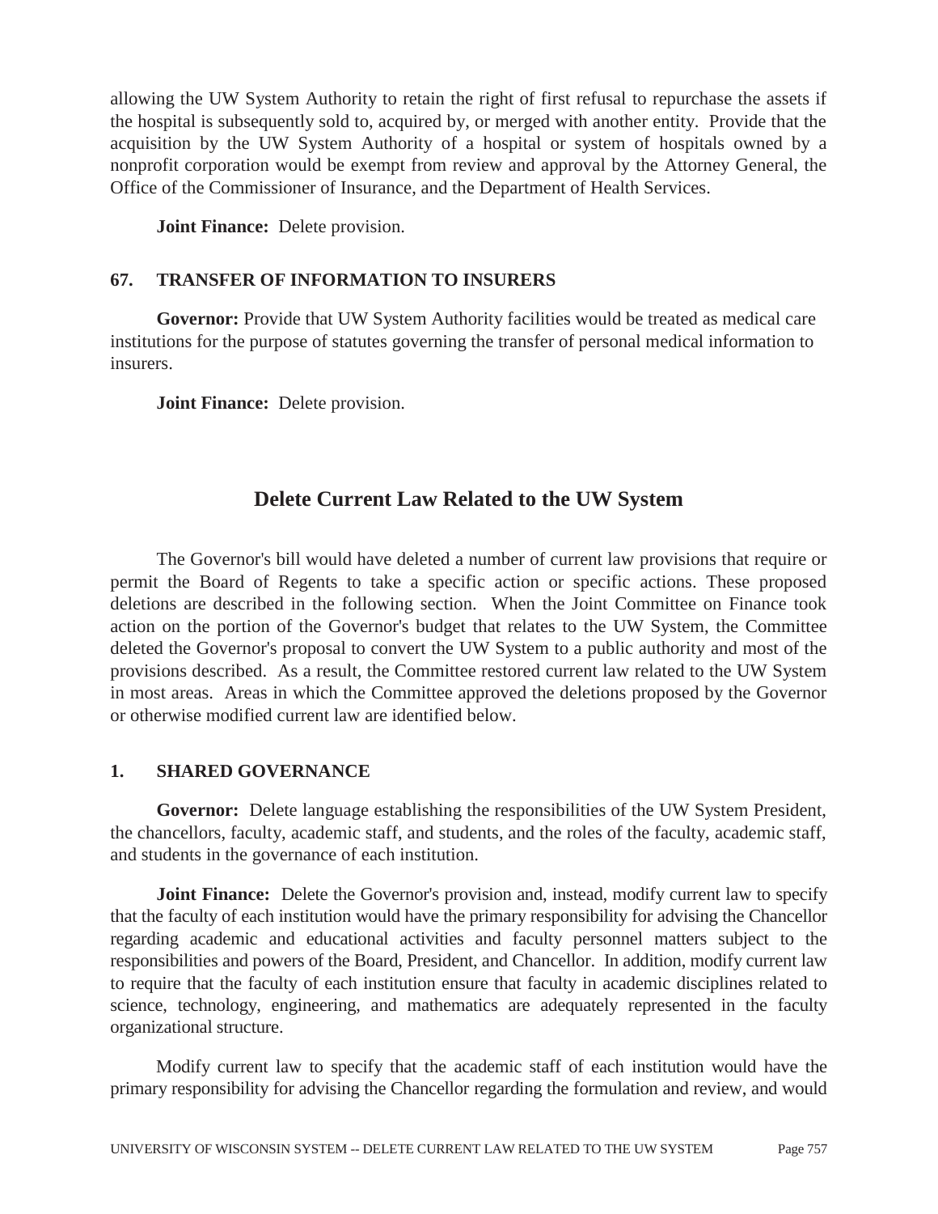allowing the UW System Authority to retain the right of first refusal to repurchase the assets if the hospital is subsequently sold to, acquired by, or merged with another entity. Provide that the acquisition by the UW System Authority of a hospital or system of hospitals owned by a nonprofit corporation would be exempt from review and approval by the Attorney General, the Office of the Commissioner of Insurance, and the Department of Health Services.

**Joint Finance:** Delete provision.

### 67. TRANSFER OF INFORMATION TO INSURERS

**Governor:** Provide that UW System Authority facilities would be treated as medical care institutions for the purpose of statutes governing the transfer of personal medical information to insurers.

**Joint Finance:** Delete provision.

## Delete Current Law Related to the UW System

The Governor's bill would have deleted a number of current law provisions that require or permit the Board of Regents to take a specific action or specific actions. These proposed deletions are described in the following section. When the Joint Committee on Finance took action on the portion of the Governor's budget that relates to the UW System, the Committee deleted the Governor's proposal to convert the UW System to a public authority and most of the provisions described. As a result, the Committee restored current law related to the UW System in most areas. Areas in which the Committee approved the deletions proposed by the Governor or otherwise modified current law are identified below.

### 1. SHARED GOVERNANCE

**Governor:** Delete language establishing the responsibilities of the UW System President, the chancellors, faculty, academic staff, and students, and the roles of the faculty, academic staff, and students in the governance of each institution.

**Joint Finance:** Delete the Governor's provision and, instead, modify current law to specify that the faculty of each institution would have the primary responsibility for advising the Chancellor regarding academic and educational activities and faculty personnel matters subject to the responsibilities and powers of the Board, President, and Chancellor. In addition, modify current law to require that the faculty of each institution ensure that faculty in academic disciplines related to science, technology, engineering, and mathematics are adequately represented in the faculty organizational structure.

Modify current law to specify that the academic staff of each institution would have the primary responsibility for advising the Chancellor regarding the formulation and review, and would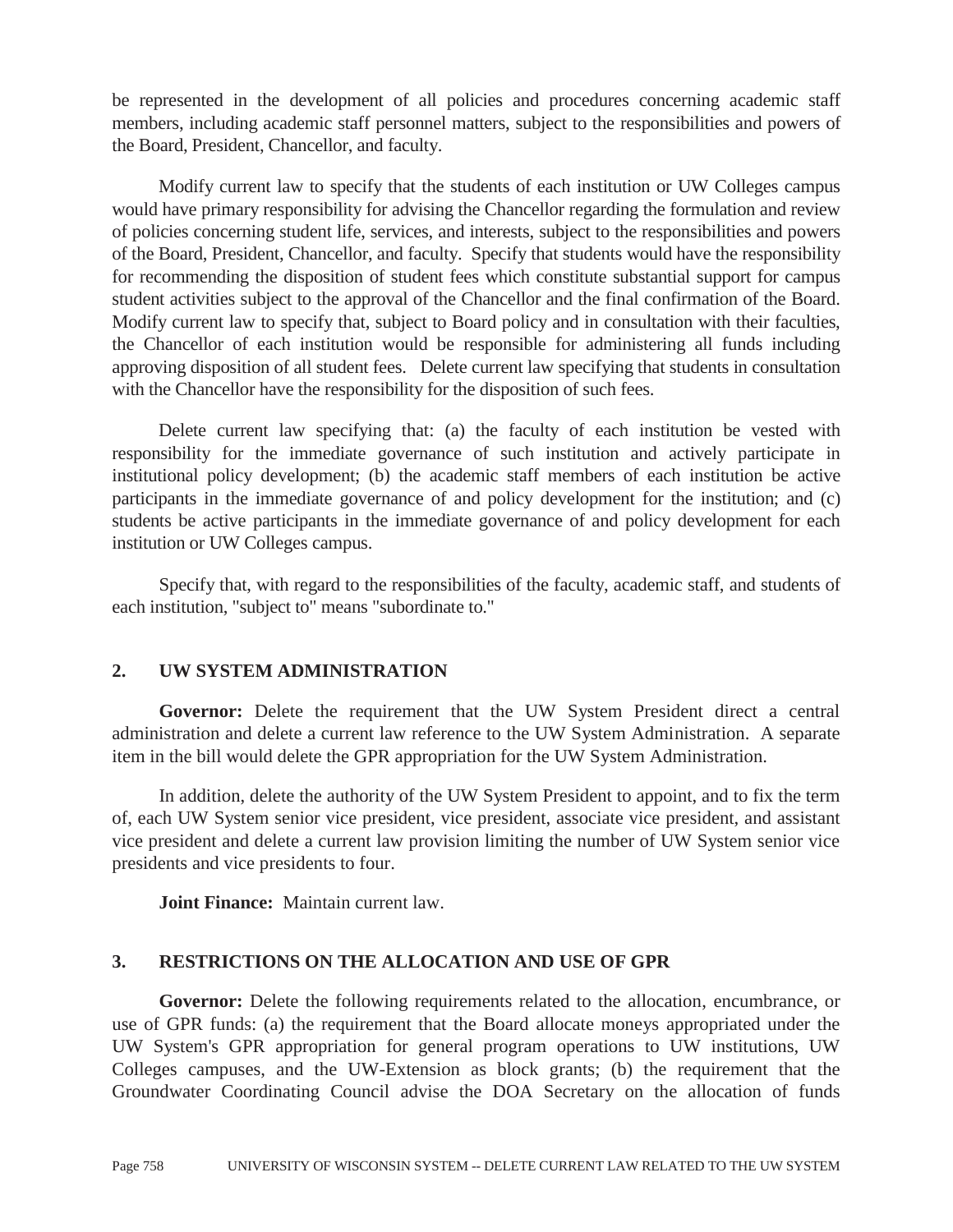be represented in the development of all policies and procedures concerning academic staff members, including academic staff personnel matters, subject to the responsibilities and powers of the Board, President, Chancellor, and faculty.

Modify current law to specify that the students of each institution or UW Colleges campus would have primary responsibility for advising the Chancellor regarding the formulation and review of policies concerning student life, services, and interests, subject to the responsibilities and powers of the Board, President, Chancellor, and faculty. Specify that students would have the responsibility for recommending the disposition of student fees which constitute substantial support for campus student activities subject to the approval of the Chancellor and the final confirmation of the Board. Modify current law to specify that, subject to Board policy and in consultation with their faculties, the Chancellor of each institution would be responsible for administering all funds including approving disposition of all student fees. Delete current law specifying that students in consultation with the Chancellor have the responsibility for the disposition of such fees.

Delete current law specifying that: (a) the faculty of each institution be vested with responsibility for the immediate governance of such institution and actively participate in institutional policy development; (b) the academic staff members of each institution be active participants in the immediate governance of and policy development for the institution; and (c) students be active participants in the immediate governance of and policy development for each institution or UW Colleges campus.

Specify that, with regard to the responsibilities of the faculty, academic staff, and students of each institution, "subject to" means "subordinate to."

## 2. UW SYSTEM ADMINISTRATION

**Governor:** Delete the requirement that the UW System President direct a central administration and delete a current law reference to the UW System Administration. A separate item in the bill would delete the GPR appropriation for the UW System Administration.

In addition, delete the authority of the UW System President to appoint, and to fix the term of, each UW System senior vice president, vice president, associate vice president, and assistant vice president and delete a current law provision limiting the number of UW System senior vice presidents and vice presidents to four.

**Joint Finance:** Maintain current law.

## 3. RESTRICTIONS ON THE ALLOCATION AND USE OF GPR

**Governor:** Delete the following requirements related to the allocation, encumbrance, or use of GPR funds: (a) the requirement that the Board allocate moneys appropriated under the UW System's GPR appropriation for general program operations to UW institutions, UW Colleges campuses, and the UW-Extension as block grants; (b) the requirement that the Groundwater Coordinating Council advise the DOA Secretary on the allocation of funds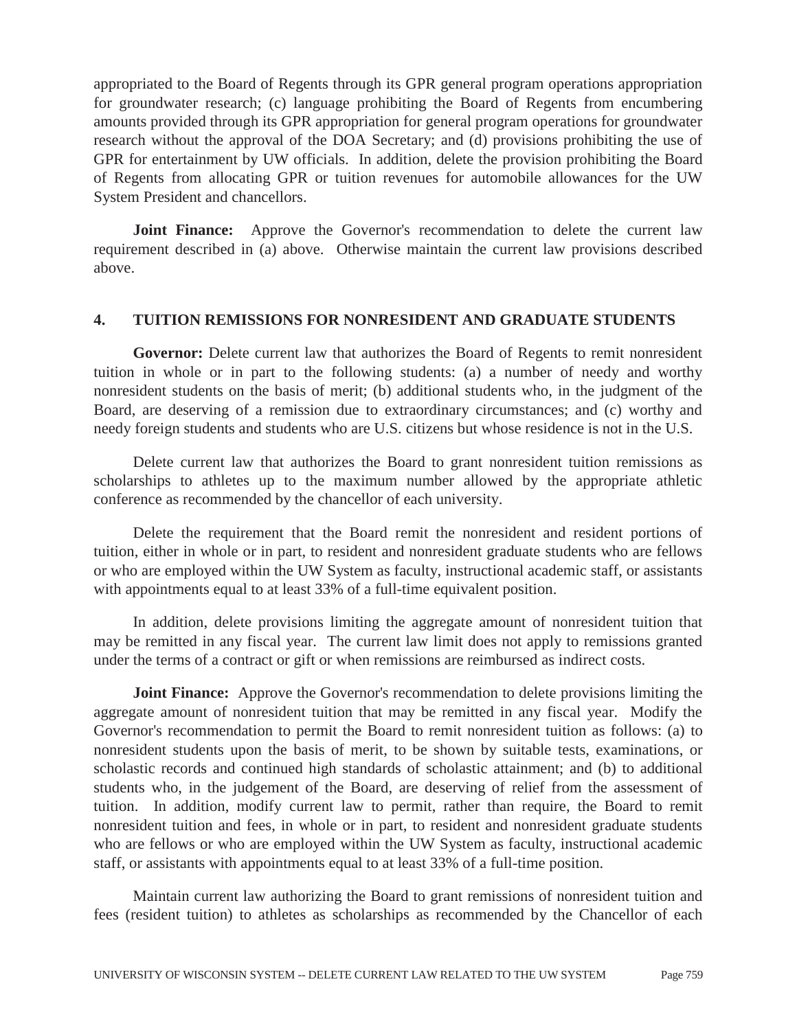appropriated to the Board of Regents through its GPR general program operations appropriation for groundwater research; (c) language prohibiting the Board of Regents from encumbering amounts provided through its GPR appropriation for general program operations for groundwater research without the approval of the DOA Secretary; and (d) provisions prohibiting the use of GPR for entertainment by UW officials. In addition, delete the provision prohibiting the Board of Regents from allocating GPR or tuition revenues for automobile allowances for the UW System President and chancellors.

**Joint Finance:** Approve the Governor's recommendation to delete the current law requirement described in (a) above. Otherwise maintain the current law provisions described above.

## 4. TUITION REMISSIONS FOR NONRESIDENT AND GRADUATE STUDENTS

**Governor:** Delete current law that authorizes the Board of Regents to remit nonresident tuition in whole or in part to the following students: (a) a number of needy and worthy nonresident students on the basis of merit; (b) additional students who, in the judgment of the Board, are deserving of a remission due to extraordinary circumstances; and (c) worthy and needy foreign students and students who are U.S. citizens but whose residence is not in the U.S.

Delete current law that authorizes the Board to grant nonresident tuition remissions as scholarships to athletes up to the maximum number allowed by the appropriate athletic conference as recommended by the chancellor of each university.

Delete the requirement that the Board remit the nonresident and resident portions of tuition, either in whole or in part, to resident and nonresident graduate students who are fellows or who are employed within the UW System as faculty, instructional academic staff, or assistants with appointments equal to at least 33% of a full-time equivalent position.

In addition, delete provisions limiting the aggregate amount of nonresident tuition that may be remitted in any fiscal year. The current law limit does not apply to remissions granted under the terms of a contract or gift or when remissions are reimbursed as indirect costs.

**Joint Finance:** Approve the Governor's recommendation to delete provisions limiting the aggregate amount of nonresident tuition that may be remitted in any fiscal year. Modify the Governor's recommendation to permit the Board to remit nonresident tuition as follows: (a) to nonresident students upon the basis of merit, to be shown by suitable tests, examinations, or scholastic records and continued high standards of scholastic attainment; and (b) to additional students who, in the judgement of the Board, are deserving of relief from the assessment of tuition. In addition, modify current law to permit, rather than require, the Board to remit nonresident tuition and fees, in whole or in part, to resident and nonresident graduate students who are fellows or who are employed within the UW System as faculty, instructional academic staff, or assistants with appointments equal to at least 33% of a full-time position.

Maintain current law authorizing the Board to grant remissions of nonresident tuition and fees (resident tuition) to athletes as scholarships as recommended by the Chancellor of each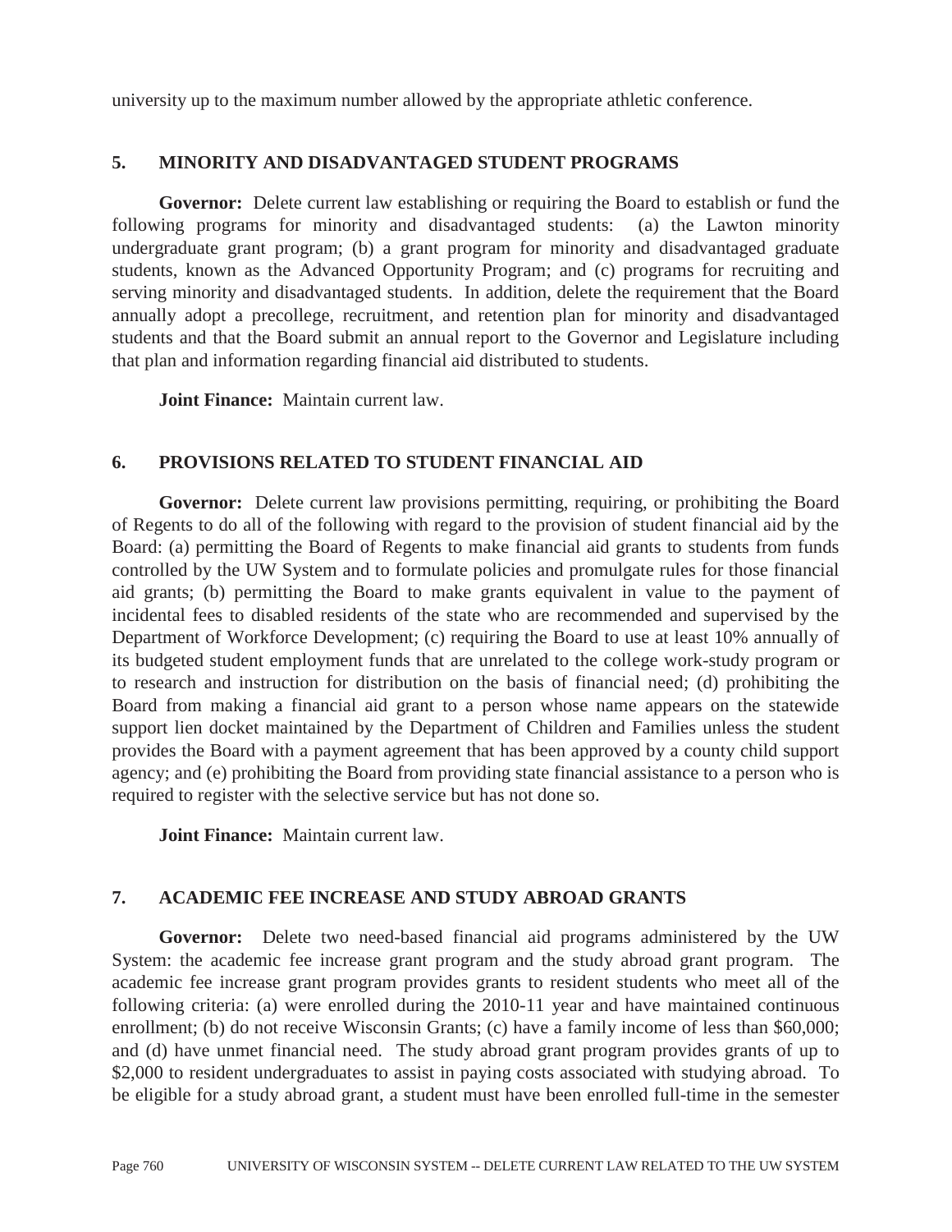university up to the maximum number allowed by the appropriate athletic conference.

## 5. MINORITY AND DISADVANTAGED STUDENT PROGRAMS

**Governor:** Delete current law establishing or requiring the Board to establish or fund the following programs for minority and disadvantaged students: (a) the Lawton minority undergraduate grant program; (b) a grant program for minority and disadvantaged graduate students, known as the Advanced Opportunity Program; and (c) programs for recruiting and serving minority and disadvantaged students. In addition, delete the requirement that the Board annually adopt a precollege, recruitment, and retention plan for minority and disadvantaged students and that the Board submit an annual report to the Governor and Legislature including that plan and information regarding financial aid distributed to students.

**Joint Finance:** Maintain current law.

## 6. PROVISIONS RELATED TO STUDENT FINANCIAL AID

**Governor:** Delete current law provisions permitting, requiring, or prohibiting the Board of Regents to do all of the following with regard to the provision of student financial aid by the Board: (a) permitting the Board of Regents to make financial aid grants to students from funds controlled by the UW System and to formulate policies and promulgate rules for those financial aid grants; (b) permitting the Board to make grants equivalent in value to the payment of incidental fees to disabled residents of the state who are recommended and supervised by the Department of Workforce Development; (c) requiring the Board to use at least 10% annually of its budgeted student employment funds that are unrelated to the college work-study program or to research and instruction for distribution on the basis of financial need; (d) prohibiting the Board from making a financial aid grant to a person whose name appears on the statewide support lien docket maintained by the Department of Children and Families unless the student provides the Board with a payment agreement that has been approved by a county child support agency; and (e) prohibiting the Board from providing state financial assistance to a person who is required to register with the selective service but has not done so.

**Joint Finance:** Maintain current law.

## 7. ACADEMIC FEE INCREASE AND STUDY ABROAD GRANTS

**Governor:** Delete two need-based financial aid programs administered by the UW System: the academic fee increase grant program and the study abroad grant program. The academic fee increase grant program provides grants to resident students who meet all of the following criteria: (a) were enrolled during the 2010-11 year and have maintained continuous enrollment; (b) do not receive Wisconsin Grants; (c) have a family income of less than $60,000; and (d) have unmet financial need. The study abroad grant program provides grants of up to $2,000 to resident undergraduates to assist in paying costs associated with studying abroad. To be eligible for a study abroad grant, a student must have been enrolled full-time in the semester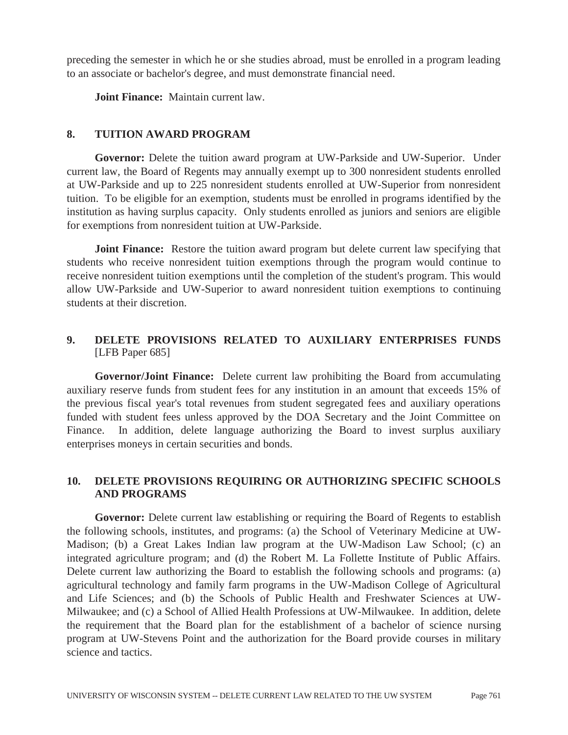preceding the semester in which he or she studies abroad, must be enrolled in a program leading to an associate or bachelor's degree, and must demonstrate financial need.

**Joint Finance:** Maintain current law.

## 8. TUITION AWARD PROGRAM

**Governor:** Delete the tuition award program at UW-Parkside and UW-Superior. Under current law, the Board of Regents may annually exempt up to 300 nonresident students enrolled at UW-Parkside and up to 225 nonresident students enrolled at UW-Superior from nonresident tuition. To be eligible for an exemption, students must be enrolled in programs identified by the institution as having surplus capacity. Only students enrolled as juniors and seniors are eligible for exemptions from nonresident tuition at UW-Parkside.

**Joint Finance:** Restore the tuition award program but delete current law specifying that students who receive nonresident tuition exemptions through the program would continue to receive nonresident tuition exemptions until the completion of the student's program. This would allow UW-Parkside and UW-Superior to award nonresident tuition exemptions to continuing students at their discretion.

## 9. DELETE PROVISIONS RELATED TO AUXILIARY ENTERPRISES FUNDS [LFB Paper 685]

**Governor/Joint Finance:** Delete current law prohibiting the Board from accumulating auxiliary reserve funds from student fees for any institution in an amount that exceeds 15% of the previous fiscal year's total revenues from student segregated fees and auxiliary operations funded with student fees unless approved by the DOA Secretary and the Joint Committee on Finance. In addition, delete language authorizing the Board to invest surplus auxiliary enterprises moneys in certain securities and bonds.

## 10. DELETE PROVISIONS REQUIRING OR AUTHORIZING SPECIFIC SCHOOLS AND PROGRAMS

**Governor:** Delete current law establishing or requiring the Board of Regents to establish the following schools, institutes, and programs: (a) the School of Veterinary Medicine at UW-Madison; (b) a Great Lakes Indian law program at the UW-Madison Law School; (c) an integrated agriculture program; and (d) the Robert M. La Follette Institute of Public Affairs. Delete current law authorizing the Board to establish the following schools and programs: (a) agricultural technology and family farm programs in the UW-Madison College of Agricultural and Life Sciences; and (b) the Schools of Public Health and Freshwater Sciences at UW-Milwaukee; and (c) a School of Allied Health Professions at UW-Milwaukee. In addition, delete the requirement that the Board plan for the establishment of a bachelor of science nursing program at UW-Stevens Point and the authorization for the Board provide courses in military science and tactics.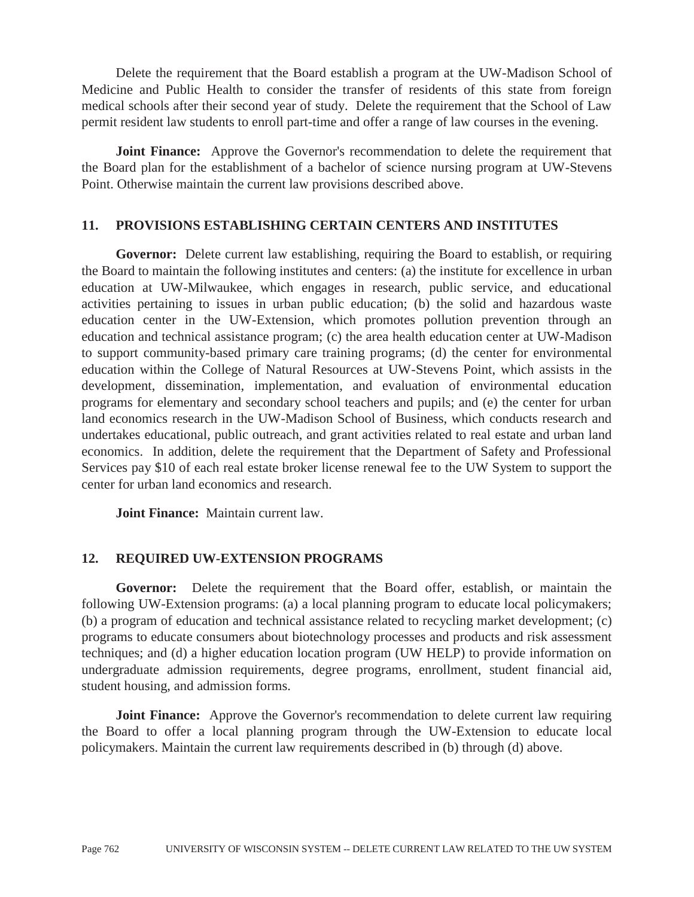Delete the requirement that the Board establish a program at the UW-Madison School of Medicine and Public Health to consider the transfer of residents of this state from foreign medical schools after their second year of study. Delete the requirement that the School of Law permit resident law students to enroll part-time and offer a range of law courses in the evening.

**Joint Finance:** Approve the Governor's recommendation to delete the requirement that the Board plan for the establishment of a bachelor of science nursing program at UW-Stevens Point. Otherwise maintain the current law provisions described above.

## 11. PROVISIONS ESTABLISHING CERTAIN CENTERS AND INSTITUTES

**Governor:** Delete current law establishing, requiring the Board to establish, or requiring the Board to maintain the following institutes and centers: (a) the institute for excellence in urban education at UW-Milwaukee, which engages in research, public service, and educational activities pertaining to issues in urban public education; (b) the solid and hazardous waste education center in the UW-Extension, which promotes pollution prevention through an education and technical assistance program; (c) the area health education center at UW-Madison to support community-based primary care training programs; (d) the center for environmental education within the College of Natural Resources at UW-Stevens Point, which assists in the development, dissemination, implementation, and evaluation of environmental education programs for elementary and secondary school teachers and pupils; and (e) the center for urban land economics research in the UW-Madison School of Business, which conducts research and undertakes educational, public outreach, and grant activities related to real estate and urban land economics. In addition, delete the requirement that the Department of Safety and Professional Services pay $10 of each real estate broker license renewal fee to the UW System to support the center for urban land economics and research.

**Joint Finance:** Maintain current law.

## 12. REQUIRED UW-EXTENSION PROGRAMS

**Governor:** Delete the requirement that the Board offer, establish, or maintain the following UW-Extension programs: (a) a local planning program to educate local policymakers; (b) a program of education and technical assistance related to recycling market development; (c) programs to educate consumers about biotechnology processes and products and risk assessment techniques; and (d) a higher education location program (UW HELP) to provide information on undergraduate admission requirements, degree programs, enrollment, student financial aid, student housing, and admission forms.

**Joint Finance:** Approve the Governor's recommendation to delete current law requiring the Board to offer a local planning program through the UW-Extension to educate local policymakers. Maintain the current law requirements described in (b) through (d) above.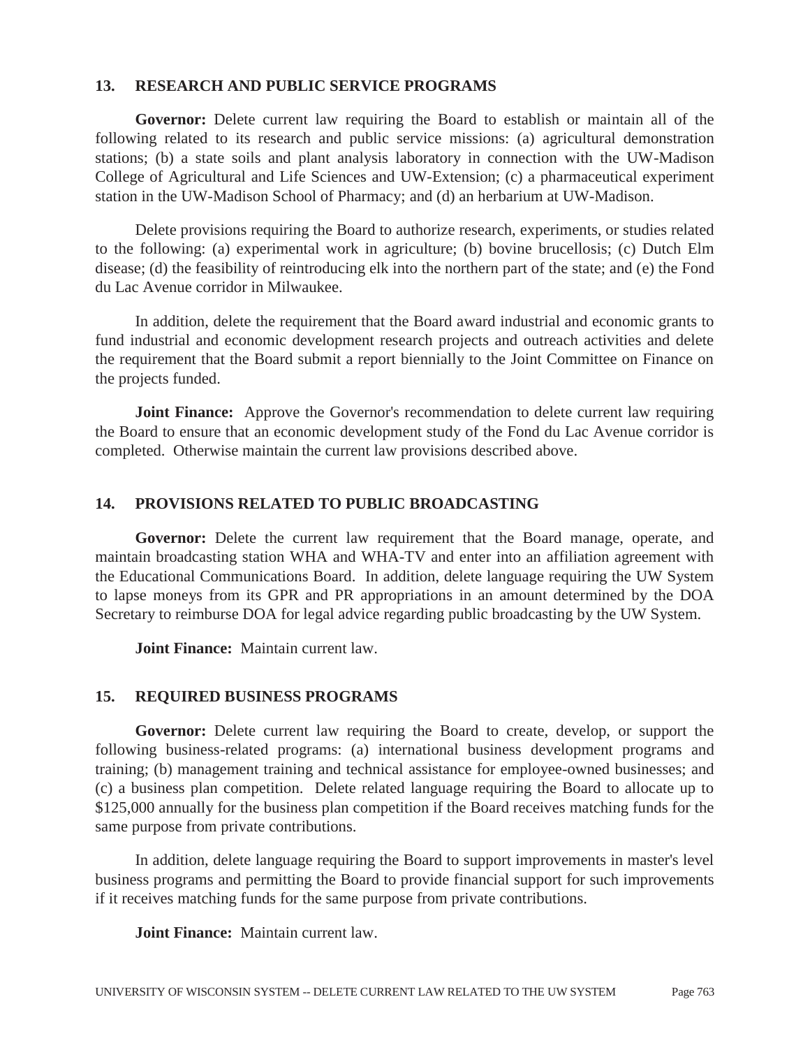## 13. RESEARCH AND PUBLIC SERVICE PROGRAMS

**Governor:** Delete current law requiring the Board to establish or maintain all of the following related to its research and public service missions: (a) agricultural demonstration stations; (b) a state soils and plant analysis laboratory in connection with the UW-Madison College of Agricultural and Life Sciences and UW-Extension; (c) a pharmaceutical experiment station in the UW-Madison School of Pharmacy; and (d) an herbarium at UW-Madison.

Delete provisions requiring the Board to authorize research, experiments, or studies related to the following: (a) experimental work in agriculture; (b) bovine brucellosis; (c) Dutch Elm disease; (d) the feasibility of reintroducing elk into the northern part of the state; and (e) the Fond du Lac Avenue corridor in Milwaukee.

In addition, delete the requirement that the Board award industrial and economic grants to fund industrial and economic development research projects and outreach activities and delete the requirement that the Board submit a report biennially to the Joint Committee on Finance on the projects funded.

**Joint Finance:** Approve the Governor's recommendation to delete current law requiring the Board to ensure that an economic development study of the Fond du Lac Avenue corridor is completed. Otherwise maintain the current law provisions described above.

## 14. PROVISIONS RELATED TO PUBLIC BROADCASTING

**Governor:** Delete the current law requirement that the Board manage, operate, and maintain broadcasting station WHA and WHA-TV and enter into an affiliation agreement with the Educational Communications Board. In addition, delete language requiring the UW System to lapse moneys from its GPR and PR appropriations in an amount determined by the DOA Secretary to reimburse DOA for legal advice regarding public broadcasting by the UW System.

**Joint Finance:** Maintain current law.

## 15. REQUIRED BUSINESS PROGRAMS

**Governor:** Delete current law requiring the Board to create, develop, or support the following business-related programs: (a) international business development programs and training; (b) management training and technical assistance for employee-owned businesses; and (c) a business plan competition. Delete related language requiring the Board to allocate up to $125,000 annually for the business plan competition if the Board receives matching funds for the same purpose from private contributions.

In addition, delete language requiring the Board to support improvements in master's level business programs and permitting the Board to provide financial support for such improvements if it receives matching funds for the same purpose from private contributions.

**Joint Finance:** Maintain current law.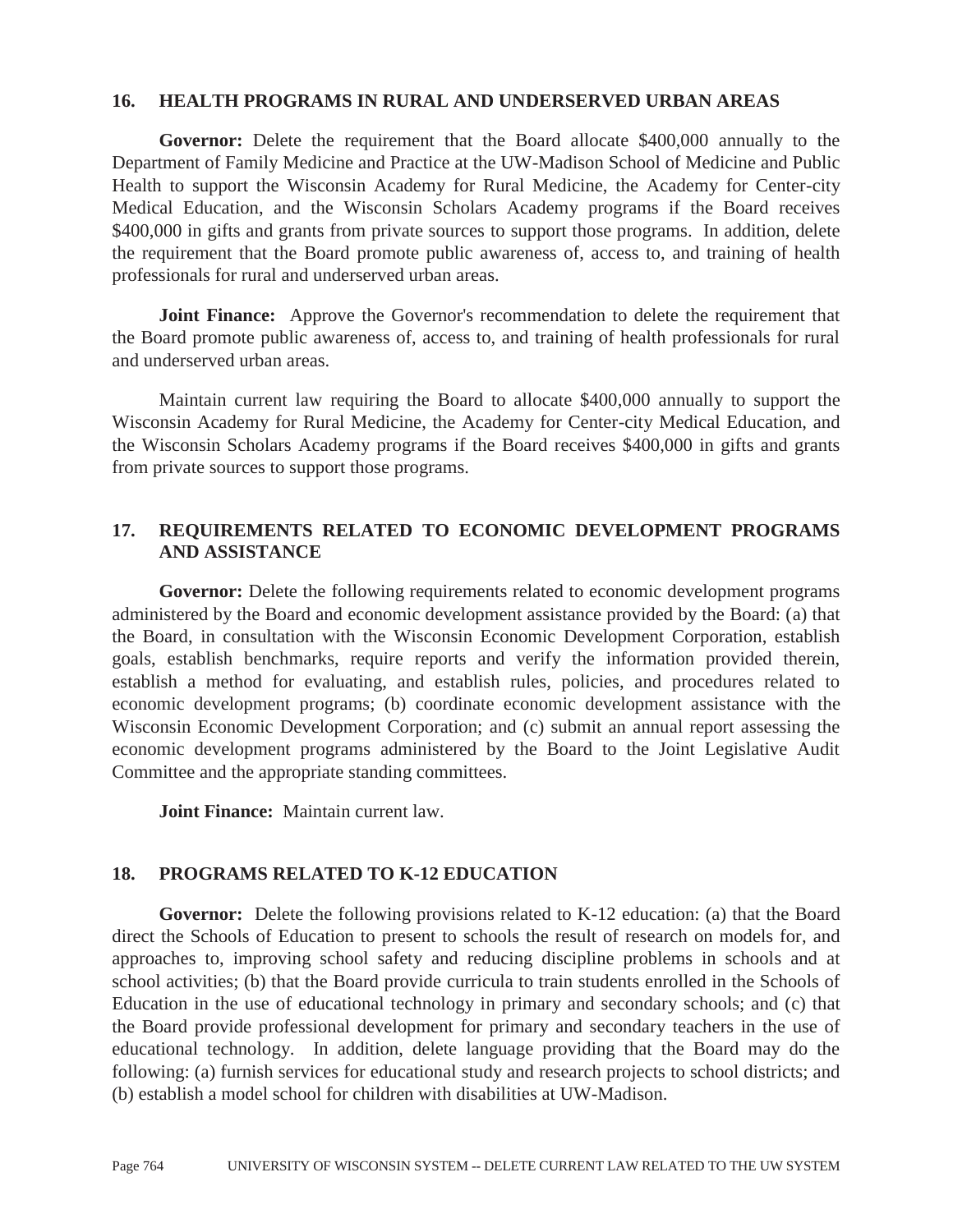## 16. HEALTH PROGRAMS IN RURAL AND UNDERSERVED URBAN AREAS

**Governor:** Delete the requirement that the Board allocate $400,000 annually to the Department of Family Medicine and Practice at the UW-Madison School of Medicine and Public Health to support the Wisconsin Academy for Rural Medicine, the Academy for Center-city Medical Education, and the Wisconsin Scholars Academy programs if the Board receives $400,000 in gifts and grants from private sources to support those programs. In addition, delete the requirement that the Board promote public awareness of, access to, and training of health professionals for rural and underserved urban areas.

**Joint Finance:** Approve the Governor's recommendation to delete the requirement that the Board promote public awareness of, access to, and training of health professionals for rural and underserved urban areas.

Maintain current law requiring the Board to allocate $400,000 annually to support the Wisconsin Academy for Rural Medicine, the Academy for Center-city Medical Education, and the Wisconsin Scholars Academy programs if the Board receives $400,000 in gifts and grants from private sources to support those programs.

## 17. REQUIREMENTS RELATED TO ECONOMIC DEVELOPMENT PROGRAMS AND ASSISTANCE

**Governor:** Delete the following requirements related to economic development programs administered by the Board and economic development assistance provided by the Board: (a) that the Board, in consultation with the Wisconsin Economic Development Corporation, establish goals, establish benchmarks, require reports and verify the information provided therein, establish a method for evaluating, and establish rules, policies, and procedures related to economic development programs; (b) coordinate economic development assistance with the Wisconsin Economic Development Corporation; and (c) submit an annual report assessing the economic development programs administered by the Board to the Joint Legislative Audit Committee and the appropriate standing committees.

**Joint Finance:** Maintain current law.

## 18. PROGRAMS RELATED TO K-12 EDUCATION

**Governor:** Delete the following provisions related to K-12 education: (a) that the Board direct the Schools of Education to present to schools the result of research on models for, and approaches to, improving school safety and reducing discipline problems in schools and at school activities; (b) that the Board provide curricula to train students enrolled in the Schools of Education in the use of educational technology in primary and secondary schools; and (c) that the Board provide professional development for primary and secondary teachers in the use of educational technology. In addition, delete language providing that the Board may do the following: (a) furnish services for educational study and research projects to school districts; and (b) establish a model school for children with disabilities at UW-Madison.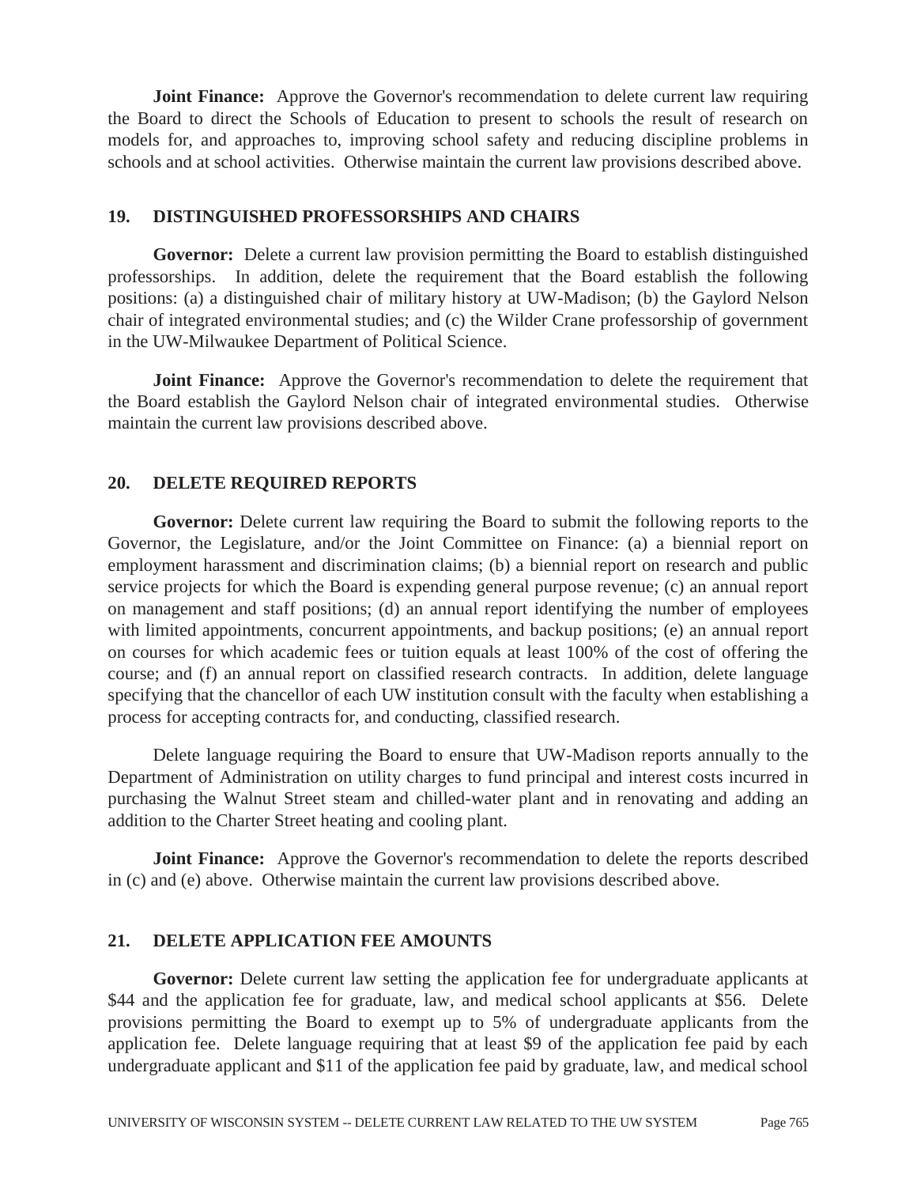**Joint Finance:** Approve the Governor's recommendation to delete current law requiring the Board to direct the Schools of Education to present to schools the result of research on models for, and approaches to, improving school safety and reducing discipline problems in schools and at school activities. Otherwise maintain the current law provisions described above.

## 19. DISTINGUISHED PROFESSORSHIPS AND CHAIRS

**Governor:** Delete a current law provision permitting the Board to establish distinguished professorships. In addition, delete the requirement that the Board establish the following positions: (a) a distinguished chair of military history at UW-Madison; (b) the Gaylord Nelson chair of integrated environmental studies; and (c) the Wilder Crane professorship of government in the UW-Milwaukee Department of Political Science.

**Joint Finance:** Approve the Governor's recommendation to delete the requirement that the Board establish the Gaylord Nelson chair of integrated environmental studies. Otherwise maintain the current law provisions described above.

## 20. DELETE REQUIRED REPORTS

**Governor:** Delete current law requiring the Board to submit the following reports to the Governor, the Legislature, and/or the Joint Committee on Finance: (a) a biennial report on employment harassment and discrimination claims; (b) a biennial report on research and public service projects for which the Board is expending general purpose revenue; (c) an annual report on management and staff positions; (d) an annual report identifying the number of employees with limited appointments, concurrent appointments, and backup positions; (e) an annual report on courses for which academic fees or tuition equals at least 100% of the cost of offering the course; and (f) an annual report on classified research contracts. In addition, delete language specifying that the chancellor of each UW institution consult with the faculty when establishing a process for accepting contracts for, and conducting, classified research.

Delete language requiring the Board to ensure that UW-Madison reports annually to the Department of Administration on utility charges to fund principal and interest costs incurred in purchasing the Walnut Street steam and chilled-water plant and in renovating and adding an addition to the Charter Street heating and cooling plant.

**Joint Finance:** Approve the Governor's recommendation to delete the reports described in (c) and (e) above. Otherwise maintain the current law provisions described above.

## 21. DELETE APPLICATION FEE AMOUNTS

**Governor:** Delete current law setting the application fee for undergraduate applicants at $44 and the application fee for graduate, law, and medical school applicants at $56. Delete provisions permitting the Board to exempt up to 5% of undergraduate applicants from the application fee. Delete language requiring that at least $9 of the application fee paid by each undergraduate applicant and $11 of the application fee paid by graduate, law, and medical school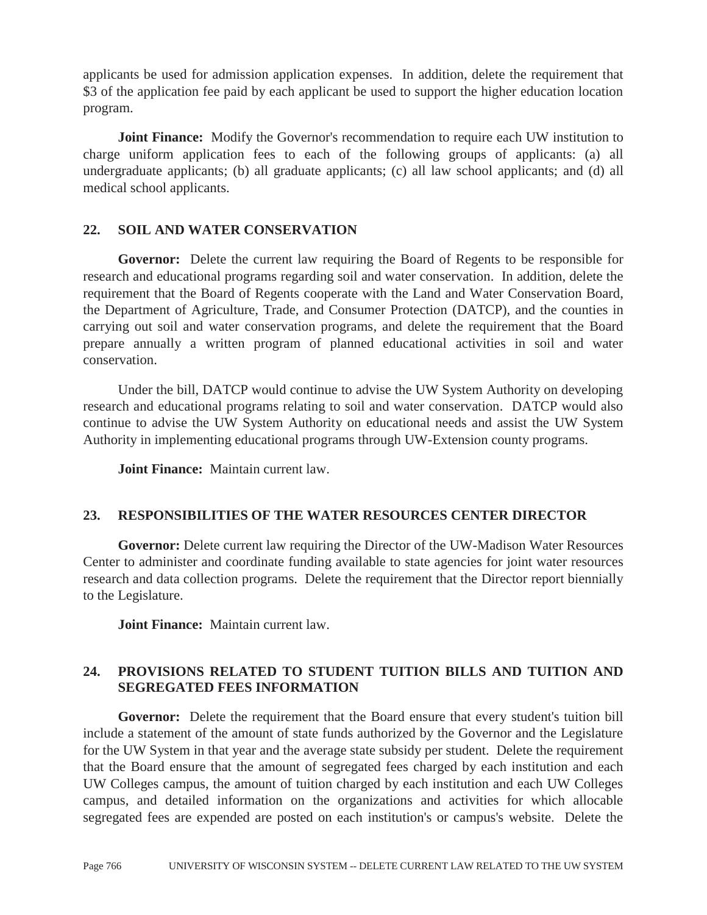applicants be used for admission application expenses. In addition, delete the requirement that $3 of the application fee paid by each applicant be used to support the higher education location program.

**Joint Finance:** Modify the Governor's recommendation to require each UW institution to charge uniform application fees to each of the following groups of applicants: (a) all undergraduate applicants; (b) all graduate applicants; (c) all law school applicants; and (d) all medical school applicants.

### 22. SOIL AND WATER CONSERVATION

**Governor:** Delete the current law requiring the Board of Regents to be responsible for research and educational programs regarding soil and water conservation. In addition, delete the requirement that the Board of Regents cooperate with the Land and Water Conservation Board, the Department of Agriculture, Trade, and Consumer Protection (DATCP), and the counties in carrying out soil and water conservation programs, and delete the requirement that the Board prepare annually a written program of planned educational activities in soil and water conservation.

Under the bill, DATCP would continue to advise the UW System Authority on developing research and educational programs relating to soil and water conservation. DATCP would also continue to advise the UW System Authority on educational needs and assist the UW System Authority in implementing educational programs through UW-Extension county programs.

**Joint Finance:** Maintain current law.

### 23. RESPONSIBILITIES OF THE WATER RESOURCES CENTER DIRECTOR

**Governor:** Delete current law requiring the Director of the UW-Madison Water Resources Center to administer and coordinate funding available to state agencies for joint water resources research and data collection programs. Delete the requirement that the Director report biennially to the Legislature.

**Joint Finance:** Maintain current law.

### 24. PROVISIONS RELATED TO STUDENT TUITION BILLS AND TUITION AND SEGREGATED FEES INFORMATION

**Governor:** Delete the requirement that the Board ensure that every student's tuition bill include a statement of the amount of state funds authorized by the Governor and the Legislature for the UW System in that year and the average state subsidy per student. Delete the requirement that the Board ensure that the amount of segregated fees charged by each institution and each UW Colleges campus, the amount of tuition charged by each institution and each UW Colleges campus, and detailed information on the organizations and activities for which allocable segregated fees are expended are posted on each institution's or campus's website. Delete the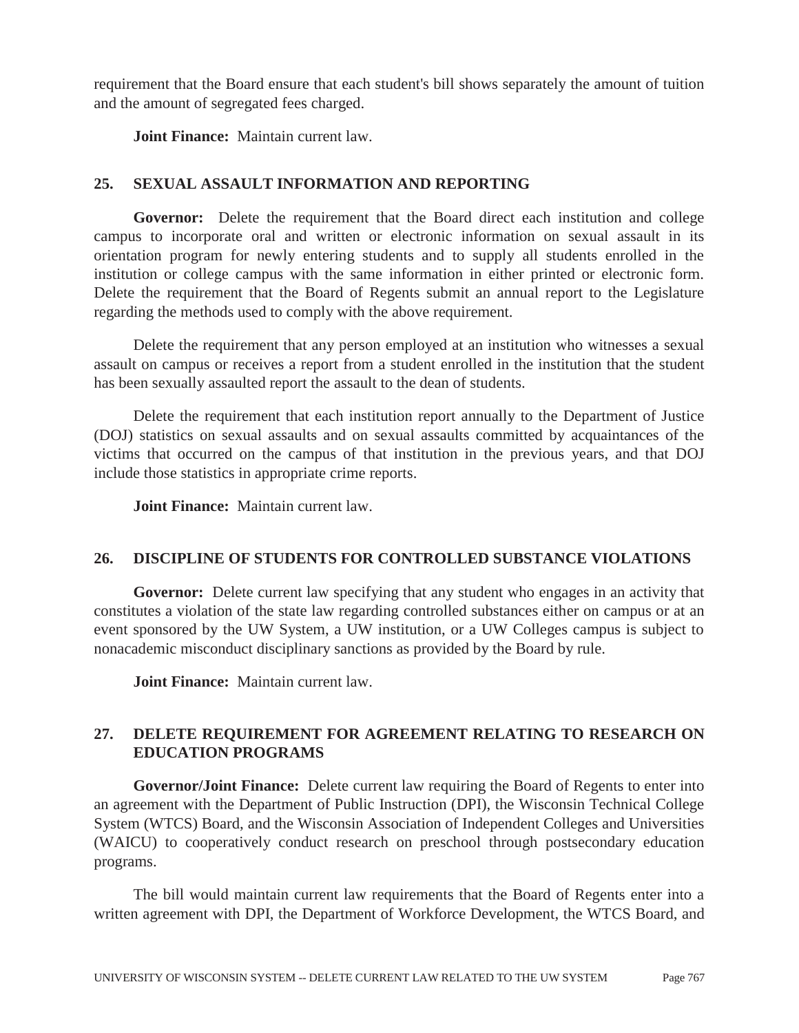requirement that the Board ensure that each student's bill shows separately the amount of tuition and the amount of segregated fees charged.

**Joint Finance:** Maintain current law.

## 25. SEXUAL ASSAULT INFORMATION AND REPORTING

**Governor:** Delete the requirement that the Board direct each institution and college campus to incorporate oral and written or electronic information on sexual assault in its orientation program for newly entering students and to supply all students enrolled in the institution or college campus with the same information in either printed or electronic form. Delete the requirement that the Board of Regents submit an annual report to the Legislature regarding the methods used to comply with the above requirement.

Delete the requirement that any person employed at an institution who witnesses a sexual assault on campus or receives a report from a student enrolled in the institution that the student has been sexually assaulted report the assault to the dean of students.

Delete the requirement that each institution report annually to the Department of Justice (DOJ) statistics on sexual assaults and on sexual assaults committed by acquaintances of the victims that occurred on the campus of that institution in the previous years, and that DOJ include those statistics in appropriate crime reports.

**Joint Finance:** Maintain current law.

## 26. DISCIPLINE OF STUDENTS FOR CONTROLLED SUBSTANCE VIOLATIONS

**Governor:** Delete current law specifying that any student who engages in an activity that constitutes a violation of the state law regarding controlled substances either on campus or at an event sponsored by the UW System, a UW institution, or a UW Colleges campus is subject to nonacademic misconduct disciplinary sanctions as provided by the Board by rule.

**Joint Finance:** Maintain current law.

## 27. DELETE REQUIREMENT FOR AGREEMENT RELATING TO RESEARCH ON EDUCATION PROGRAMS

**Governor/Joint Finance:** Delete current law requiring the Board of Regents to enter into an agreement with the Department of Public Instruction (DPI), the Wisconsin Technical College System (WTCS) Board, and the Wisconsin Association of Independent Colleges and Universities (WAICU) to cooperatively conduct research on preschool through postsecondary education programs.

The bill would maintain current law requirements that the Board of Regents enter into a written agreement with DPI, the Department of Workforce Development, the WTCS Board, and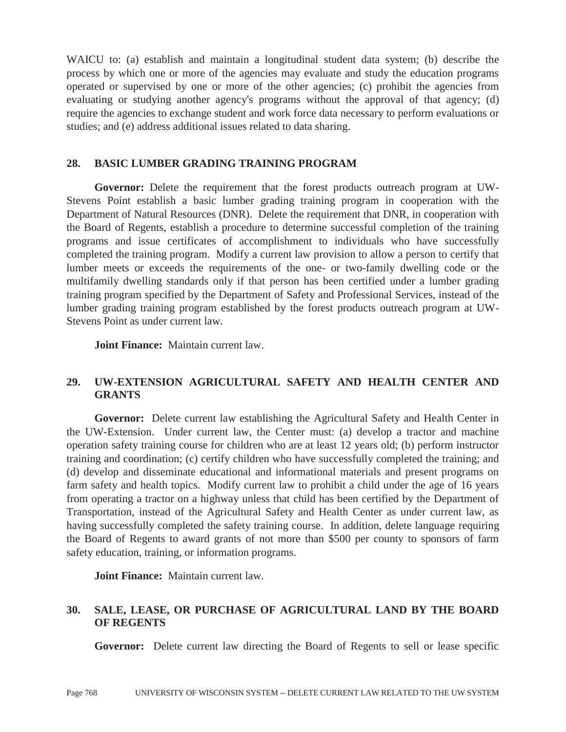WAICU to: (a) establish and maintain a longitudinal student data system; (b) describe the process by which one or more of the agencies may evaluate and study the education programs operated or supervised by one or more of the other agencies; (c) prohibit the agencies from evaluating or studying another agency's programs without the approval of that agency; (d) require the agencies to exchange student and work force data necessary to perform evaluations or studies; and (e) address additional issues related to data sharing.

## 28. BASIC LUMBER GRADING TRAINING PROGRAM

**Governor:** Delete the requirement that the forest products outreach program at UW-Stevens Point establish a basic lumber grading training program in cooperation with the Department of Natural Resources (DNR). Delete the requirement that DNR, in cooperation with the Board of Regents, establish a procedure to determine successful completion of the training programs and issue certificates of accomplishment to individuals who have successfully completed the training program. Modify a current law provision to allow a person to certify that lumber meets or exceeds the requirements of the one- or two-family dwelling code or the multifamily dwelling standards only if that person has been certified under a lumber grading training program specified by the Department of Safety and Professional Services, instead of the lumber grading training program established by the forest products outreach program at UW-Stevens Point as under current law.

**Joint Finance:** Maintain current law.

## 29. UW-EXTENSION AGRICULTURAL SAFETY AND HEALTH CENTER AND GRANTS

**Governor:** Delete current law establishing the Agricultural Safety and Health Center in the UW-Extension. Under current law, the Center must: (a) develop a tractor and machine operation safety training course for children who are at least 12 years old; (b) perform instructor training and coordination; (c) certify children who have successfully completed the training; and (d) develop and disseminate educational and informational materials and present programs on farm safety and health topics. Modify current law to prohibit a child under the age of 16 years from operating a tractor on a highway unless that child has been certified by the Department of Transportation, instead of the Agricultural Safety and Health Center as under current law, as having successfully completed the safety training course. In addition, delete language requiring the Board of Regents to award grants of not more than $500 per county to sponsors of farm safety education, training, or information programs.

**Joint Finance:** Maintain current law.

## 30. SALE, LEASE, OR PURCHASE OF AGRICULTURAL LAND BY THE BOARD OF REGENTS

**Governor:** Delete current law directing the Board of Regents to sell or lease specific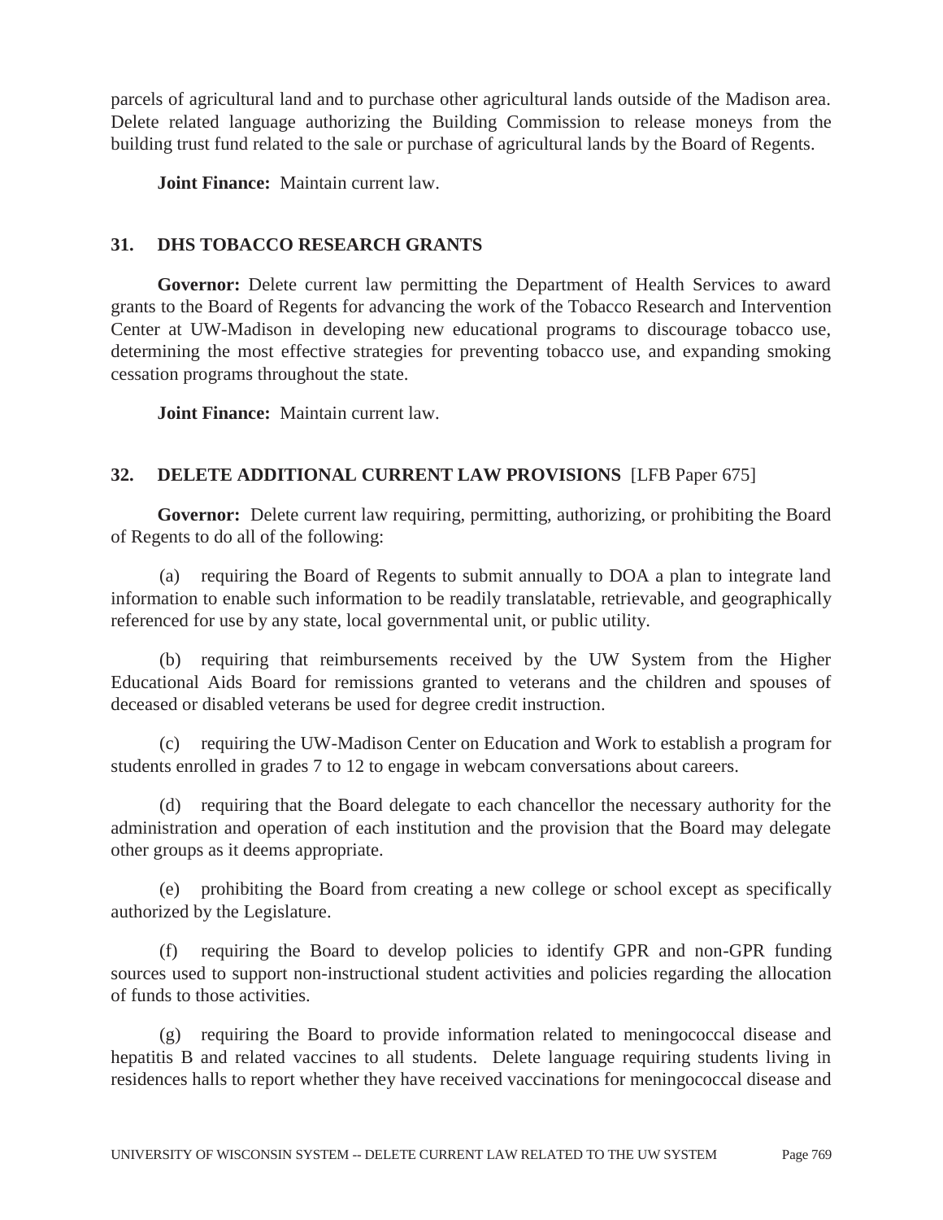parcels of agricultural land and to purchase other agricultural lands outside of the Madison area. Delete related language authorizing the Building Commission to release moneys from the building trust fund related to the sale or purchase of agricultural lands by the Board of Regents.

**Joint Finance:** Maintain current law.

### 31. DHS TOBACCO RESEARCH GRANTS

**Governor:** Delete current law permitting the Department of Health Services to award grants to the Board of Regents for advancing the work of the Tobacco Research and Intervention Center at UW-Madison in developing new educational programs to discourage tobacco use, determining the most effective strategies for preventing tobacco use, and expanding smoking cessation programs throughout the state.

**Joint Finance:** Maintain current law.

### 32. DELETE ADDITIONAL CURRENT LAW PROVISIONS [LFB Paper 675]

**Governor:** Delete current law requiring, permitting, authorizing, or prohibiting the Board of Regents to do all of the following:

(a) requiring the Board of Regents to submit annually to DOA a plan to integrate land information to enable such information to be readily translatable, retrievable, and geographically referenced for use by any state, local governmental unit, or public utility.

(b) requiring that reimbursements received by the UW System from the Higher Educational Aids Board for remissions granted to veterans and the children and spouses of deceased or disabled veterans be used for degree credit instruction.

(c) requiring the UW-Madison Center on Education and Work to establish a program for students enrolled in grades 7 to 12 to engage in webcam conversations about careers.

(d) requiring that the Board delegate to each chancellor the necessary authority for the administration and operation of each institution and the provision that the Board may delegate other groups as it deems appropriate.

(e) prohibiting the Board from creating a new college or school except as specifically authorized by the Legislature.

(f) requiring the Board to develop policies to identify GPR and non-GPR funding sources used to support non-instructional student activities and policies regarding the allocation of funds to those activities.

(g) requiring the Board to provide information related to meningococcal disease and hepatitis B and related vaccines to all students. Delete language requiring students living in residences halls to report whether they have received vaccinations for meningococcal disease and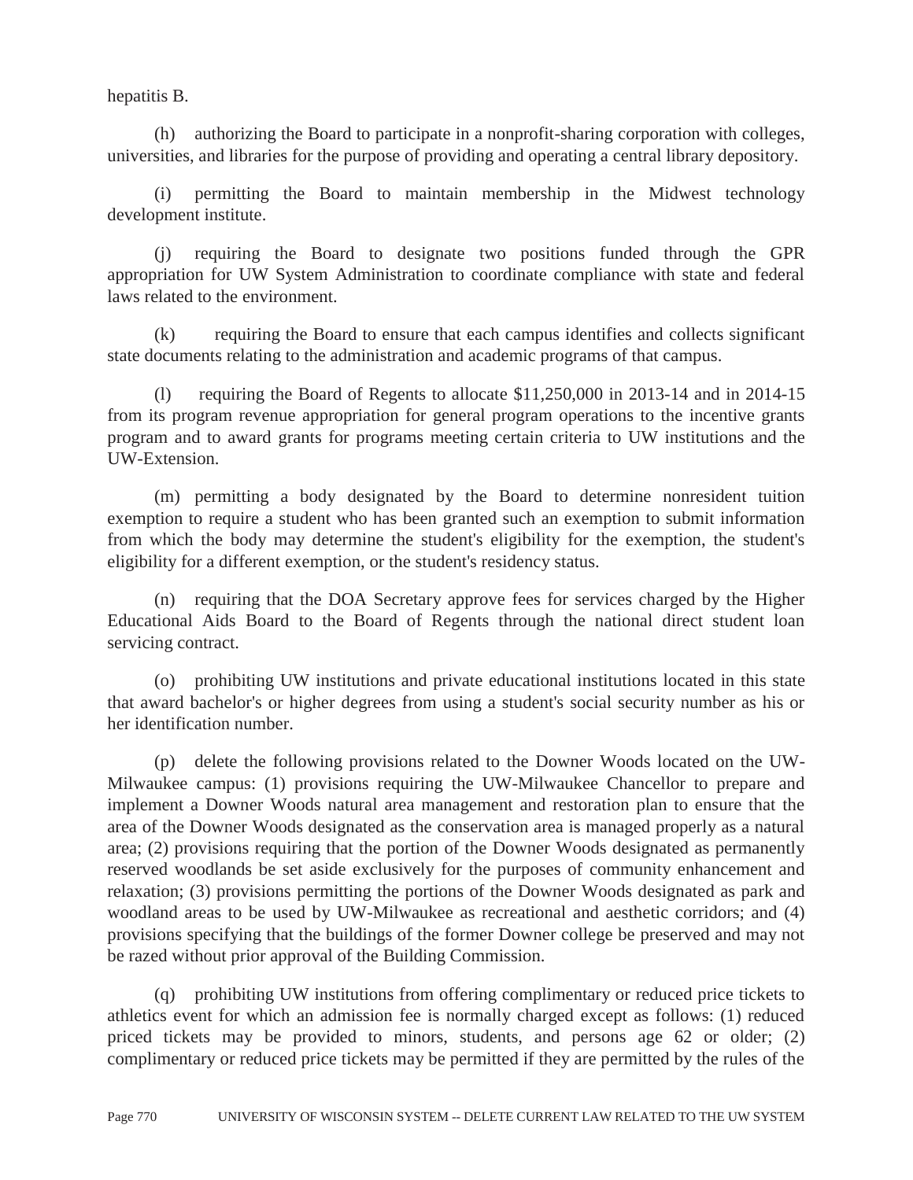hepatitis B.

(h) authorizing the Board to participate in a nonprofit-sharing corporation with colleges, universities, and libraries for the purpose of providing and operating a central library depository.

(i) permitting the Board to maintain membership in the Midwest technology development institute.

(j) requiring the Board to designate two positions funded through the GPR appropriation for UW System Administration to coordinate compliance with state and federal laws related to the environment.

(k) requiring the Board to ensure that each campus identifies and collects significant state documents relating to the administration and academic programs of that campus.

(l) requiring the Board of Regents to allocate $11,250,000 in 2013-14 and in 2014-15 from its program revenue appropriation for general program operations to the incentive grants program and to award grants for programs meeting certain criteria to UW institutions and the UW-Extension.

(m) permitting a body designated by the Board to determine nonresident tuition exemption to require a student who has been granted such an exemption to submit information from which the body may determine the student's eligibility for the exemption, the student's eligibility for a different exemption, or the student's residency status.

(n) requiring that the DOA Secretary approve fees for services charged by the Higher Educational Aids Board to the Board of Regents through the national direct student loan servicing contract.

(o) prohibiting UW institutions and private educational institutions located in this state that award bachelor's or higher degrees from using a student's social security number as his or her identification number.

(p) delete the following provisions related to the Downer Woods located on the UW-Milwaukee campus: (1) provisions requiring the UW-Milwaukee Chancellor to prepare and implement a Downer Woods natural area management and restoration plan to ensure that the area of the Downer Woods designated as the conservation area is managed properly as a natural area; (2) provisions requiring that the portion of the Downer Woods designated as permanently reserved woodlands be set aside exclusively for the purposes of community enhancement and relaxation; (3) provisions permitting the portions of the Downer Woods designated as park and woodland areas to be used by UW-Milwaukee as recreational and aesthetic corridors; and (4) provisions specifying that the buildings of the former Downer college be preserved and may not be razed without prior approval of the Building Commission.

(q) prohibiting UW institutions from offering complimentary or reduced price tickets to athletics event for which an admission fee is normally charged except as follows: (1) reduced priced tickets may be provided to minors, students, and persons age 62 or older; (2) complimentary or reduced price tickets may be permitted if they are permitted by the rules of the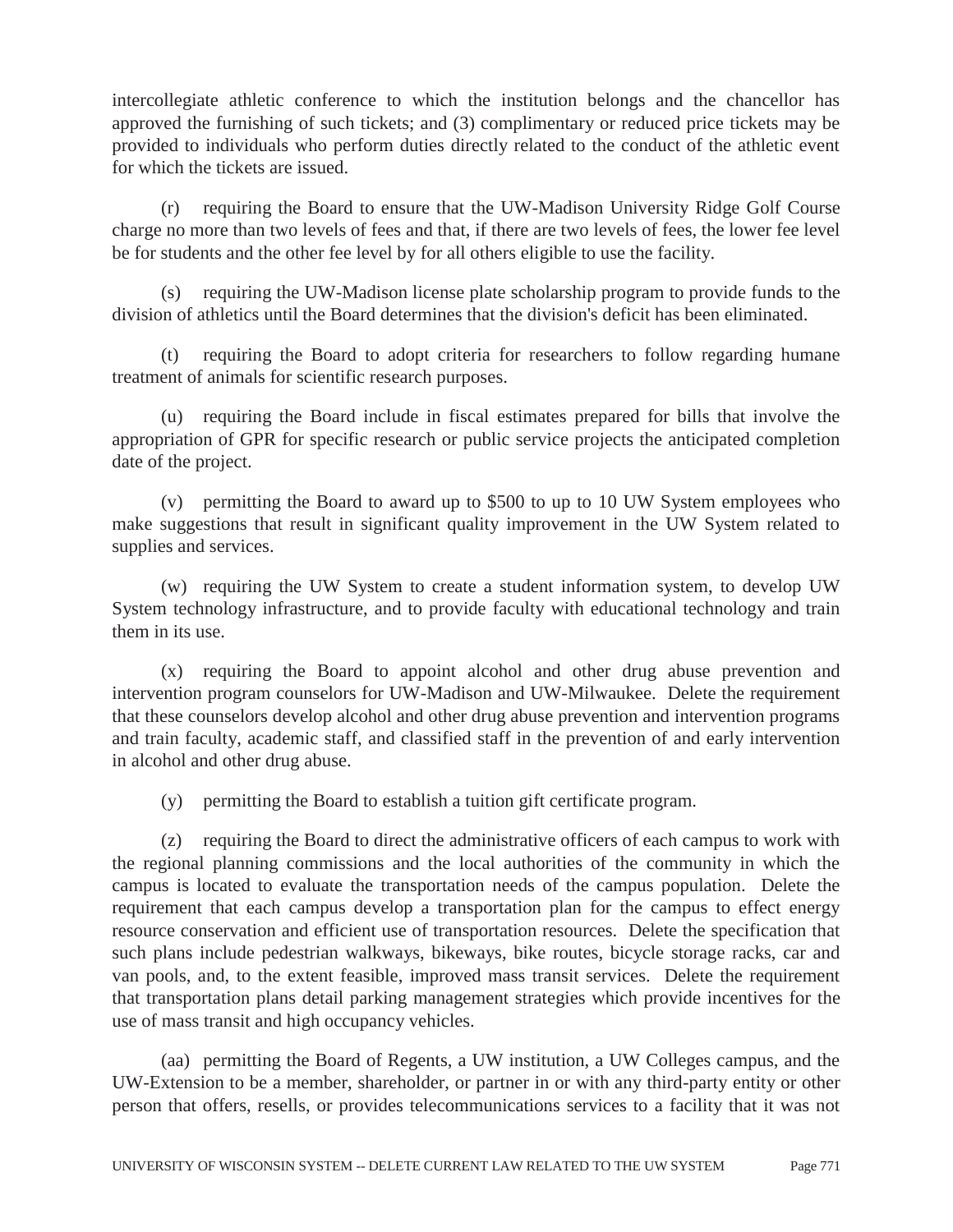intercollegiate athletic conference to which the institution belongs and the chancellor has approved the furnishing of such tickets; and (3) complimentary or reduced price tickets may be provided to individuals who perform duties directly related to the conduct of the athletic event for which the tickets are issued.

(r) requiring the Board to ensure that the UW-Madison University Ridge Golf Course charge no more than two levels of fees and that, if there are two levels of fees, the lower fee level be for students and the other fee level by for all others eligible to use the facility.

(s) requiring the UW-Madison license plate scholarship program to provide funds to the division of athletics until the Board determines that the division's deficit has been eliminated.

(t) requiring the Board to adopt criteria for researchers to follow regarding humane treatment of animals for scientific research purposes.

(u) requiring the Board include in fiscal estimates prepared for bills that involve the appropriation of GPR for specific research or public service projects the anticipated completion date of the project.

(v) permitting the Board to award up to $500 to up to 10 UW System employees who make suggestions that result in significant quality improvement in the UW System related to supplies and services.

(w) requiring the UW System to create a student information system, to develop UW System technology infrastructure, and to provide faculty with educational technology and train them in its use.

(x) requiring the Board to appoint alcohol and other drug abuse prevention and intervention program counselors for UW-Madison and UW-Milwaukee. Delete the requirement that these counselors develop alcohol and other drug abuse prevention and intervention programs and train faculty, academic staff, and classified staff in the prevention of and early intervention in alcohol and other drug abuse.

(y) permitting the Board to establish a tuition gift certificate program.

(z) requiring the Board to direct the administrative officers of each campus to work with the regional planning commissions and the local authorities of the community in which the campus is located to evaluate the transportation needs of the campus population. Delete the requirement that each campus develop a transportation plan for the campus to effect energy resource conservation and efficient use of transportation resources. Delete the specification that such plans include pedestrian walkways, bikeways, bike routes, bicycle storage racks, car and van pools, and, to the extent feasible, improved mass transit services. Delete the requirement that transportation plans detail parking management strategies which provide incentives for the use of mass transit and high occupancy vehicles.

(aa) permitting the Board of Regents, a UW institution, a UW Colleges campus, and the UW-Extension to be a member, shareholder, or partner in or with any third-party entity or other person that offers, resells, or provides telecommunications services to a facility that it was not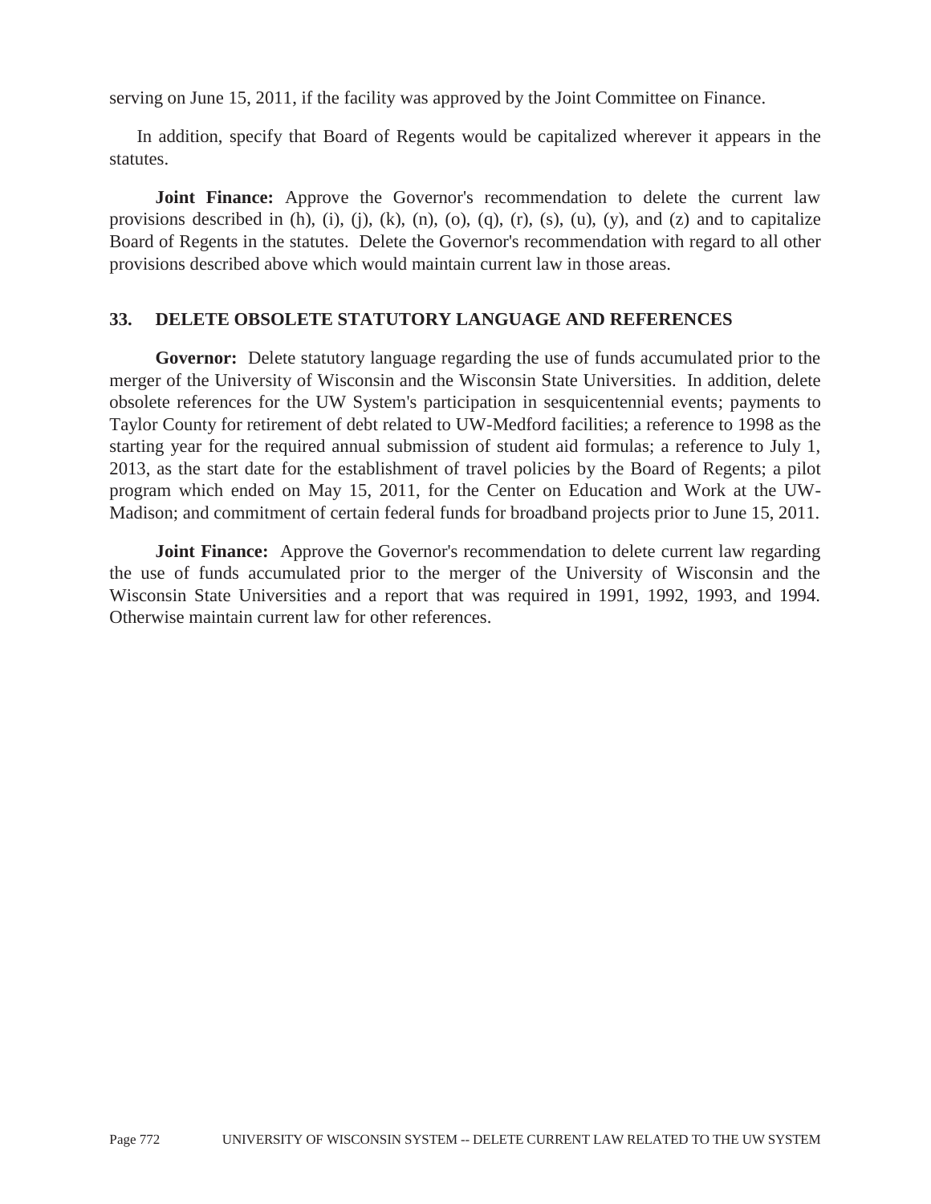serving on June 15, 2011, if the facility was approved by the Joint Committee on Finance.

In addition, specify that Board of Regents would be capitalized wherever it appears in the statutes.

**Joint Finance:** Approve the Governor's recommendation to delete the current law provisions described in (h), (i), (j), (k), (n), (o), (q), (r), (s), (u), (y), and (z) and to capitalize Board of Regents in the statutes. Delete the Governor's recommendation with regard to all other provisions described above which would maintain current law in those areas.

### 33. DELETE OBSOLETE STATUTORY LANGUAGE AND REFERENCES

**Governor:** Delete statutory language regarding the use of funds accumulated prior to the merger of the University of Wisconsin and the Wisconsin State Universities. In addition, delete obsolete references for the UW System's participation in sesquicentennial events; payments to Taylor County for retirement of debt related to UW-Medford facilities; a reference to 1998 as the starting year for the required annual submission of student aid formulas; a reference to July 1, 2013, as the start date for the establishment of travel policies by the Board of Regents; a pilot program which ended on May 15, 2011, for the Center on Education and Work at the UW-Madison; and commitment of certain federal funds for broadband projects prior to June 15, 2011.

**Joint Finance:** Approve the Governor's recommendation to delete current law regarding the use of funds accumulated prior to the merger of the University of Wisconsin and the Wisconsin State Universities and a report that was required in 1991, 1992, 1993, and 1994. Otherwise maintain current law for other references.